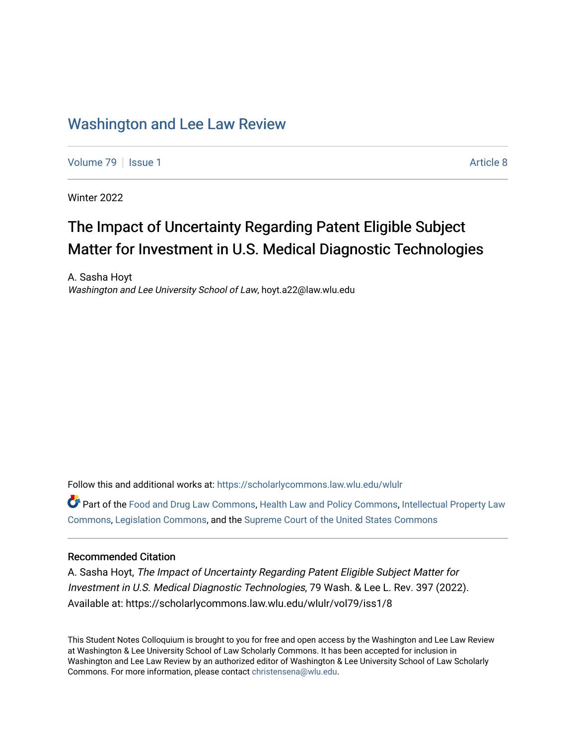# Washington and Lee Law Review

Volume 79 | Issue 1 | Article 8

Winter 2022

## The Impact of Uncertainty Regarding Patent Eligible Subject Matter for Investment in U.S. Medical Diagnostic Technologies

A. Sasha Hoyt
*Washington and Lee University School of Law*, hoyt.a22@law.wlu.edu

Follow this and additional works at: https://scholarlycommons.law.wlu.edu/wlulr

Part of the Food and Drug Law Commons, Health Law and Policy Commons, Intellectual Property Law Commons, Legislation Commons, and the Supreme Court of the United States Commons

### Recommended Citation

A. Sasha Hoyt, *The Impact of Uncertainty Regarding Patent Eligible Subject Matter for Investment in U.S. Medical Diagnostic Technologies*, 79 Wash. & Lee L. Rev. 397 (2022).
Available at: https://scholarlycommons.law.wlu.edu/wlulr/vol79/iss1/8

This Student Notes Colloquium is brought to you for free and open access by the Washington and Lee Law Review at Washington & Lee University School of Law Scholarly Commons. It has been accepted for inclusion in Washington and Lee Law Review by an authorized editor of Washington & Lee University School of Law Scholarly Commons. For more information, please contact christensena@wlu.edu.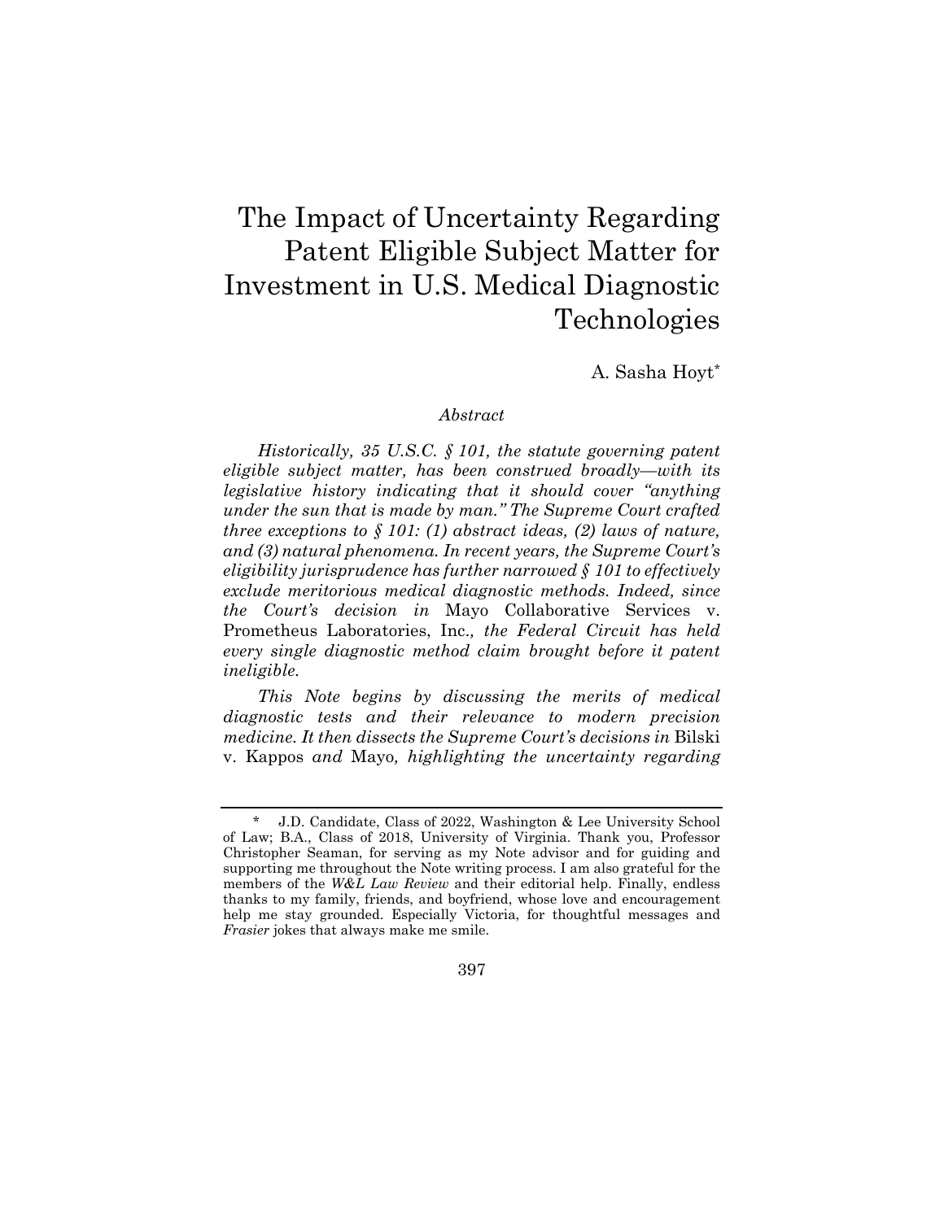# The Impact of Uncertainty Regarding Patent Eligible Subject Matter for Investment in U.S. Medical Diagnostic Technologies

A. Sasha Hoyt*

*Abstract*

*Historically, 35 U.S.C. § 101, the statute governing patent eligible subject matter, has been construed broadly—with its legislative history indicating that it should cover "anything under the sun that is made by man." The Supreme Court crafted three exceptions to § 101: (1) abstract ideas, (2) laws of nature, and (3) natural phenomena. In recent years, the Supreme Court's eligibility jurisprudence has further narrowed § 101 to effectively exclude meritorious medical diagnostic methods. Indeed, since the Court's decision in* Mayo Collaborative Services v. Prometheus Laboratories, Inc.*, the Federal Circuit has held every single diagnostic method claim brought before it patent ineligible.*

*This Note begins by discussing the merits of medical diagnostic tests and their relevance to modern precision medicine. It then dissects the Supreme Court's decisions in* Bilski v. Kappos *and* Mayo*, highlighting the uncertainty regarding*

---

\* J.D. Candidate, Class of 2022, Washington & Lee University School of Law; B.A., Class of 2018, University of Virginia. Thank you, Professor Christopher Seaman, for serving as my Note advisor and for guiding and supporting me throughout the Note writing process. I am also grateful for the members of the *W&L Law Review* and their editorial help. Finally, endless thanks to my family, friends, and boyfriend, whose love and encouragement help me stay grounded. Especially Victoria, for thoughtful messages and *Frasier* jokes that always make me smile.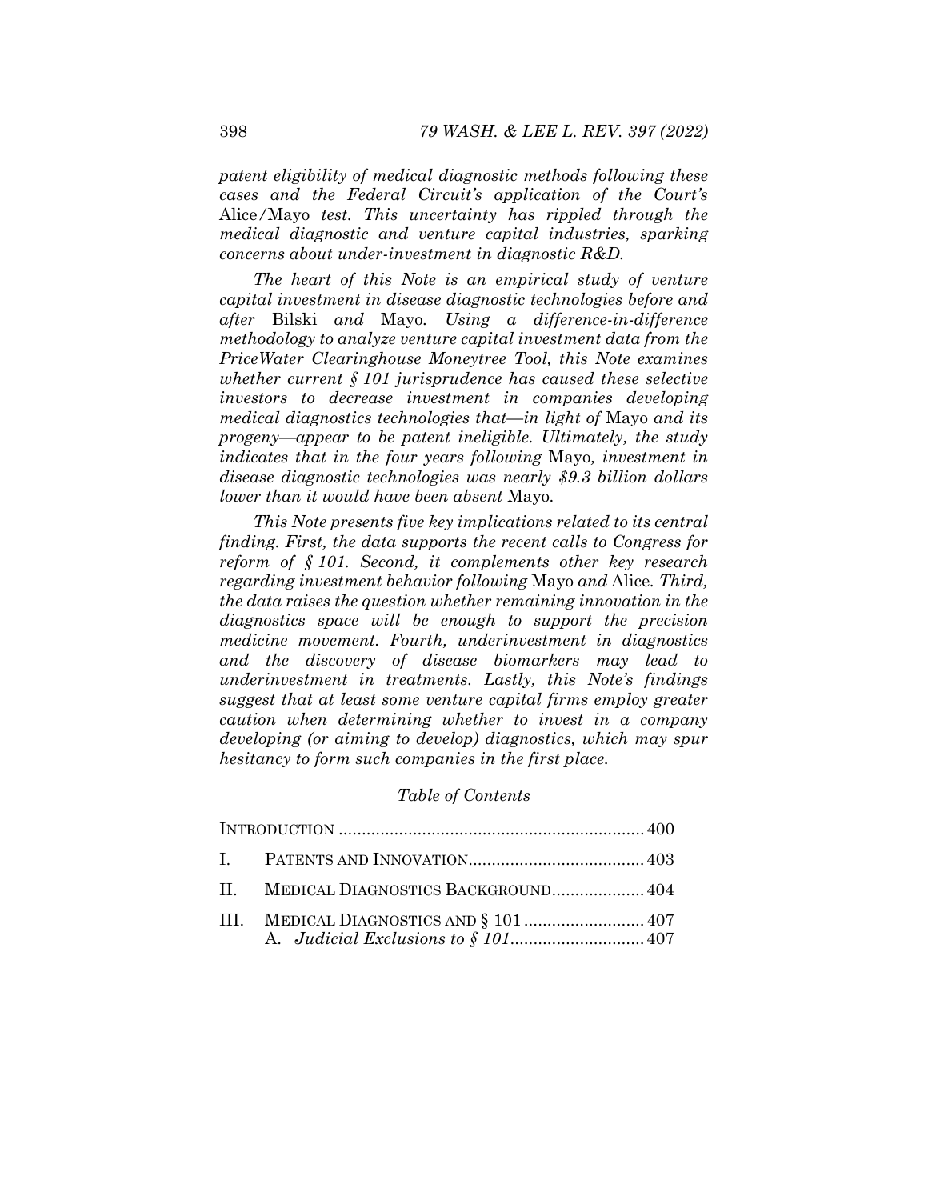*patent eligibility of medical diagnostic methods following these cases and the Federal Circuit's application of the Court's* Alice/Mayo *test. This uncertainty has rippled through the medical diagnostic and venture capital industries, sparking concerns about under-investment in diagnostic R&D.*

*The heart of this Note is an empirical study of venture capital investment in disease diagnostic technologies before and after* Bilski *and* Mayo*. Using a difference-in-difference methodology to analyze venture capital investment data from the PriceWater Clearinghouse Moneytree Tool, this Note examines whether current § 101 jurisprudence has caused these selective investors to decrease investment in companies developing medical diagnostics technologies that—in light of* Mayo *and its progeny—appear to be patent ineligible. Ultimately, the study indicates that in the four years following* Mayo*, investment in disease diagnostic technologies was nearly $9.3 billion dollars lower than it would have been absent* Mayo*.*

*This Note presents five key implications related to its central finding. First, the data supports the recent calls to Congress for reform of § 101. Second, it complements other key research regarding investment behavior following* Mayo *and* Alice*. Third, the data raises the question whether remaining innovation in the diagnostics space will be enough to support the precision medicine movement. Fourth, underinvestment in diagnostics and the discovery of disease biomarkers may lead to underinvestment in treatments. Lastly, this Note's findings suggest that at least some venture capital firms employ greater caution when determining whether to invest in a company developing (or aiming to develop) diagnostics, which may spur hesitancy to form such companies in the first place.*

*Table of Contents*

- INTRODUCTION .......... 400
- I. PATENTS AND INNOVATION .......... 403
- II. MEDICAL DIAGNOSTICS BACKGROUND .......... 404
- III. MEDICAL DIAGNOSTICS AND § 101 .......... 407
  - A. *Judicial Exclusions to § 101* .......... 407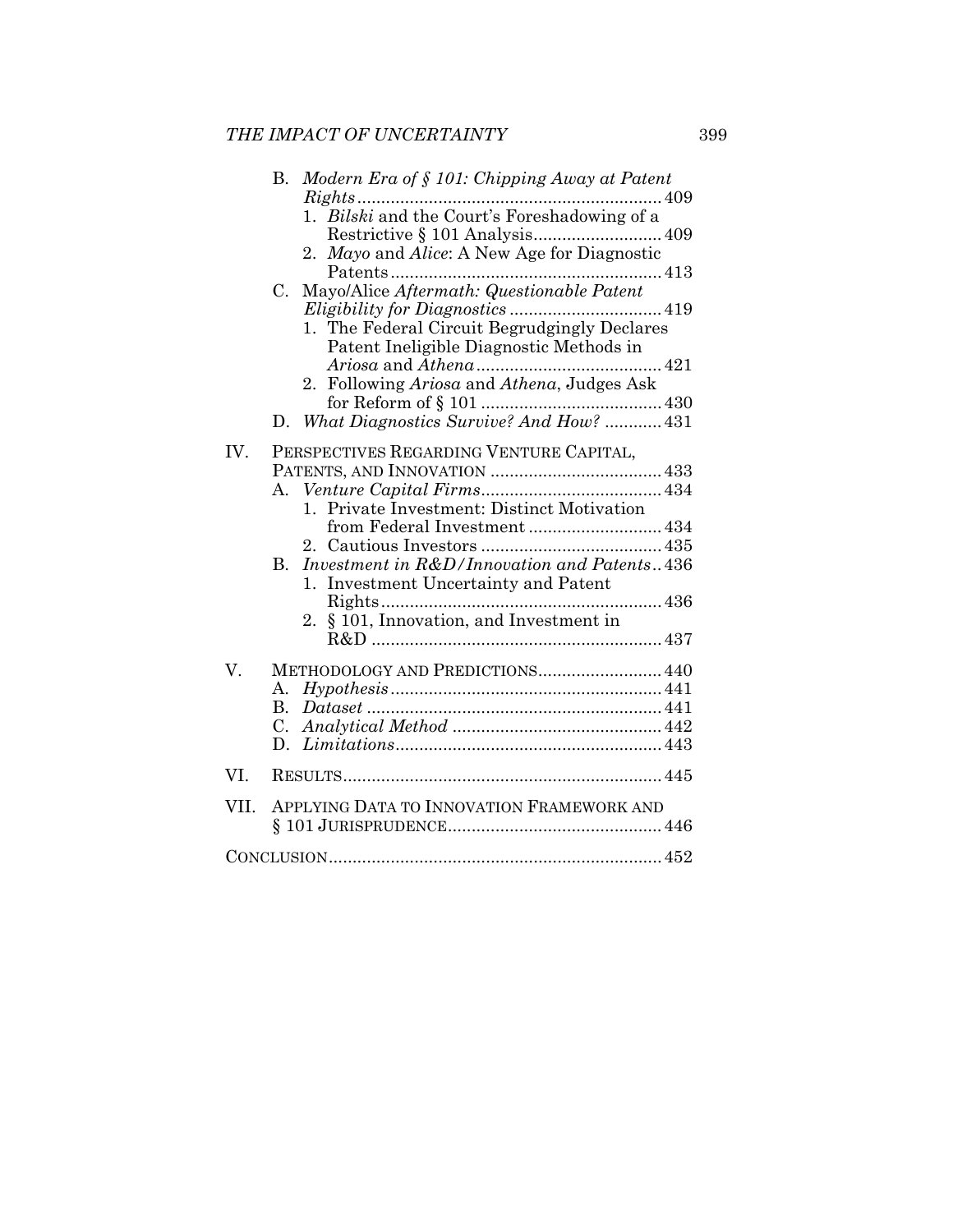B. *Modern Era of § 101: Chipping Away at Patent Rights* ........ 409
   1. *Bilski* and the Court's Foreshadowing of a Restrictive § 101 Analysis ........ 409
   2. *Mayo* and *Alice*: A New Age for Diagnostic Patents ........ 413

C. Mayo/Alice *Aftermath: Questionable Patent Eligibility for Diagnostics* ........ 419
   1. The Federal Circuit Begrudgingly Declares Patent Ineligible Diagnostic Methods in *Ariosa* and *Athena* ........ 421
   2. Following *Ariosa* and *Athena*, Judges Ask for Reform of § 101 ........ 430

D. *What Diagnostics Survive? And How?* ........ 431

IV. PERSPECTIVES REGARDING VENTURE CAPITAL, PATENTS, AND INNOVATION ........ 433

A. *Venture Capital Firms* ........ 434
   1. Private Investment: Distinct Motivation from Federal Investment ........ 434
   2. Cautious Investors ........ 435

B. *Investment in R&D/Innovation and Patents* .. 436
   1. Investment Uncertainty and Patent Rights ........ 436
   2. § 101, Innovation, and Investment in R&D ........ 437

V. METHODOLOGY AND PREDICTIONS ........ 440

A. *Hypothesis* ........ 441

B. *Dataset* ........ 441

C. *Analytical Method* ........ 442

D. *Limitations* ........ 443

VI. RESULTS ........ 445

VII. APPLYING DATA TO INNOVATION FRAMEWORK AND § 101 JURISPRUDENCE ........ 446

CONCLUSION ........ 452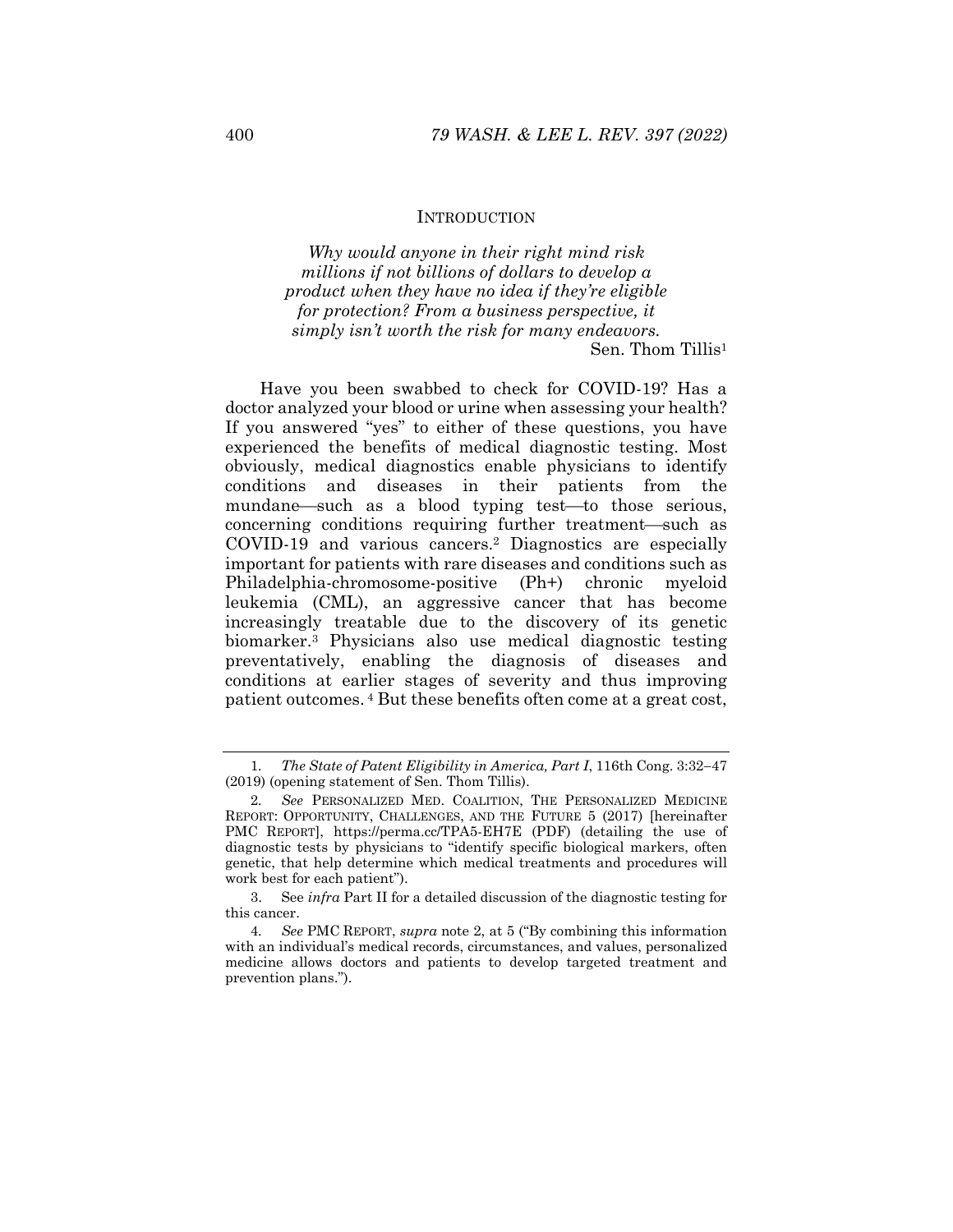## INTRODUCTION

> *Why would anyone in their right mind risk millions if not billions of dollars to develop a product when they have no idea if they're eligible for protection? From a business perspective, it simply isn't worth the risk for many endeavors.*
>
> Sen. Thom Tillis[1]

Have you been swabbed to check for COVID-19? Has a doctor analyzed your blood or urine when assessing your health? If you answered "yes" to either of these questions, you have experienced the benefits of medical diagnostic testing. Most obviously, medical diagnostics enable physicians to identify conditions and diseases in their patients from the mundane—such as a blood typing test—to those serious, concerning conditions requiring further treatment—such as COVID-19 and various cancers.[2] Diagnostics are especially important for patients with rare diseases and conditions such as Philadelphia-chromosome-positive (Ph+) chronic myeloid leukemia (CML), an aggressive cancer that has become increasingly treatable due to the discovery of its genetic biomarker.[3] Physicians also use medical diagnostic testing preventatively, enabling the diagnosis of diseases and conditions at earlier stages of severity and thus improving patient outcomes.[4] But these benefits often come at a great cost,

---

1. *The State of Patent Eligibility in America, Part I*, 116th Cong. 3:32–47 (2019) (opening statement of Sen. Thom Tillis).

2. *See* PERSONALIZED MED. COALITION, THE PERSONALIZED MEDICINE REPORT: OPPORTUNITY, CHALLENGES, AND THE FUTURE 5 (2017) [hereinafter PMC REPORT], https://perma.cc/TPA5-EH7E (PDF) (detailing the use of diagnostic tests by physicians to "identify specific biological markers, often genetic, that help determine which medical treatments and procedures will work best for each patient").

3. See *infra* Part II for a detailed discussion of the diagnostic testing for this cancer.

4. *See* PMC REPORT, *supra* note 2, at 5 ("By combining this information with an individual's medical records, circumstances, and values, personalized medicine allows doctors and patients to develop targeted treatment and prevention plans.").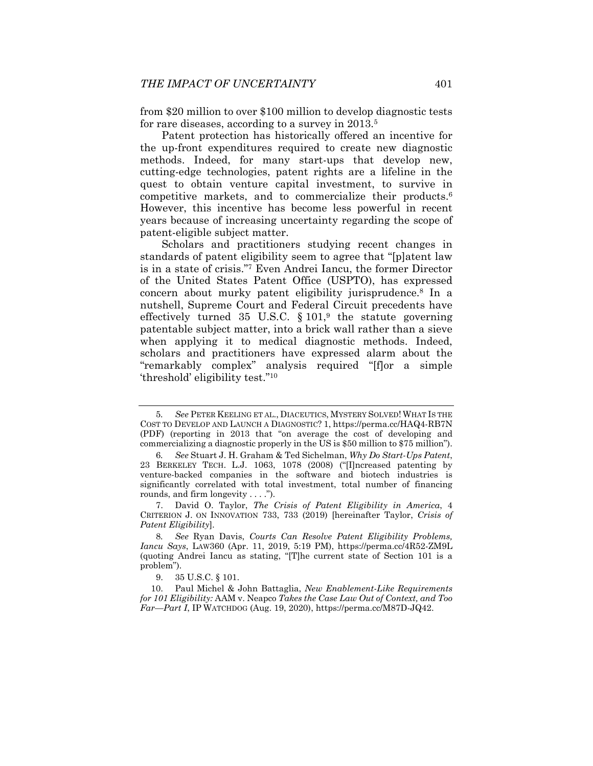from $20 million to over $100 million to develop diagnostic tests for rare diseases, according to a survey in 2013.[5]

Patent protection has historically offered an incentive for the up-front expenditures required to create new diagnostic methods. Indeed, for many start-ups that develop new, cutting-edge technologies, patent rights are a lifeline in the quest to obtain venture capital investment, to survive in competitive markets, and to commercialize their products.[6] However, this incentive has become less powerful in recent years because of increasing uncertainty regarding the scope of patent-eligible subject matter.

Scholars and practitioners studying recent changes in standards of patent eligibility seem to agree that "[p]atent law is in a state of crisis."[7] Even Andrei Iancu, the former Director of the United States Patent Office (USPTO), has expressed concern about murky patent eligibility jurisprudence.[8] In a nutshell, Supreme Court and Federal Circuit precedents have effectively turned 35 U.S.C. § 101,[9] the statute governing patentable subject matter, into a brick wall rather than a sieve when applying it to medical diagnostic methods. Indeed, scholars and practitioners have expressed alarm about the "remarkably complex" analysis required "[f]or a simple 'threshold' eligibility test."[10]

---

5. *See* PETER KEELING ET AL., DIACEUTICS, MYSTERY SOLVED! WHAT IS THE COST TO DEVELOP AND LAUNCH A DIAGNOSTIC? 1, https://perma.cc/HAQ4-RB7N (PDF) (reporting in 2013 that "on average the cost of developing and commercializing a diagnostic properly in the US is $50 million to $75 million").

6. *See* Stuart J. H. Graham & Ted Sichelman, *Why Do Start-Ups Patent*, 23 BERKELEY TECH. L.J. 1063, 1078 (2008) ("[I]ncreased patenting by venture-backed companies in the software and biotech industries is significantly correlated with total investment, total number of financing rounds, and firm longevity . . . .").

7. David O. Taylor, *The Crisis of Patent Eligibility in America*, 4 CRITERION J. ON INNOVATION 733, 733 (2019) [hereinafter Taylor, *Crisis of Patent Eligibility*].

8. *See* Ryan Davis, *Courts Can Resolve Patent Eligibility Problems, Iancu Says*, LAW360 (Apr. 11, 2019, 5:19 PM), https://perma.cc/4R52-ZM9L (quoting Andrei Iancu as stating, "[T]he current state of Section 101 is a problem").

9. 35 U.S.C. § 101.

10. Paul Michel & John Battaglia, *New Enablement-Like Requirements for 101 Eligibility:* AAM v. Neapco *Takes the Case Law Out of Context, and Too Far—Part I*, IP WATCHDOG (Aug. 19, 2020), https://perma.cc/M87D-JQ42.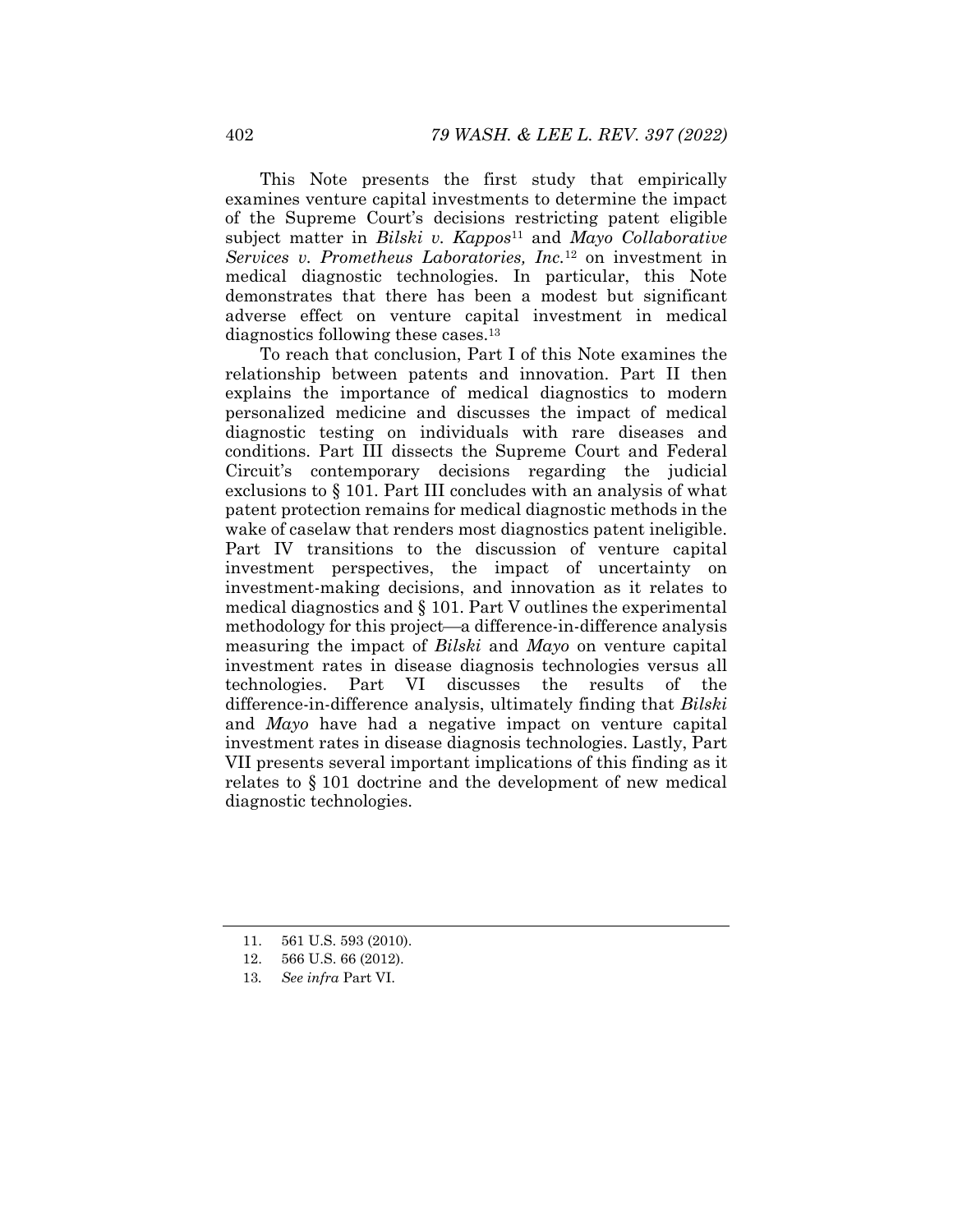This Note presents the first study that empirically examines venture capital investments to determine the impact of the Supreme Court's decisions restricting patent eligible subject matter in *Bilski v. Kappos*[11] and *Mayo Collaborative Services v. Prometheus Laboratories, Inc.*[12] on investment in medical diagnostic technologies. In particular, this Note demonstrates that there has been a modest but significant adverse effect on venture capital investment in medical diagnostics following these cases.[13]

To reach that conclusion, Part I of this Note examines the relationship between patents and innovation. Part II then explains the importance of medical diagnostics to modern personalized medicine and discusses the impact of medical diagnostic testing on individuals with rare diseases and conditions. Part III dissects the Supreme Court and Federal Circuit's contemporary decisions regarding the judicial exclusions to § 101. Part III concludes with an analysis of what patent protection remains for medical diagnostic methods in the wake of caselaw that renders most diagnostics patent ineligible. Part IV transitions to the discussion of venture capital investment perspectives, the impact of uncertainty on investment-making decisions, and innovation as it relates to medical diagnostics and § 101. Part V outlines the experimental methodology for this project—a difference-in-difference analysis measuring the impact of *Bilski* and *Mayo* on venture capital investment rates in disease diagnosis technologies versus all technologies. Part VI discusses the results of the difference-in-difference analysis, ultimately finding that *Bilski* and *Mayo* have had a negative impact on venture capital investment rates in disease diagnosis technologies. Lastly, Part VII presents several important implications of this finding as it relates to § 101 doctrine and the development of new medical diagnostic technologies.

---

11. 561 U.S. 593 (2010).
12. 566 U.S. 66 (2012).
13. *See infra* Part VI.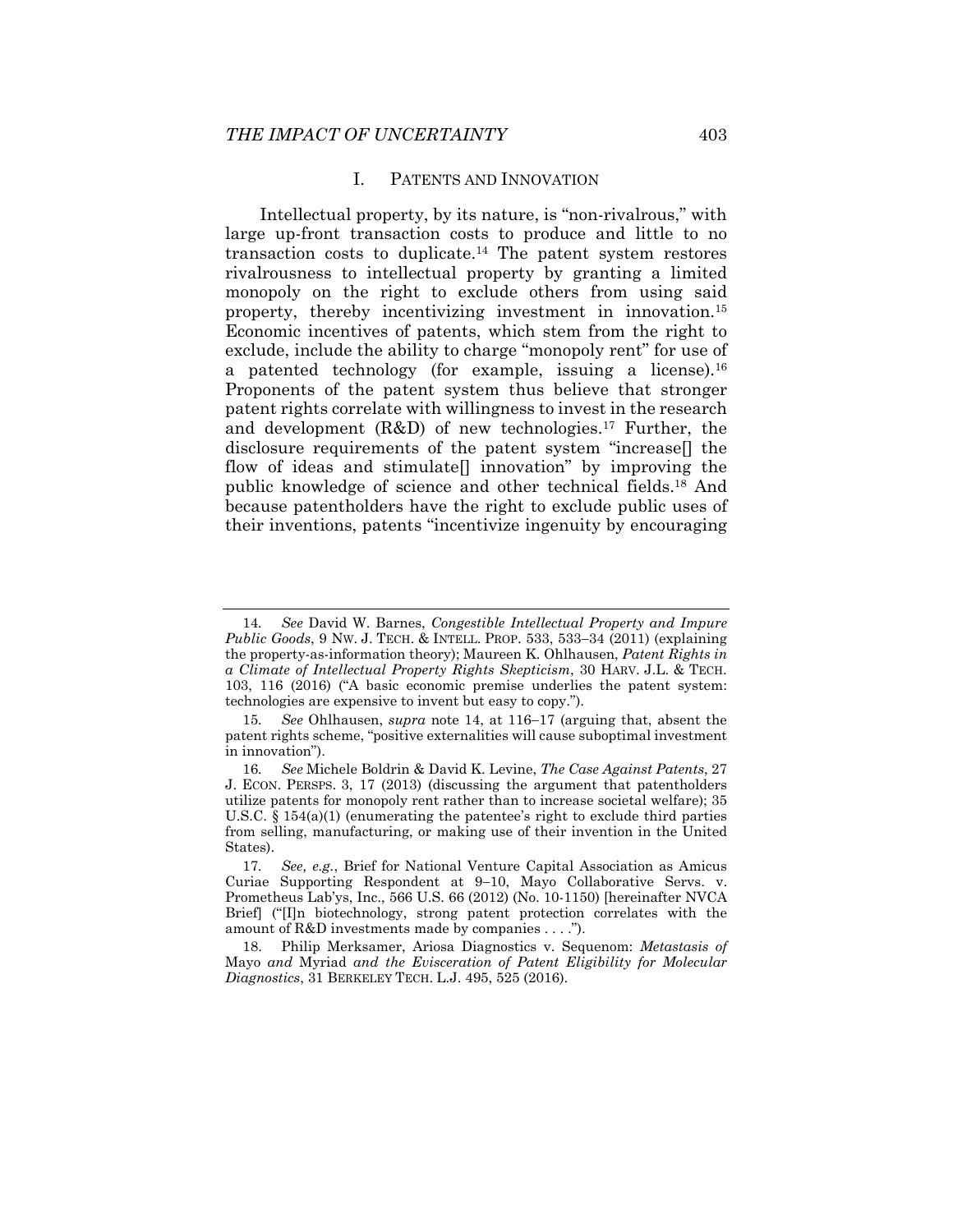## I. PATENTS AND INNOVATION

Intellectual property, by its nature, is "non-rivalrous," with large up-front transaction costs to produce and little to no transaction costs to duplicate.[14] The patent system restores rivalrousness to intellectual property by granting a limited monopoly on the right to exclude others from using said property, thereby incentivizing investment in innovation.[15] Economic incentives of patents, which stem from the right to exclude, include the ability to charge "monopoly rent" for use of a patented technology (for example, issuing a license).[16] Proponents of the patent system thus believe that stronger patent rights correlate with willingness to invest in the research and development (R&D) of new technologies.[17] Further, the disclosure requirements of the patent system "increase[] the flow of ideas and stimulate[] innovation" by improving the public knowledge of science and other technical fields.[18] And because patentholders have the right to exclude public uses of their inventions, patents "incentivize ingenuity by encouraging

---

14. *See* David W. Barnes, *Congestible Intellectual Property and Impure Public Goods*, 9 NW. J. TECH. & INTELL. PROP. 533, 533–34 (2011) (explaining the property-as-information theory); Maureen K. Ohlhausen, *Patent Rights in a Climate of Intellectual Property Rights Skepticism*, 30 HARV. J.L. & TECH. 103, 116 (2016) ("A basic economic premise underlies the patent system: technologies are expensive to invent but easy to copy.").

15. *See* Ohlhausen, *supra* note 14, at 116–17 (arguing that, absent the patent rights scheme, "positive externalities will cause suboptimal investment in innovation").

16. *See* Michele Boldrin & David K. Levine, *The Case Against Patents*, 27 J. ECON. PERSPS. 3, 17 (2013) (discussing the argument that patentholders utilize patents for monopoly rent rather than to increase societal welfare); 35 U.S.C. § 154(a)(1) (enumerating the patentee's right to exclude third parties from selling, manufacturing, or making use of their invention in the United States).

17. *See, e.g.*, Brief for National Venture Capital Association as Amicus Curiae Supporting Respondent at 9–10, Mayo Collaborative Servs. v. Prometheus Lab'ys, Inc., 566 U.S. 66 (2012) (No. 10-1150) [hereinafter NVCA Brief] ("[I]n biotechnology, strong patent protection correlates with the amount of R&D investments made by companies . . . .").

18. Philip Merksamer, Ariosa Diagnostics v. Sequenom: *Metastasis of* Mayo *and* Myriad *and the Evisceration of Patent Eligibility for Molecular Diagnostics*, 31 BERKELEY TECH. L.J. 495, 525 (2016).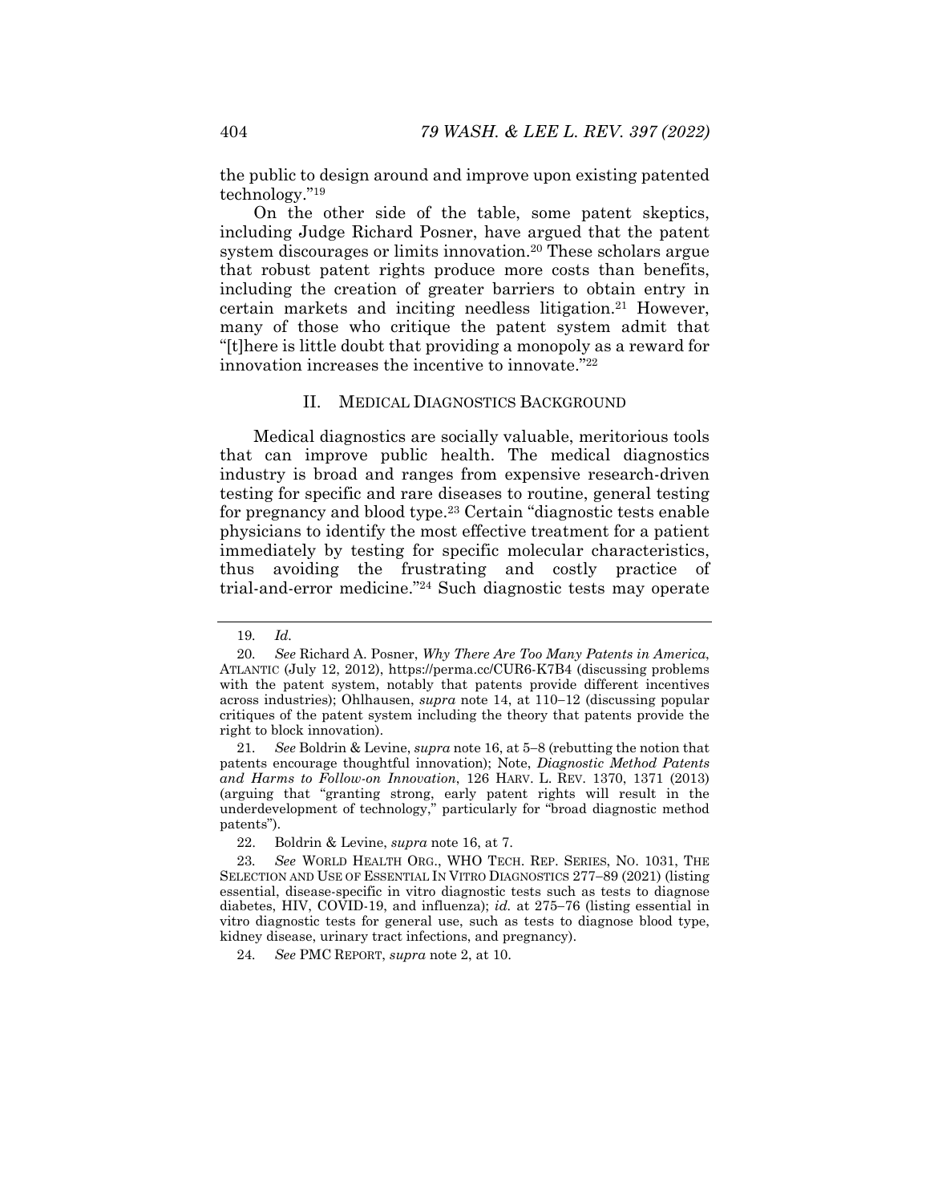the public to design around and improve upon existing patented technology."[19]

On the other side of the table, some patent skeptics, including Judge Richard Posner, have argued that the patent system discourages or limits innovation.[20] These scholars argue that robust patent rights produce more costs than benefits, including the creation of greater barriers to obtain entry in certain markets and inciting needless litigation.[21] However, many of those who critique the patent system admit that "[t]here is little doubt that providing a monopoly as a reward for innovation increases the incentive to innovate."[22]

## II. MEDICAL DIAGNOSTICS BACKGROUND

Medical diagnostics are socially valuable, meritorious tools that can improve public health. The medical diagnostics industry is broad and ranges from expensive research-driven testing for specific and rare diseases to routine, general testing for pregnancy and blood type.[23] Certain "diagnostic tests enable physicians to identify the most effective treatment for a patient immediately by testing for specific molecular characteristics, thus avoiding the frustrating and costly practice of trial-and-error medicine."[24] Such diagnostic tests may operate

---

19. *Id.*

20. *See* Richard A. Posner, *Why There Are Too Many Patents in America*, ATLANTIC (July 12, 2012), https://perma.cc/CUR6-K7B4 (discussing problems with the patent system, notably that patents provide different incentives across industries); Ohlhausen, *supra* note 14, at 110–12 (discussing popular critiques of the patent system including the theory that patents provide the right to block innovation).

21. *See* Boldrin & Levine, *supra* note 16, at 5–8 (rebutting the notion that patents encourage thoughtful innovation); Note, *Diagnostic Method Patents and Harms to Follow-on Innovation*, 126 HARV. L. REV. 1370, 1371 (2013) (arguing that "granting strong, early patent rights will result in the underdevelopment of technology," particularly for "broad diagnostic method patents").

22. Boldrin & Levine, *supra* note 16, at 7.

23. *See* WORLD HEALTH ORG., WHO TECH. REP. SERIES, NO. 1031, THE SELECTION AND USE OF ESSENTIAL IN VITRO DIAGNOSTICS 277–89 (2021) (listing essential, disease-specific in vitro diagnostic tests such as tests to diagnose diabetes, HIV, COVID-19, and influenza); *id.* at 275–76 (listing essential in vitro diagnostic tests for general use, such as tests to diagnose blood type, kidney disease, urinary tract infections, and pregnancy).

24. *See* PMC REPORT, *supra* note 2, at 10.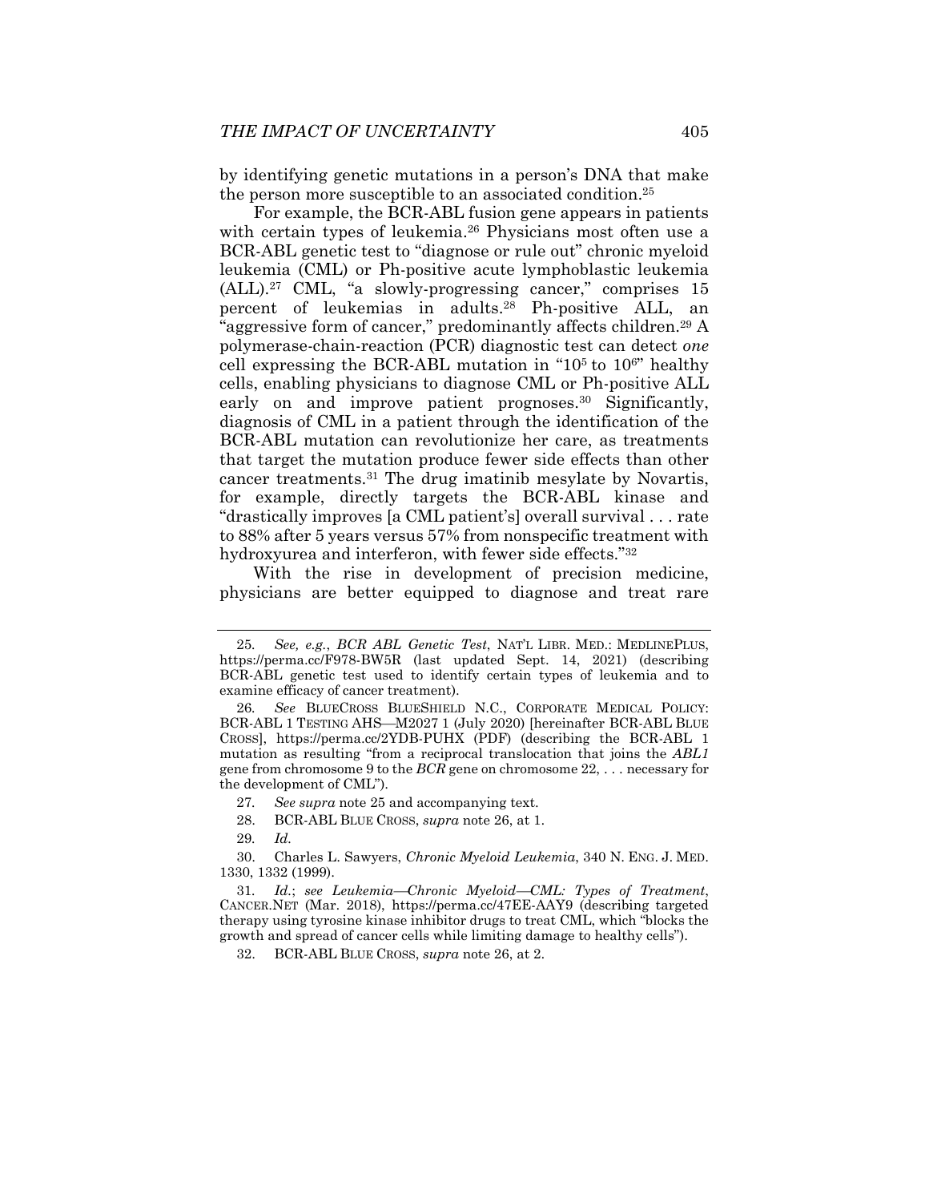by identifying genetic mutations in a person's DNA that make the person more susceptible to an associated condition.[25]

For example, the BCR-ABL fusion gene appears in patients with certain types of leukemia.[26] Physicians most often use a BCR-ABL genetic test to "diagnose or rule out" chronic myeloid leukemia (CML) or Ph-positive acute lymphoblastic leukemia (ALL).[27] CML, "a slowly-progressing cancer," comprises 15 percent of leukemias in adults.[28] Ph-positive ALL, an "aggressive form of cancer," predominantly affects children.[29] A polymerase-chain-reaction (PCR) diagnostic test can detect *one* cell expressing the BCR-ABL mutation in "$10^5$ to $10^6$" healthy cells, enabling physicians to diagnose CML or Ph-positive ALL early on and improve patient prognoses.[30] Significantly, diagnosis of CML in a patient through the identification of the BCR-ABL mutation can revolutionize her care, as treatments that target the mutation produce fewer side effects than other cancer treatments.[31] The drug imatinib mesylate by Novartis, for example, directly targets the BCR-ABL kinase and "drastically improves [a CML patient's] overall survival . . . rate to 88% after 5 years versus 57% from nonspecific treatment with hydroxyurea and interferon, with fewer side effects."[32]

With the rise in development of precision medicine, physicians are better equipped to diagnose and treat rare

---

25. *See, e.g.*, *BCR ABL Genetic Test*, NAT'L LIBR. MED.: MEDLINEPLUS, https://perma.cc/F978-BW5R (last updated Sept. 14, 2021) (describing BCR-ABL genetic test used to identify certain types of leukemia and to examine efficacy of cancer treatment).

26. *See* BLUECROSS BLUESHIELD N.C., CORPORATE MEDICAL POLICY: BCR-ABL 1 TESTING AHS—M2027 1 (July 2020) [hereinafter BCR-ABL BLUE CROSS], https://perma.cc/2YDB-PUHX (PDF) (describing the BCR-ABL 1 mutation as resulting "from a reciprocal translocation that joins the *ABL1* gene from chromosome 9 to the *BCR* gene on chromosome 22, . . . necessary for the development of CML").

27. *See supra* note 25 and accompanying text.

28. BCR-ABL BLUE CROSS, *supra* note 26, at 1.

29. *Id.*

30. Charles L. Sawyers, *Chronic Myeloid Leukemia*, 340 N. ENG. J. MED. 1330, 1332 (1999).

31. *Id.*; *see Leukemia—Chronic Myeloid—CML: Types of Treatment*, CANCER.NET (Mar. 2018), https://perma.cc/47EE-AAY9 (describing targeted therapy using tyrosine kinase inhibitor drugs to treat CML, which "blocks the growth and spread of cancer cells while limiting damage to healthy cells").

32. BCR-ABL BLUE CROSS, *supra* note 26, at 2.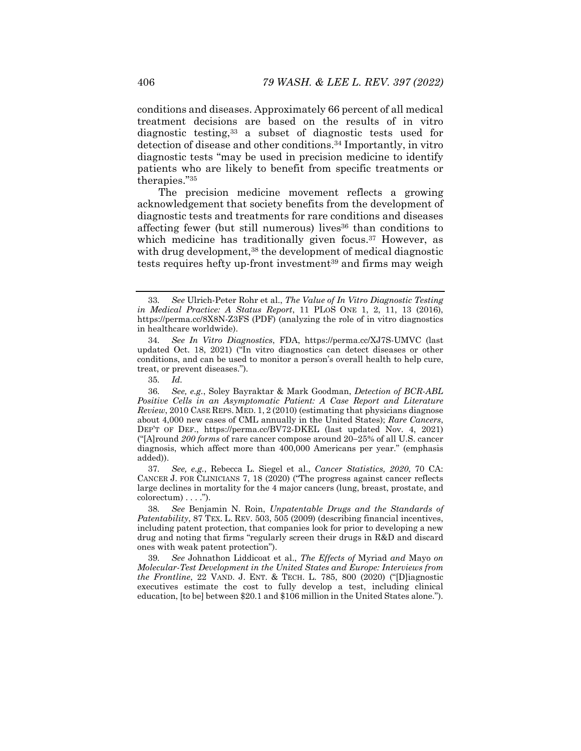conditions and diseases. Approximately 66 percent of all medical treatment decisions are based on the results of in vitro diagnostic testing,[33] a subset of diagnostic tests used for detection of disease and other conditions.[34] Importantly, in vitro diagnostic tests "may be used in precision medicine to identify patients who are likely to benefit from specific treatments or therapies."[35]

The precision medicine movement reflects a growing acknowledgement that society benefits from the development of diagnostic tests and treatments for rare conditions and diseases affecting fewer (but still numerous) lives[36] than conditions to which medicine has traditionally given focus.[37] However, as with drug development,[38] the development of medical diagnostic tests requires hefty up-front investment[39] and firms may weigh

---

33. *See* Ulrich-Peter Rohr et al., *The Value of In Vitro Diagnostic Testing in Medical Practice: A Status Report*, 11 PLOS ONE 1, 2, 11, 13 (2016), https://perma.cc/8X8N-Z3FS (PDF) (analyzing the role of in vitro diagnostics in healthcare worldwide).

34. *See In Vitro Diagnostics*, FDA, https://perma.cc/XJ7S-UMVC (last updated Oct. 18, 2021) ("In vitro diagnostics can detect diseases or other conditions, and can be used to monitor a person's overall health to help cure, treat, or prevent diseases.").

35. *Id.*

36. *See, e.g.*, Soley Bayraktar & Mark Goodman, *Detection of BCR-ABL Positive Cells in an Asymptomatic Patient: A Case Report and Literature Review*, 2010 CASE REPS. MED. 1, 2 (2010) (estimating that physicians diagnose about 4,000 new cases of CML annually in the United States); *Rare Cancers*, DEP'T OF DEF., https://perma.cc/BV72-DKEL (last updated Nov. 4, 2021) ("[A]round *200 forms* of rare cancer compose around 20–25% of all U.S. cancer diagnosis, which affect more than 400,000 Americans per year." (emphasis added)).

37. *See, e.g.*, Rebecca L. Siegel et al., *Cancer Statistics, 2020*, 70 CA: CANCER J. FOR CLINICIANS 7, 18 (2020) ("The progress against cancer reflects large declines in mortality for the 4 major cancers (lung, breast, prostate, and colorectum) . . . .").

38. *See* Benjamin N. Roin, *Unpatentable Drugs and the Standards of Patentability*, 87 TEX. L. REV. 503, 505 (2009) (describing financial incentives, including patent protection, that companies look for prior to developing a new drug and noting that firms "regularly screen their drugs in R&D and discard ones with weak patent protection").

39. *See* Johnathon Liddicoat et al., *The Effects of* Myriad *and* Mayo *on Molecular-Test Development in the United States and Europe: Interviews from the Frontline*, 22 VAND. J. ENT. & TECH. L. 785, 800 (2020) ("[D]iagnostic executives estimate the cost to fully develop a test, including clinical education, [to be] between $20.1 and $106 million in the United States alone.").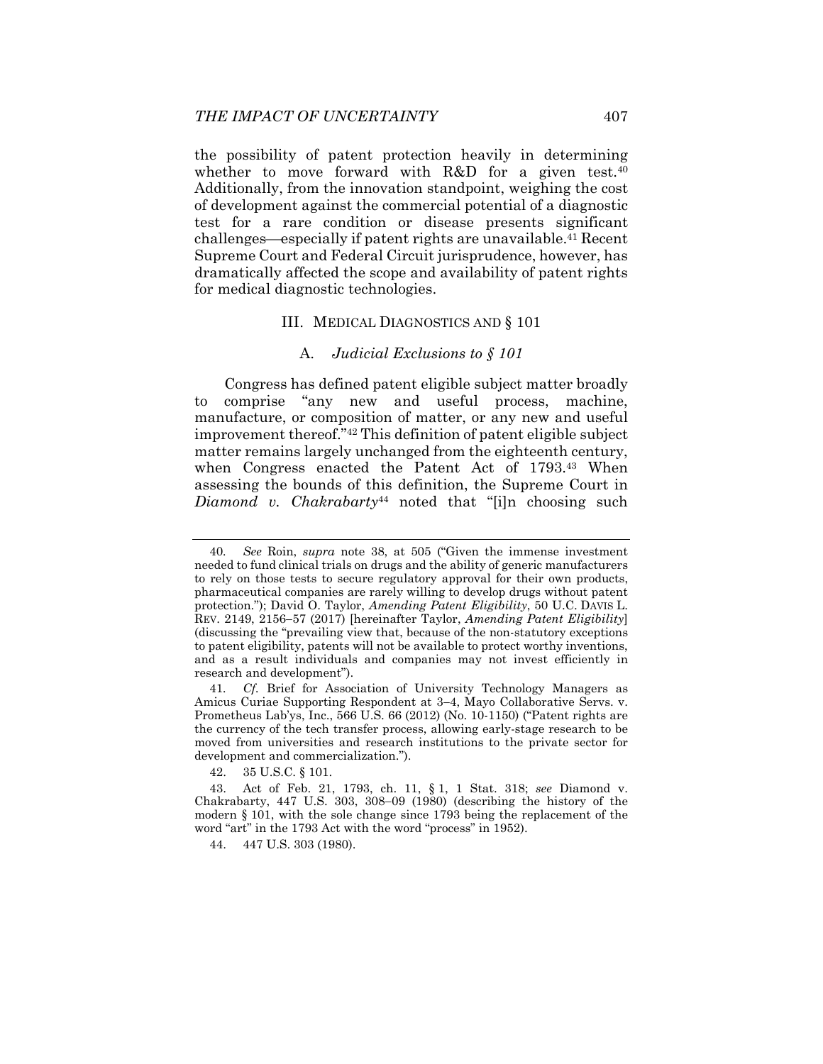the possibility of patent protection heavily in determining whether to move forward with R&D for a given test.[40] Additionally, from the innovation standpoint, weighing the cost of development against the commercial potential of a diagnostic test for a rare condition or disease presents significant challenges—especially if patent rights are unavailable.[41] Recent Supreme Court and Federal Circuit jurisprudence, however, has dramatically affected the scope and availability of patent rights for medical diagnostic technologies.

## III. MEDICAL DIAGNOSTICS AND § 101

### A. *Judicial Exclusions to § 101*

Congress has defined patent eligible subject matter broadly to comprise "any new and useful process, machine, manufacture, or composition of matter, or any new and useful improvement thereof."[42] This definition of patent eligible subject matter remains largely unchanged from the eighteenth century, when Congress enacted the Patent Act of 1793.[43] When assessing the bounds of this definition, the Supreme Court in *Diamond v. Chakrabarty*[44] noted that "[i]n choosing such

---

40. *See* Roin, *supra* note 38, at 505 ("Given the immense investment needed to fund clinical trials on drugs and the ability of generic manufacturers to rely on those tests to secure regulatory approval for their own products, pharmaceutical companies are rarely willing to develop drugs without patent protection."); David O. Taylor, *Amending Patent Eligibility*, 50 U.C. DAVIS L. REV. 2149, 2156–57 (2017) [hereinafter Taylor, *Amending Patent Eligibility*] (discussing the "prevailing view that, because of the non-statutory exceptions to patent eligibility, patents will not be available to protect worthy inventions, and as a result individuals and companies may not invest efficiently in research and development").

41. *Cf.* Brief for Association of University Technology Managers as Amicus Curiae Supporting Respondent at 3–4, Mayo Collaborative Servs. v. Prometheus Lab'ys, Inc., 566 U.S. 66 (2012) (No. 10-1150) ("Patent rights are the currency of the tech transfer process, allowing early-stage research to be moved from universities and research institutions to the private sector for development and commercialization.").

42. 35 U.S.C. § 101.

43. Act of Feb. 21, 1793, ch. 11, § 1, 1 Stat. 318; *see* Diamond v. Chakrabarty, 447 U.S. 303, 308–09 (1980) (describing the history of the modern § 101, with the sole change since 1793 being the replacement of the word "art" in the 1793 Act with the word "process" in 1952).

44. 447 U.S. 303 (1980).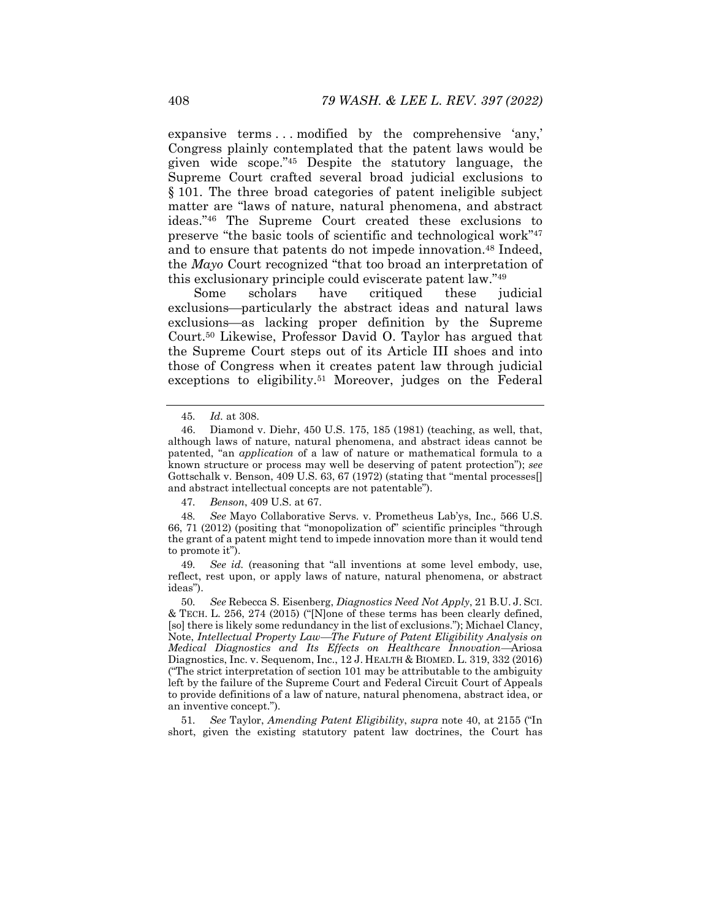expansive terms . . . modified by the comprehensive 'any,' Congress plainly contemplated that the patent laws would be given wide scope."[45] Despite the statutory language, the Supreme Court crafted several broad judicial exclusions to § 101. The three broad categories of patent ineligible subject matter are "laws of nature, natural phenomena, and abstract ideas."[46] The Supreme Court created these exclusions to preserve "the basic tools of scientific and technological work"[47] and to ensure that patents do not impede innovation.[48] Indeed, the *Mayo* Court recognized "that too broad an interpretation of this exclusionary principle could eviscerate patent law."[49]

Some scholars have critiqued these judicial exclusions—particularly the abstract ideas and natural laws exclusions—as lacking proper definition by the Supreme Court.[50] Likewise, Professor David O. Taylor has argued that the Supreme Court steps out of its Article III shoes and into those of Congress when it creates patent law through judicial exceptions to eligibility.[51] Moreover, judges on the Federal

---

45. *Id.* at 308.

46. Diamond v. Diehr, 450 U.S. 175, 185 (1981) (teaching, as well, that, although laws of nature, natural phenomena, and abstract ideas cannot be patented, "an *application* of a law of nature or mathematical formula to a known structure or process may well be deserving of patent protection"); *see* Gottschalk v. Benson, 409 U.S. 63, 67 (1972) (stating that "mental processes[] and abstract intellectual concepts are not patentable").

47. *Benson*, 409 U.S. at 67.

48. *See* Mayo Collaborative Servs. v. Prometheus Lab'ys, Inc., 566 U.S. 66, 71 (2012) (positing that "monopolization of" scientific principles "through the grant of a patent might tend to impede innovation more than it would tend to promote it").

49. *See id.* (reasoning that "all inventions at some level embody, use, reflect, rest upon, or apply laws of nature, natural phenomena, or abstract ideas").

50. *See* Rebecca S. Eisenberg, *Diagnostics Need Not Apply*, 21 B.U. J. SCI. & TECH. L. 256, 274 (2015) ("[N]one of these terms has been clearly defined, [so] there is likely some redundancy in the list of exclusions."); Michael Clancy, Note, *Intellectual Property Law—The Future of Patent Eligibility Analysis on Medical Diagnostics and Its Effects on Healthcare Innovation*—Ariosa Diagnostics, Inc. v. Sequenom, Inc., 12 J. HEALTH & BIOMED. L. 319, 332 (2016) ("The strict interpretation of section 101 may be attributable to the ambiguity left by the failure of the Supreme Court and Federal Circuit Court of Appeals to provide definitions of a law of nature, natural phenomena, abstract idea, or an inventive concept.").

51. *See* Taylor, *Amending Patent Eligibility*, *supra* note 40, at 2155 ("In short, given the existing statutory patent law doctrines, the Court has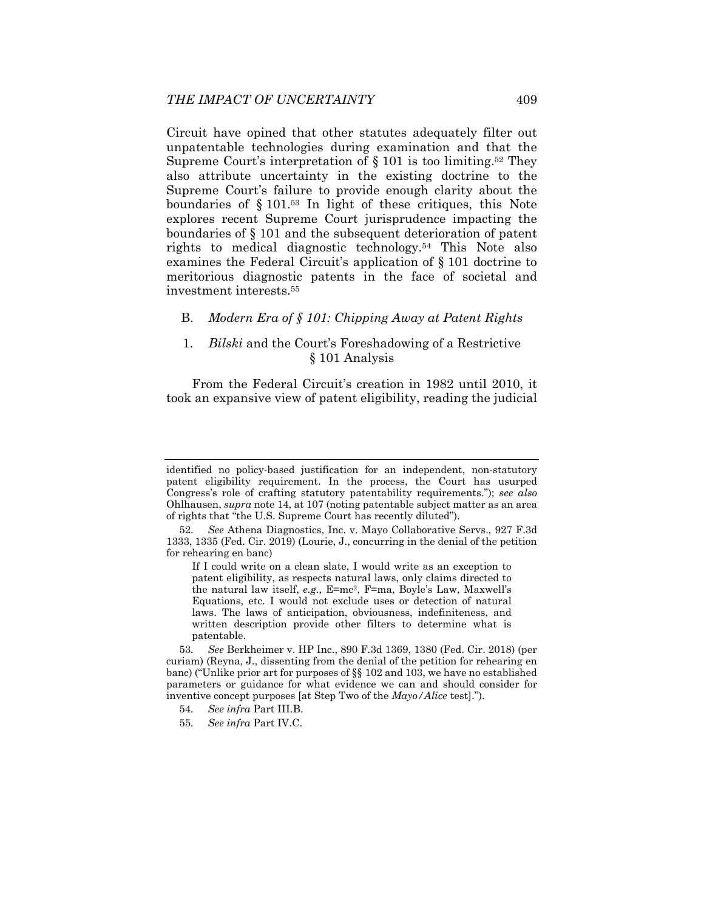Circuit have opined that other statutes adequately filter out unpatentable technologies during examination and that the Supreme Court's interpretation of § 101 is too limiting.[52] They also attribute uncertainty in the existing doctrine to the Supreme Court's failure to provide enough clarity about the boundaries of § 101.[53] In light of these critiques, this Note explores recent Supreme Court jurisprudence impacting the boundaries of § 101 and the subsequent deterioration of patent rights to medical diagnostic technology.[54] This Note also examines the Federal Circuit's application of § 101 doctrine to meritorious diagnostic patents in the face of societal and investment interests.[55]

### B. *Modern Era of § 101: Chipping Away at Patent Rights*

#### 1. *Bilski* and the Court's Foreshadowing of a Restrictive § 101 Analysis

From the Federal Circuit's creation in 1982 until 2010, it took an expansive view of patent eligibility, reading the judicial

---

identified no policy-based justification for an independent, non-statutory patent eligibility requirement. In the process, the Court has usurped Congress's role of crafting statutory patentability requirements."); *see also* Ohlhausen, *supra* note 14, at 107 (noting patentable subject matter as an area of rights that "the U.S. Supreme Court has recently diluted").

52. *See* Athena Diagnostics, Inc. v. Mayo Collaborative Servs., 927 F.3d 1333, 1335 (Fed. Cir. 2019) (Lourie, J., concurring in the denial of the petition for rehearing en banc)

> If I could write on a clean slate, I would write as an exception to patent eligibility, as respects natural laws, only claims directed to the natural law itself, *e.g.*, $E=mc^2$, $F=ma$, Boyle's Law, Maxwell's Equations, etc. I would not exclude uses or detection of natural laws. The laws of anticipation, obviousness, indefiniteness, and written description provide other filters to determine what is patentable.

53. *See* Berkheimer v. HP Inc., 890 F.3d 1369, 1380 (Fed. Cir. 2018) (per curiam) (Reyna, J., dissenting from the denial of the petition for rehearing en banc) ("Unlike prior art for purposes of §§ 102 and 103, we have no established parameters or guidance for what evidence we can and should consider for inventive concept purposes [at Step Two of the *Mayo/Alice* test].").

54. *See infra* Part III.B.

55. *See infra* Part IV.C.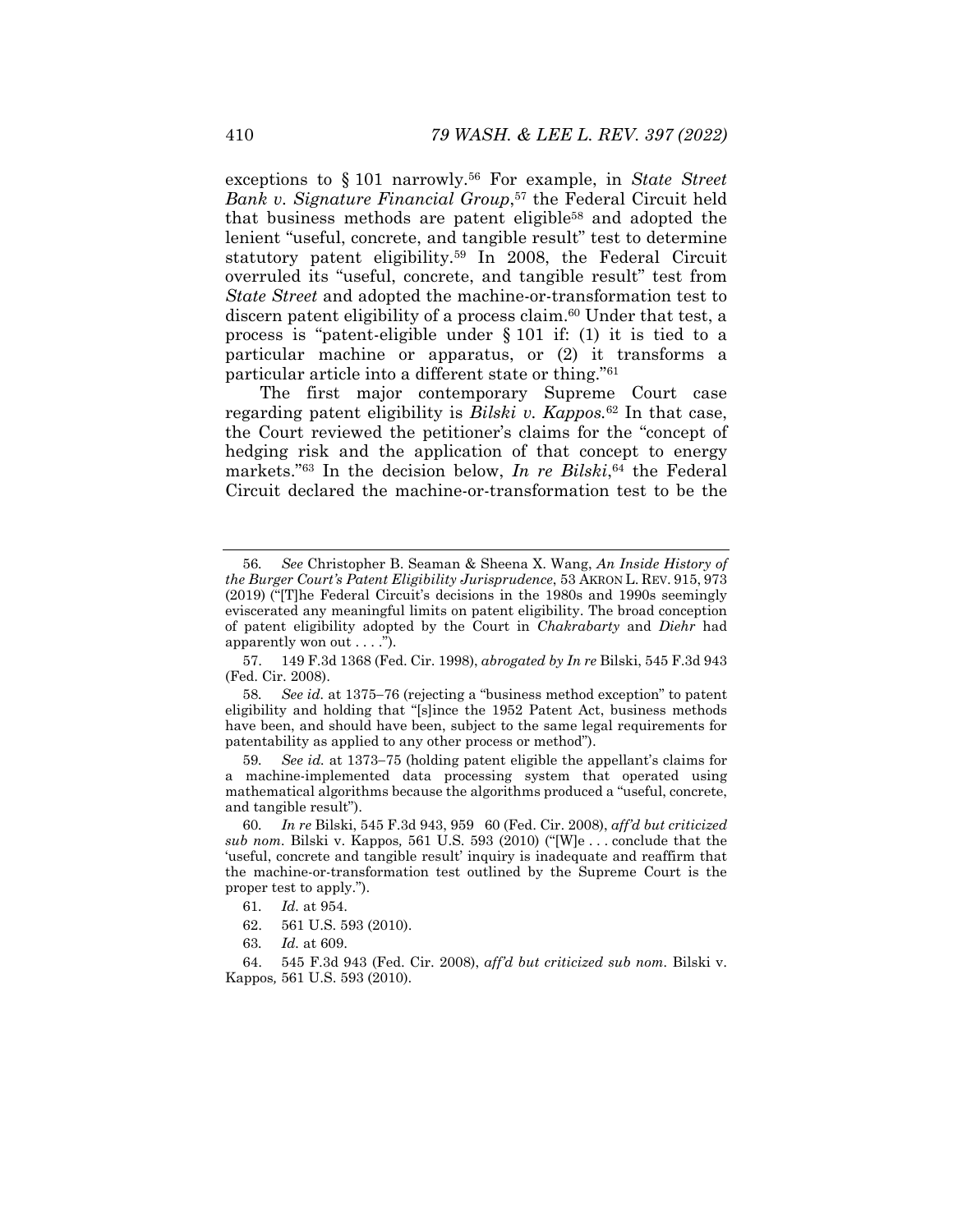exceptions to § 101 narrowly.[56] For example, in *State Street Bank v. Signature Financial Group*,[57] the Federal Circuit held that business methods are patent eligible[58] and adopted the lenient "useful, concrete, and tangible result" test to determine statutory patent eligibility.[59] In 2008, the Federal Circuit overruled its "useful, concrete, and tangible result" test from *State Street* and adopted the machine-or-transformation test to discern patent eligibility of a process claim.[60] Under that test, a process is "patent-eligible under § 101 if: (1) it is tied to a particular machine or apparatus, or (2) it transforms a particular article into a different state or thing."[61]

The first major contemporary Supreme Court case regarding patent eligibility is *Bilski v. Kappos*.[62] In that case, the Court reviewed the petitioner's claims for the "concept of hedging risk and the application of that concept to energy markets."[63] In the decision below, *In re Bilski*,[64] the Federal Circuit declared the machine-or-transformation test to be the

---

56. *See* Christopher B. Seaman & Sheena X. Wang, *An Inside History of the Burger Court's Patent Eligibility Jurisprudence*, 53 AKRON L. REV. 915, 973 (2019) ("[T]he Federal Circuit's decisions in the 1980s and 1990s seemingly eviscerated any meaningful limits on patent eligibility. The broad conception of patent eligibility adopted by the Court in *Chakrabarty* and *Diehr* had apparently won out . . . .").

57. 149 F.3d 1368 (Fed. Cir. 1998), *abrogated by In re* Bilski, 545 F.3d 943 (Fed. Cir. 2008).

58. *See id.* at 1375–76 (rejecting a "business method exception" to patent eligibility and holding that "[s]ince the 1952 Patent Act, business methods have been, and should have been, subject to the same legal requirements for patentability as applied to any other process or method").

59. *See id.* at 1373–75 (holding patent eligible the appellant's claims for a machine-implemented data processing system that operated using mathematical algorithms because the algorithms produced a "useful, concrete, and tangible result").

60. *In re* Bilski, 545 F.3d 943, 959 60 (Fed. Cir. 2008), *aff'd but criticized sub nom.* Bilski v. Kappos*,* 561 U.S. 593 (2010) ("[W]e . . . conclude that the 'useful, concrete and tangible result' inquiry is inadequate and reaffirm that the machine-or-transformation test outlined by the Supreme Court is the proper test to apply.").

61. *Id.* at 954.

62. 561 U.S. 593 (2010).

63. *Id.* at 609.

64. 545 F.3d 943 (Fed. Cir. 2008), *aff'd but criticized sub nom.* Bilski v. Kappos*,* 561 U.S. 593 (2010).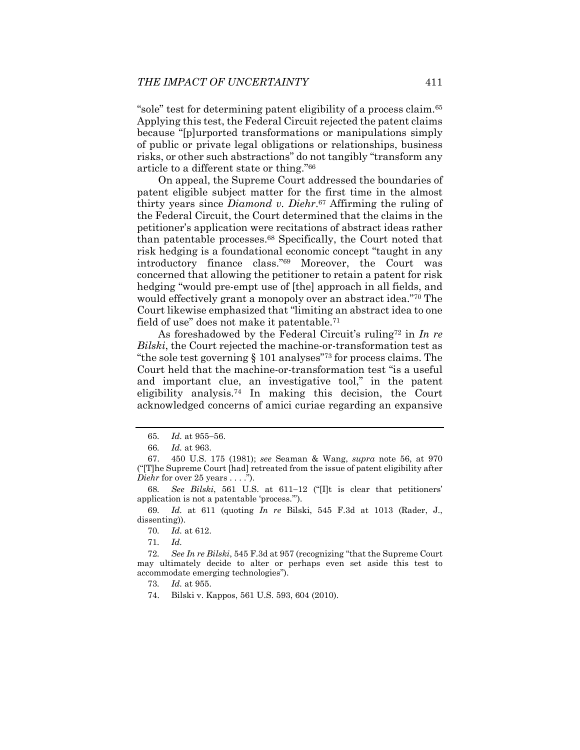"sole" test for determining patent eligibility of a process claim.[65] Applying this test, the Federal Circuit rejected the patent claims because "[p]urported transformations or manipulations simply of public or private legal obligations or relationships, business risks, or other such abstractions" do not tangibly "transform any article to a different state or thing."[66]

On appeal, the Supreme Court addressed the boundaries of patent eligible subject matter for the first time in the almost thirty years since *Diamond v. Diehr*.[67] Affirming the ruling of the Federal Circuit, the Court determined that the claims in the petitioner's application were recitations of abstract ideas rather than patentable processes.[68] Specifically, the Court noted that risk hedging is a foundational economic concept "taught in any introductory finance class."[69] Moreover, the Court was concerned that allowing the petitioner to retain a patent for risk hedging "would pre-empt use of [the] approach in all fields, and would effectively grant a monopoly over an abstract idea."[70] The Court likewise emphasized that "limiting an abstract idea to one field of use" does not make it patentable.[71]

As foreshadowed by the Federal Circuit's ruling[72] in *In re Bilski*, the Court rejected the machine-or-transformation test as "the sole test governing § 101 analyses"[73] for process claims. The Court held that the machine-or-transformation test "is a useful and important clue, an investigative tool," in the patent eligibility analysis.[74] In making this decision, the Court acknowledged concerns of amici curiae regarding an expansive

---

65. *Id.* at 955–56.

66. *Id.* at 963.

67. 450 U.S. 175 (1981); *see* Seaman & Wang, *supra* note 56, at 970 ("[T]he Supreme Court [had] retreated from the issue of patent eligibility after *Diehr* for over 25 years . . . .").

68. *See Bilski*, 561 U.S. at 611–12 ("[I]t is clear that petitioners' application is not a patentable 'process.'").

69. *Id.* at 611 (quoting *In re* Bilski, 545 F.3d at 1013 (Rader, J., dissenting)).

70. *Id.* at 612.

71. *Id.*

72. *See In re Bilski*, 545 F.3d at 957 (recognizing "that the Supreme Court may ultimately decide to alter or perhaps even set aside this test to accommodate emerging technologies").

73. *Id.* at 955.

74. Bilski v. Kappos, 561 U.S. 593, 604 (2010).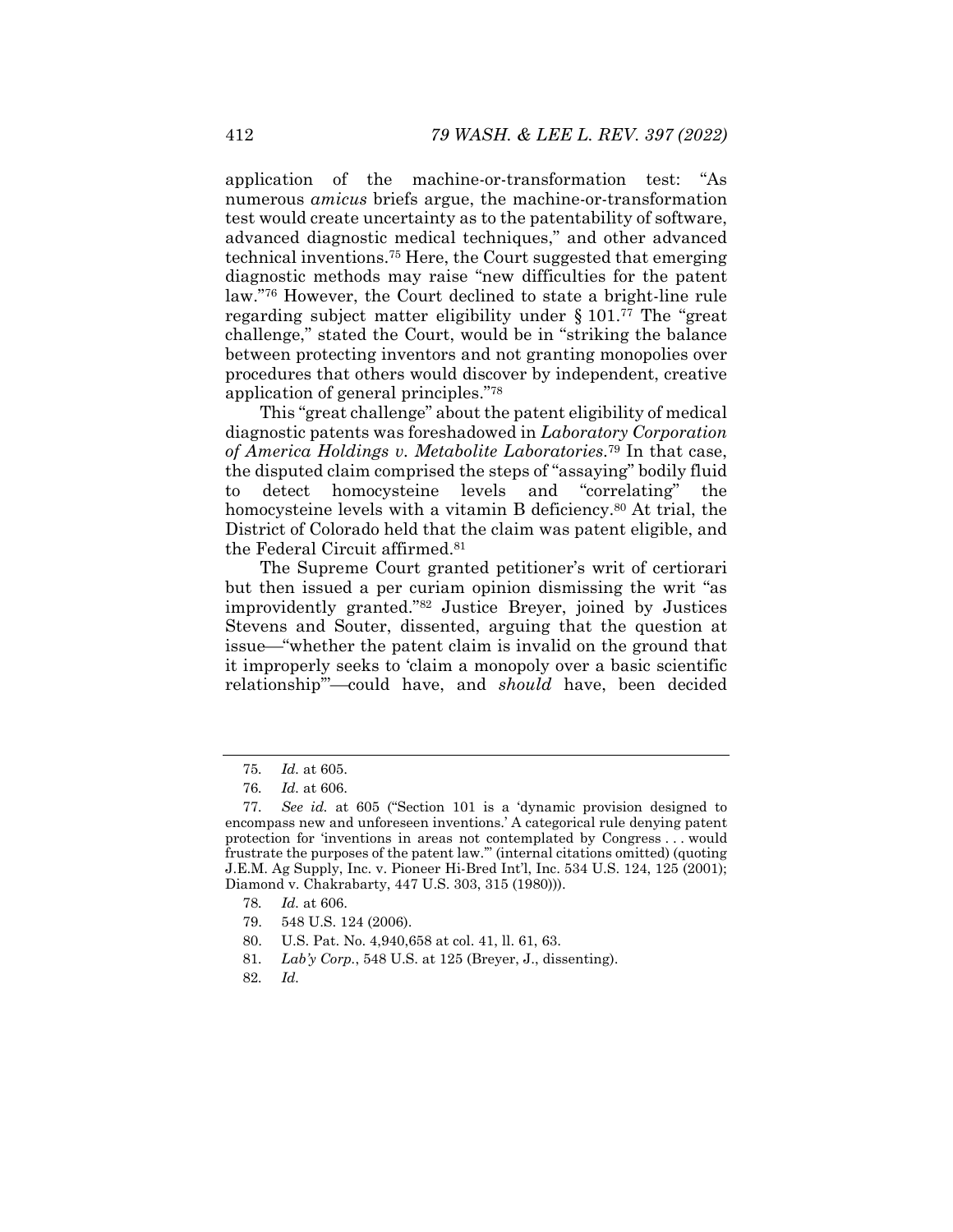application of the machine-or-transformation test: "As numerous *amicus* briefs argue, the machine-or-transformation test would create uncertainty as to the patentability of software, advanced diagnostic medical techniques," and other advanced technical inventions.[75] Here, the Court suggested that emerging diagnostic methods may raise "new difficulties for the patent law."[76] However, the Court declined to state a bright-line rule regarding subject matter eligibility under § 101.[77] The "great challenge," stated the Court, would be in "striking the balance between protecting inventors and not granting monopolies over procedures that others would discover by independent, creative application of general principles."[78]

This "great challenge" about the patent eligibility of medical diagnostic patents was foreshadowed in *Laboratory Corporation of America Holdings v. Metabolite Laboratories*.[79] In that case, the disputed claim comprised the steps of "assaying" bodily fluid to detect homocysteine levels and "correlating" the homocysteine levels with a vitamin B deficiency.[80] At trial, the District of Colorado held that the claim was patent eligible, and the Federal Circuit affirmed.[81]

The Supreme Court granted petitioner's writ of certiorari but then issued a per curiam opinion dismissing the writ "as improvidently granted."[82] Justice Breyer, joined by Justices Stevens and Souter, dissented, arguing that the question at issue—"whether the patent claim is invalid on the ground that it improperly seeks to 'claim a monopoly over a basic scientific relationship'"—could have, and *should* have, been decided

---

75. *Id.* at 605.

76. *Id.* at 606.

77. *See id.* at 605 ("Section 101 is a 'dynamic provision designed to encompass new and unforeseen inventions.' A categorical rule denying patent protection for 'inventions in areas not contemplated by Congress . . . would frustrate the purposes of the patent law.'" (internal citations omitted) (quoting J.E.M. Ag Supply, Inc. v. Pioneer Hi-Bred Int'l, Inc. 534 U.S. 124, 125 (2001); Diamond v. Chakrabarty, 447 U.S. 303, 315 (1980))).

78. *Id.* at 606.

79. 548 U.S. 124 (2006).

80. U.S. Pat. No. 4,940,658 at col. 41, ll. 61, 63.

81. *Lab'y Corp.*, 548 U.S. at 125 (Breyer, J., dissenting).

82. *Id.*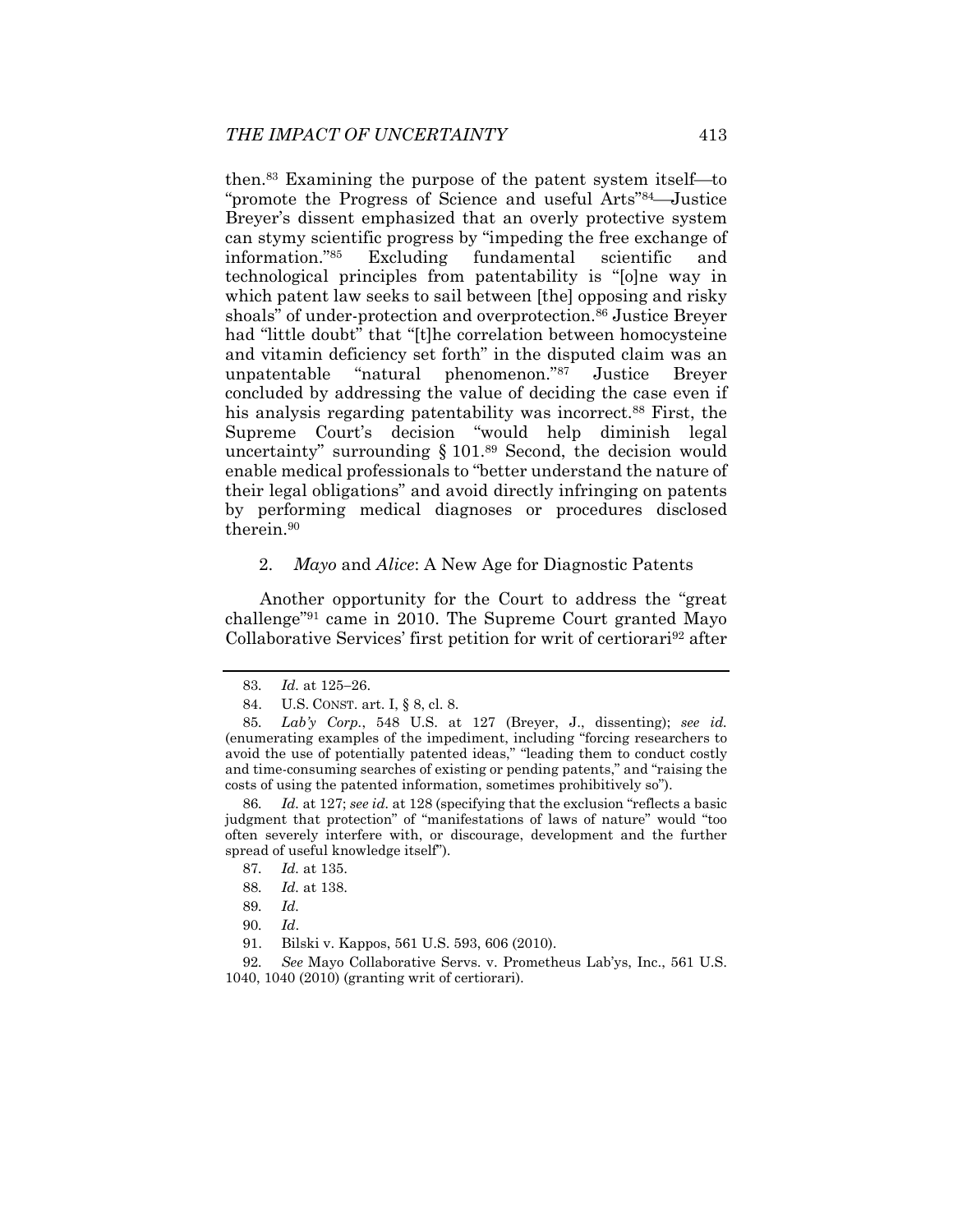then.[83] Examining the purpose of the patent system itself—to "promote the Progress of Science and useful Arts"[84]—Justice Breyer's dissent emphasized that an overly protective system can stymy scientific progress by "impeding the free exchange of information."[85] Excluding fundamental scientific and technological principles from patentability is "[o]ne way in which patent law seeks to sail between [the] opposing and risky shoals" of under-protection and overprotection.[86] Justice Breyer had "little doubt" that "[t]he correlation between homocysteine and vitamin deficiency set forth" in the disputed claim was an unpatentable "natural phenomenon."[87] Justice Breyer concluded by addressing the value of deciding the case even if his analysis regarding patentability was incorrect.[88] First, the Supreme Court's decision "would help diminish legal uncertainty" surrounding § 101.[89] Second, the decision would enable medical professionals to "better understand the nature of their legal obligations" and avoid directly infringing on patents by performing medical diagnoses or procedures disclosed therein.[90]

### 2. *Mayo* and *Alice*: A New Age for Diagnostic Patents

Another opportunity for the Court to address the "great challenge"[91] came in 2010. The Supreme Court granted Mayo Collaborative Services' first petition for writ of certiorari[92] after

---

83. *Id.* at 125–26.

84. U.S. CONST. art. I, § 8, cl. 8.

85. *Lab'y Corp.*, 548 U.S. at 127 (Breyer, J., dissenting); *see id.* (enumerating examples of the impediment, including "forcing researchers to avoid the use of potentially patented ideas," "leading them to conduct costly and time-consuming searches of existing or pending patents," and "raising the costs of using the patented information, sometimes prohibitively so").

86. *Id.* at 127; *see id.* at 128 (specifying that the exclusion "reflects a basic judgment that protection" of "manifestations of laws of nature" would "too often severely interfere with, or discourage, development and the further spread of useful knowledge itself").

87. *Id.* at 135.

88. *Id.* at 138.

89. *Id.*

90. *Id*.

91. Bilski v. Kappos, 561 U.S. 593, 606 (2010).

92. *See* Mayo Collaborative Servs. v. Prometheus Lab'ys, Inc., 561 U.S. 1040, 1040 (2010) (granting writ of certiorari).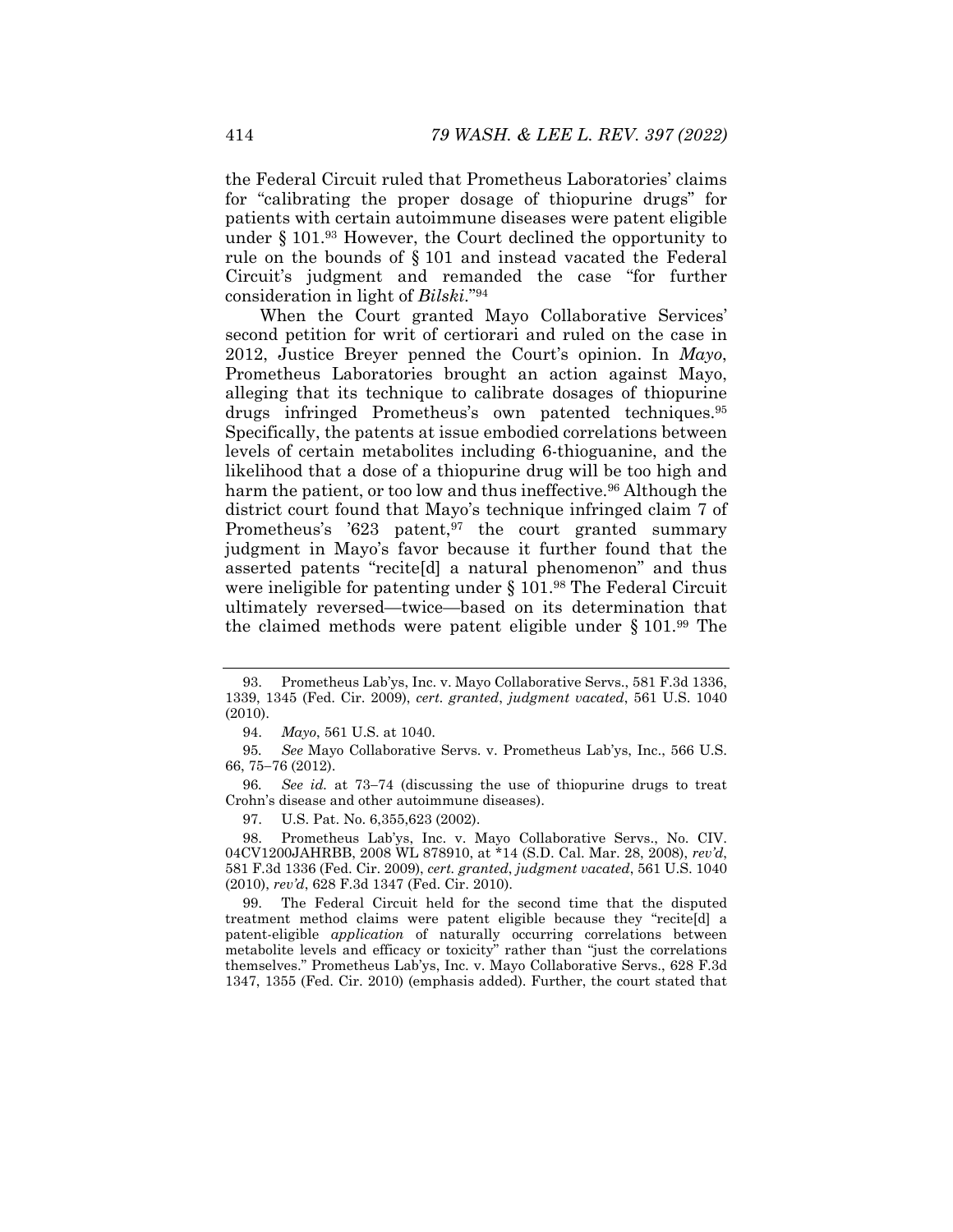the Federal Circuit ruled that Prometheus Laboratories' claims for "calibrating the proper dosage of thiopurine drugs" for patients with certain autoimmune diseases were patent eligible under § 101.[93] However, the Court declined the opportunity to rule on the bounds of § 101 and instead vacated the Federal Circuit's judgment and remanded the case "for further consideration in light of *Bilski*."[94]

When the Court granted Mayo Collaborative Services' second petition for writ of certiorari and ruled on the case in 2012, Justice Breyer penned the Court's opinion. In *Mayo*, Prometheus Laboratories brought an action against Mayo, alleging that its technique to calibrate dosages of thiopurine drugs infringed Prometheus's own patented techniques.[95] Specifically, the patents at issue embodied correlations between levels of certain metabolites including 6-thioguanine, and the likelihood that a dose of a thiopurine drug will be too high and harm the patient, or too low and thus ineffective.[96] Although the district court found that Mayo's technique infringed claim 7 of Prometheus's '623 patent,[97] the court granted summary judgment in Mayo's favor because it further found that the asserted patents "recite[d] a natural phenomenon" and thus were ineligible for patenting under § 101.[98] The Federal Circuit ultimately reversed—twice—based on its determination that the claimed methods were patent eligible under § 101.[99] The

93. Prometheus Lab'ys, Inc. v. Mayo Collaborative Servs., 581 F.3d 1336, 1339, 1345 (Fed. Cir. 2009), *cert. granted*, *judgment vacated*, 561 U.S. 1040 (2010).

94. *Mayo*, 561 U.S. at 1040.

95. *See* Mayo Collaborative Servs. v. Prometheus Lab'ys, Inc., 566 U.S. 66, 75–76 (2012).

96. *See id.* at 73–74 (discussing the use of thiopurine drugs to treat Crohn's disease and other autoimmune diseases).

97. U.S. Pat. No. 6,355,623 (2002).

98. Prometheus Lab'ys, Inc. v. Mayo Collaborative Servs., No. CIV. 04CV1200JAHRBB, 2008 WL 878910, at *14 (S.D. Cal. Mar. 28, 2008), *rev'd*, 581 F.3d 1336 (Fed. Cir. 2009), *cert. granted*, *judgment vacated*, 561 U.S. 1040 (2010), *rev'd*, 628 F.3d 1347 (Fed. Cir. 2010).

99. The Federal Circuit held for the second time that the disputed treatment method claims were patent eligible because they "recite[d] a patent-eligible *application* of naturally occurring correlations between metabolite levels and efficacy or toxicity" rather than "just the correlations themselves." Prometheus Lab'ys, Inc. v. Mayo Collaborative Servs., 628 F.3d 1347, 1355 (Fed. Cir. 2010) (emphasis added). Further, the court stated that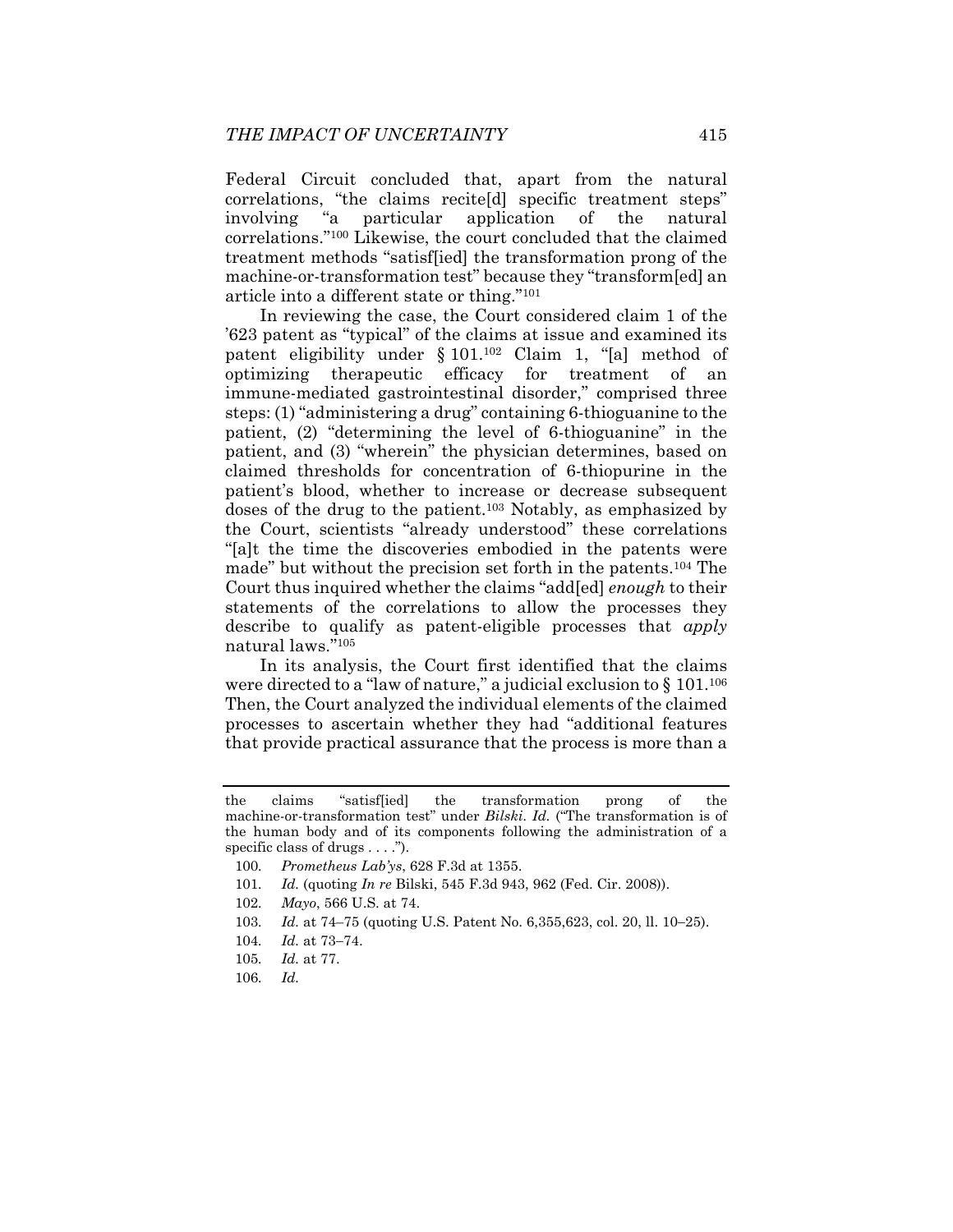Federal Circuit concluded that, apart from the natural correlations, "the claims recite[d] specific treatment steps" involving "a particular application of the natural correlations."[100] Likewise, the court concluded that the claimed treatment methods "satisf[ied] the transformation prong of the machine-or-transformation test" because they "transform[ed] an article into a different state or thing."[101]

In reviewing the case, the Court considered claim 1 of the '623 patent as "typical" of the claims at issue and examined its patent eligibility under § 101.[102] Claim 1, "[a] method of optimizing therapeutic efficacy for treatment of an immune-mediated gastrointestinal disorder," comprised three steps: (1) "administering a drug" containing 6-thioguanine to the patient, (2) "determining the level of 6-thioguanine" in the patient, and (3) "wherein" the physician determines, based on claimed thresholds for concentration of 6-thiopurine in the patient's blood, whether to increase or decrease subsequent doses of the drug to the patient.[103] Notably, as emphasized by the Court, scientists "already understood" these correlations "[a]t the time the discoveries embodied in the patents were made" but without the precision set forth in the patents.[104] The Court thus inquired whether the claims "add[ed] *enough* to their statements of the correlations to allow the processes they describe to qualify as patent-eligible processes that *apply* natural laws."[105]

In its analysis, the Court first identified that the claims were directed to a "law of nature," a judicial exclusion to § 101.[106] Then, the Court analyzed the individual elements of the claimed processes to ascertain whether they had "additional features that provide practical assurance that the process is more than a

---

the claims "satisf[ied] the transformation prong of the machine-or-transformation test" under *Bilski*. *Id.* ("The transformation is of the human body and of its components following the administration of a specific class of drugs . . . .").

100. *Prometheus Lab'ys*, 628 F.3d at 1355.

101. *Id.* (quoting *In re* Bilski, 545 F.3d 943, 962 (Fed. Cir. 2008)).

102. *Mayo*, 566 U.S. at 74.

103. *Id.* at 74–75 (quoting U.S. Patent No. 6,355,623, col. 20, ll. 10–25).

104. *Id.* at 73–74.

105. *Id.* at 77.

106. *Id.*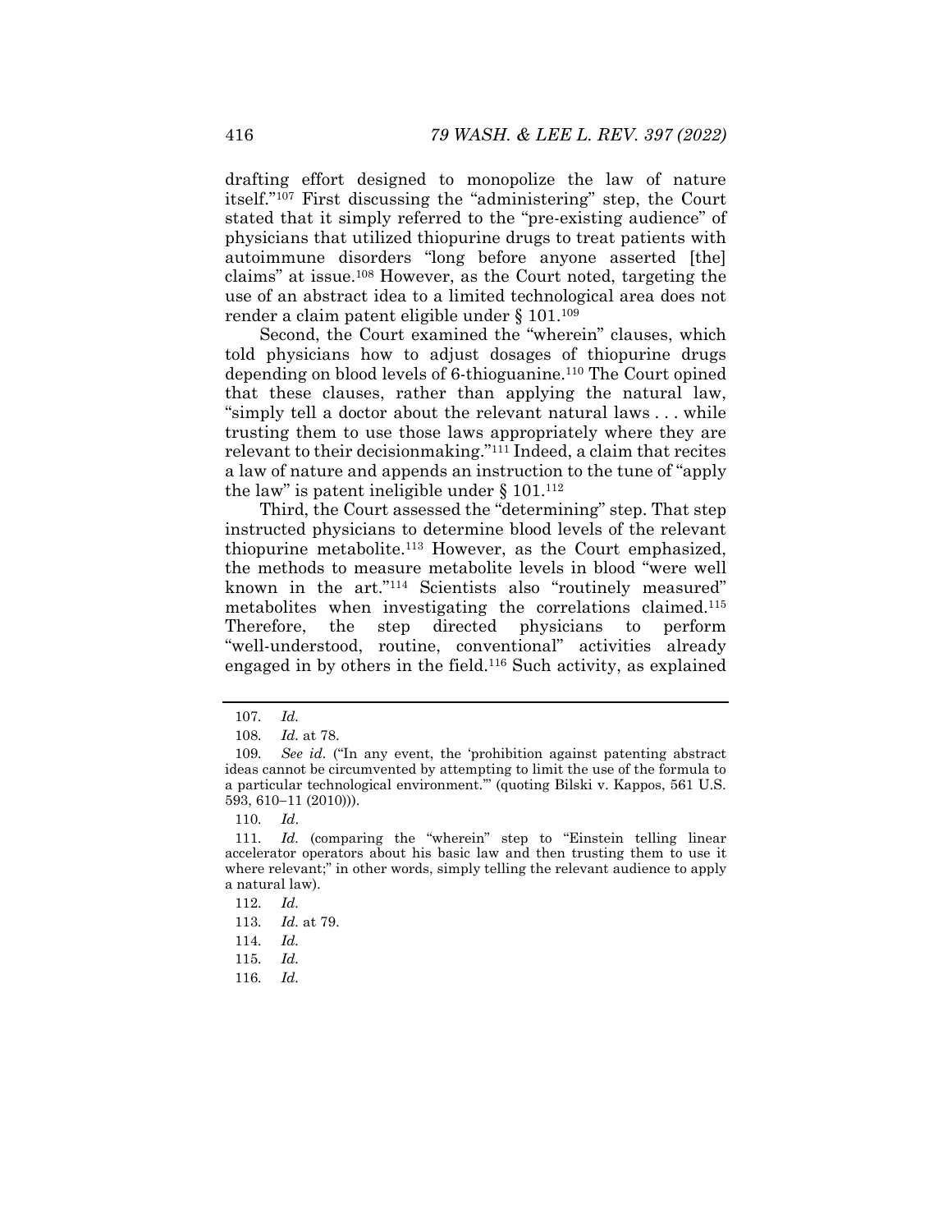drafting effort designed to monopolize the law of nature itself."[107] First discussing the "administering" step, the Court stated that it simply referred to the "pre-existing audience" of physicians that utilized thiopurine drugs to treat patients with autoimmune disorders "long before anyone asserted [the] claims" at issue.[108] However, as the Court noted, targeting the use of an abstract idea to a limited technological area does not render a claim patent eligible under § 101.[109]

Second, the Court examined the "wherein" clauses, which told physicians how to adjust dosages of thiopurine drugs depending on blood levels of 6-thioguanine.[110] The Court opined that these clauses, rather than applying the natural law, "simply tell a doctor about the relevant natural laws . . . while trusting them to use those laws appropriately where they are relevant to their decisionmaking."[111] Indeed, a claim that recites a law of nature and appends an instruction to the tune of "apply the law" is patent ineligible under § 101.[112]

Third, the Court assessed the "determining" step. That step instructed physicians to determine blood levels of the relevant thiopurine metabolite.[113] However, as the Court emphasized, the methods to measure metabolite levels in blood "were well known in the art."[114] Scientists also "routinely measured" metabolites when investigating the correlations claimed.[115] Therefore, the step directed physicians to perform "well-understood, routine, conventional" activities already engaged in by others in the field.[116] Such activity, as explained

---

107. *Id.*

108. *Id.* at 78.

109. *See id.* ("In any event, the 'prohibition against patenting abstract ideas cannot be circumvented by attempting to limit the use of the formula to a particular technological environment.'" (quoting Bilski v. Kappos, 561 U.S. 593, 610–11 (2010))).

110. *Id*.

111. *Id.* (comparing the "wherein" step to "Einstein telling linear accelerator operators about his basic law and then trusting them to use it where relevant;" in other words, simply telling the relevant audience to apply a natural law).

112. *Id.*

113. *Id.* at 79.

114. *Id.*

115. *Id.*

116. *Id*.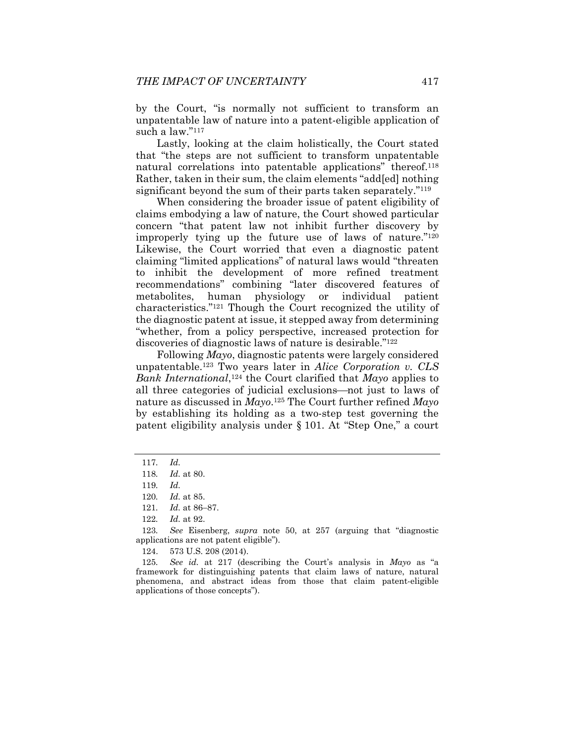by the Court, "is normally not sufficient to transform an unpatentable law of nature into a patent-eligible application of such a law."[117]

Lastly, looking at the claim holistically, the Court stated that "the steps are not sufficient to transform unpatentable natural correlations into patentable applications" thereof.[118] Rather, taken in their sum, the claim elements "add[ed] nothing significant beyond the sum of their parts taken separately."[119]

When considering the broader issue of patent eligibility of claims embodying a law of nature, the Court showed particular concern "that patent law not inhibit further discovery by improperly tying up the future use of laws of nature."[120] Likewise, the Court worried that even a diagnostic patent claiming "limited applications" of natural laws would "threaten to inhibit the development of more refined treatment recommendations" combining "later discovered features of metabolites, human physiology or individual patient characteristics."[121] Though the Court recognized the utility of the diagnostic patent at issue, it stepped away from determining "whether, from a policy perspective, increased protection for discoveries of diagnostic laws of nature is desirable."[122]

Following *Mayo*, diagnostic patents were largely considered unpatentable.[123] Two years later in *Alice Corporation v. CLS Bank International*,[124] the Court clarified that *Mayo* applies to all three categories of judicial exclusions—not just to laws of nature as discussed in *Mayo*.[125] The Court further refined *Mayo* by establishing its holding as a two-step test governing the patent eligibility analysis under § 101. At "Step One," a court

---

117. *Id.*

118. *Id.* at 80.

119. *Id.*

120. *Id.* at 85.

121. *Id.* at 86–87.

122. *Id.* at 92.

123. *See* Eisenberg, *supra* note 50, at 257 (arguing that "diagnostic applications are not patent eligible").

124. 573 U.S. 208 (2014).

125. *See id.* at 217 (describing the Court's analysis in *Mayo* as "a framework for distinguishing patents that claim laws of nature, natural phenomena, and abstract ideas from those that claim patent-eligible applications of those concepts").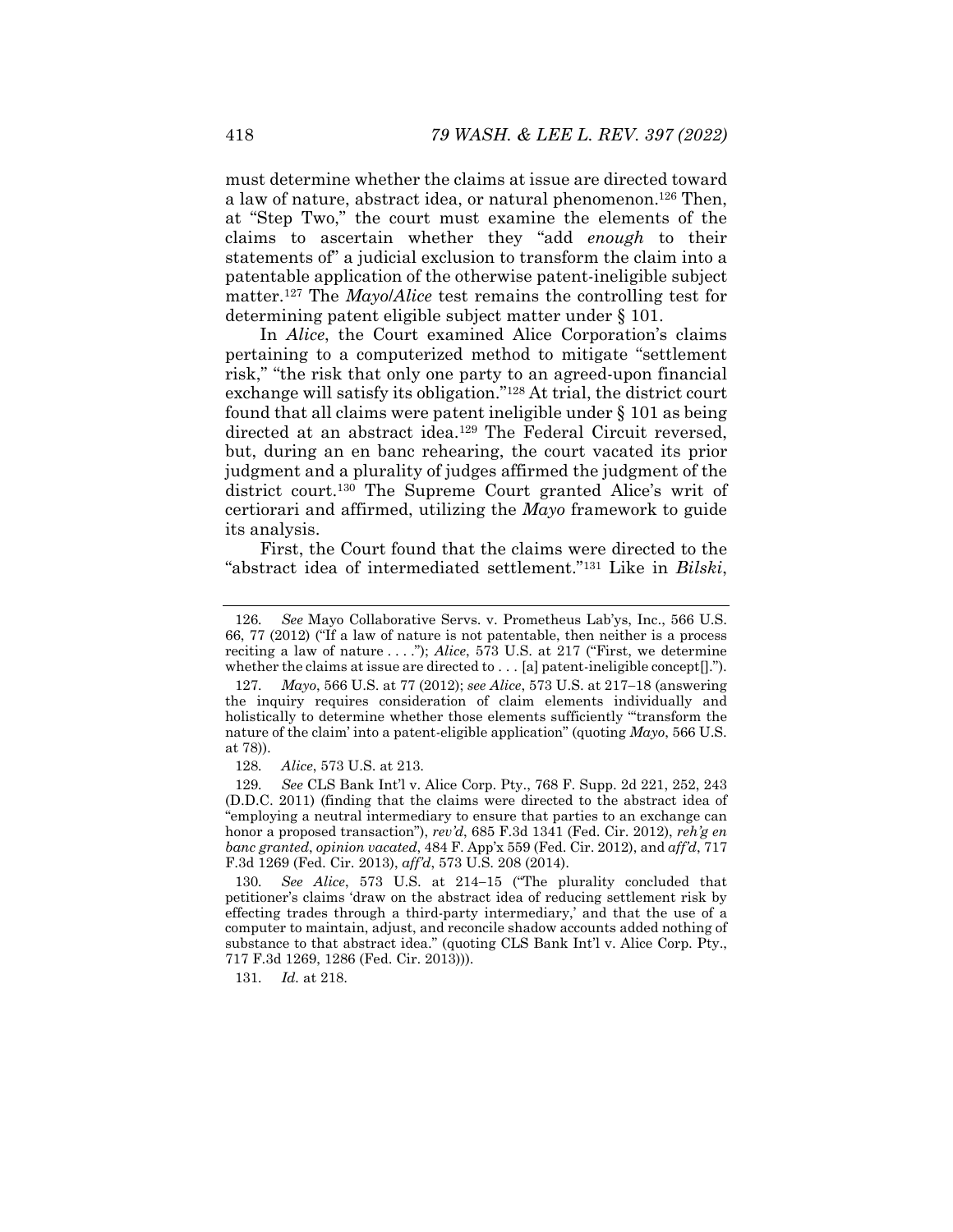must determine whether the claims at issue are directed toward a law of nature, abstract idea, or natural phenomenon.[126] Then, at "Step Two," the court must examine the elements of the claims to ascertain whether they "add *enough* to their statements of" a judicial exclusion to transform the claim into a patentable application of the otherwise patent-ineligible subject matter.[127] The *Mayo*/*Alice* test remains the controlling test for determining patent eligible subject matter under § 101.

In *Alice*, the Court examined Alice Corporation's claims pertaining to a computerized method to mitigate "settlement risk," "the risk that only one party to an agreed-upon financial exchange will satisfy its obligation."[128] At trial, the district court found that all claims were patent ineligible under § 101 as being directed at an abstract idea.[129] The Federal Circuit reversed, but, during an en banc rehearing, the court vacated its prior judgment and a plurality of judges affirmed the judgment of the district court.[130] The Supreme Court granted Alice's writ of certiorari and affirmed, utilizing the *Mayo* framework to guide its analysis.

First, the Court found that the claims were directed to the "abstract idea of intermediated settlement."[131] Like in *Bilski*,

---

126. *See* Mayo Collaborative Servs. v. Prometheus Lab'ys, Inc., 566 U.S. 66, 77 (2012) ("If a law of nature is not patentable, then neither is a process reciting a law of nature . . . ."); *Alice*, 573 U.S. at 217 ("First, we determine whether the claims at issue are directed to . . . [a] patent-ineligible concept[].").

127. *Mayo*, 566 U.S. at 77 (2012); *see Alice*, 573 U.S. at 217–18 (answering the inquiry requires consideration of claim elements individually and holistically to determine whether those elements sufficiently "'transform the nature of the claim' into a patent-eligible application" (quoting *Mayo*, 566 U.S. at 78)).

128. *Alice*, 573 U.S. at 213.

129. *See* CLS Bank Int'l v. Alice Corp. Pty., 768 F. Supp. 2d 221, 252, 243 (D.D.C. 2011) (finding that the claims were directed to the abstract idea of "employing a neutral intermediary to ensure that parties to an exchange can honor a proposed transaction"), *rev'd*, 685 F.3d 1341 (Fed. Cir. 2012), *reh'g en banc granted*, *opinion vacated*, 484 F. App'x 559 (Fed. Cir. 2012), and *aff'd*, 717 F.3d 1269 (Fed. Cir. 2013), *aff'd*, 573 U.S. 208 (2014).

130. *See Alice*, 573 U.S. at 214–15 ("The plurality concluded that petitioner's claims 'draw on the abstract idea of reducing settlement risk by effecting trades through a third-party intermediary,' and that the use of a computer to maintain, adjust, and reconcile shadow accounts added nothing of substance to that abstract idea." (quoting CLS Bank Int'l v. Alice Corp. Pty., 717 F.3d 1269, 1286 (Fed. Cir. 2013))).

131. *Id.* at 218.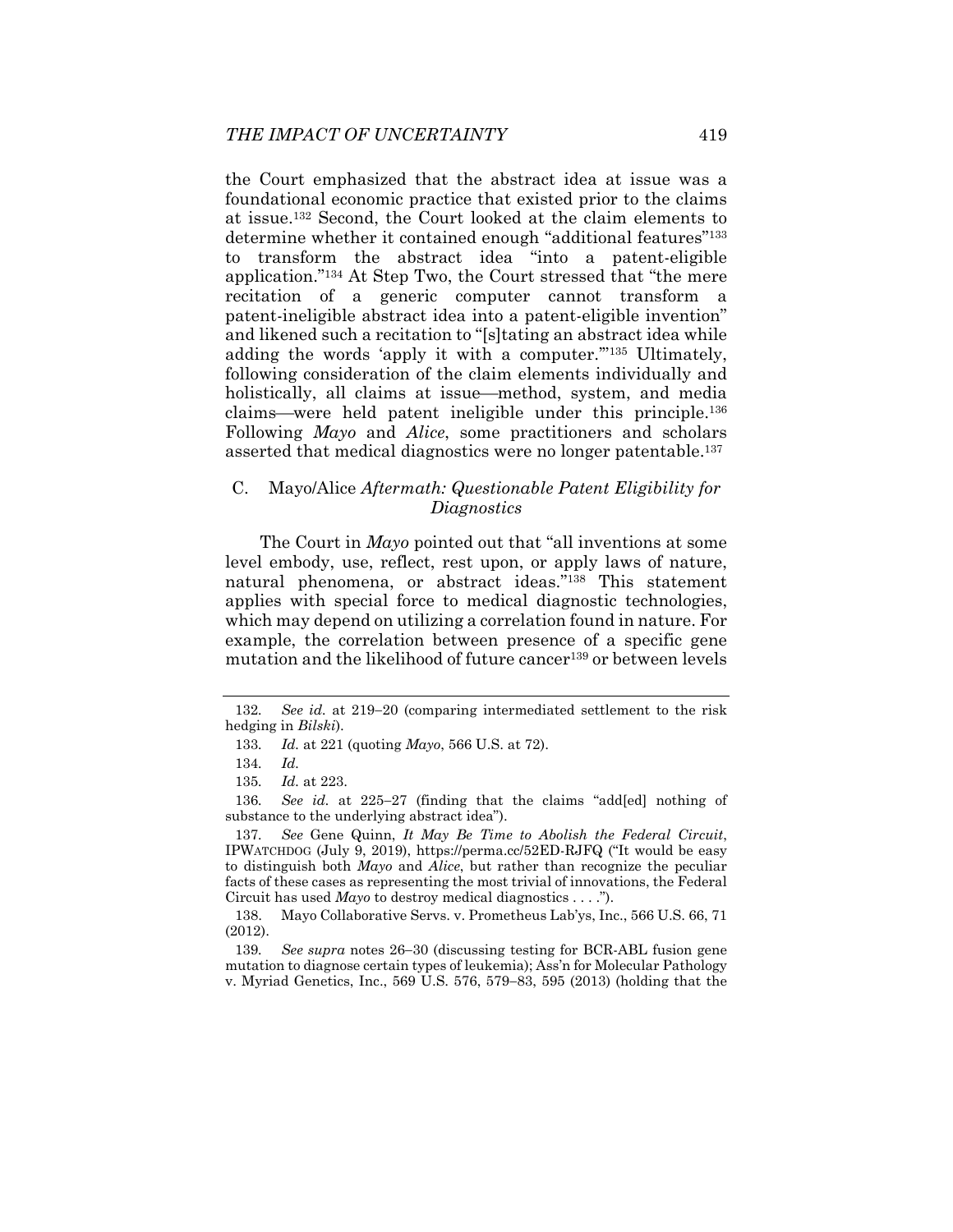the Court emphasized that the abstract idea at issue was a foundational economic practice that existed prior to the claims at issue.[132] Second, the Court looked at the claim elements to determine whether it contained enough "additional features"[133] to transform the abstract idea "into a patent-eligible application."[134] At Step Two, the Court stressed that "the mere recitation of a generic computer cannot transform a patent-ineligible abstract idea into a patent-eligible invention" and likened such a recitation to "[s]tating an abstract idea while adding the words 'apply it with a computer.'"[135] Ultimately, following consideration of the claim elements individually and holistically, all claims at issue—method, system, and media claims—were held patent ineligible under this principle.[136] Following *Mayo* and *Alice*, some practitioners and scholars asserted that medical diagnostics were no longer patentable.[137]

## C. Mayo/Alice *Aftermath: Questionable Patent Eligibility for Diagnostics*

The Court in *Mayo* pointed out that "all inventions at some level embody, use, reflect, rest upon, or apply laws of nature, natural phenomena, or abstract ideas."[138] This statement applies with special force to medical diagnostic technologies, which may depend on utilizing a correlation found in nature. For example, the correlation between presence of a specific gene mutation and the likelihood of future cancer[139] or between levels

---

132. *See id.* at 219–20 (comparing intermediated settlement to the risk hedging in *Bilski*).

133. *Id.* at 221 (quoting *Mayo*, 566 U.S. at 72).

134. *Id.*

135. *Id.* at 223.

136. *See id.* at 225–27 (finding that the claims "add[ed] nothing of substance to the underlying abstract idea").

137. *See* Gene Quinn, *It May Be Time to Abolish the Federal Circuit*, IPWATCHDOG (July 9, 2019), https://perma.cc/52ED-RJFQ ("It would be easy to distinguish both *Mayo* and *Alice*, but rather than recognize the peculiar facts of these cases as representing the most trivial of innovations, the Federal Circuit has used *Mayo* to destroy medical diagnostics . . . .").

138. Mayo Collaborative Servs. v. Prometheus Lab'ys, Inc., 566 U.S. 66, 71 (2012).

139. *See supra* notes 26–30 (discussing testing for BCR-ABL fusion gene mutation to diagnose certain types of leukemia); Ass'n for Molecular Pathology v. Myriad Genetics, Inc., 569 U.S. 576, 579–83, 595 (2013) (holding that the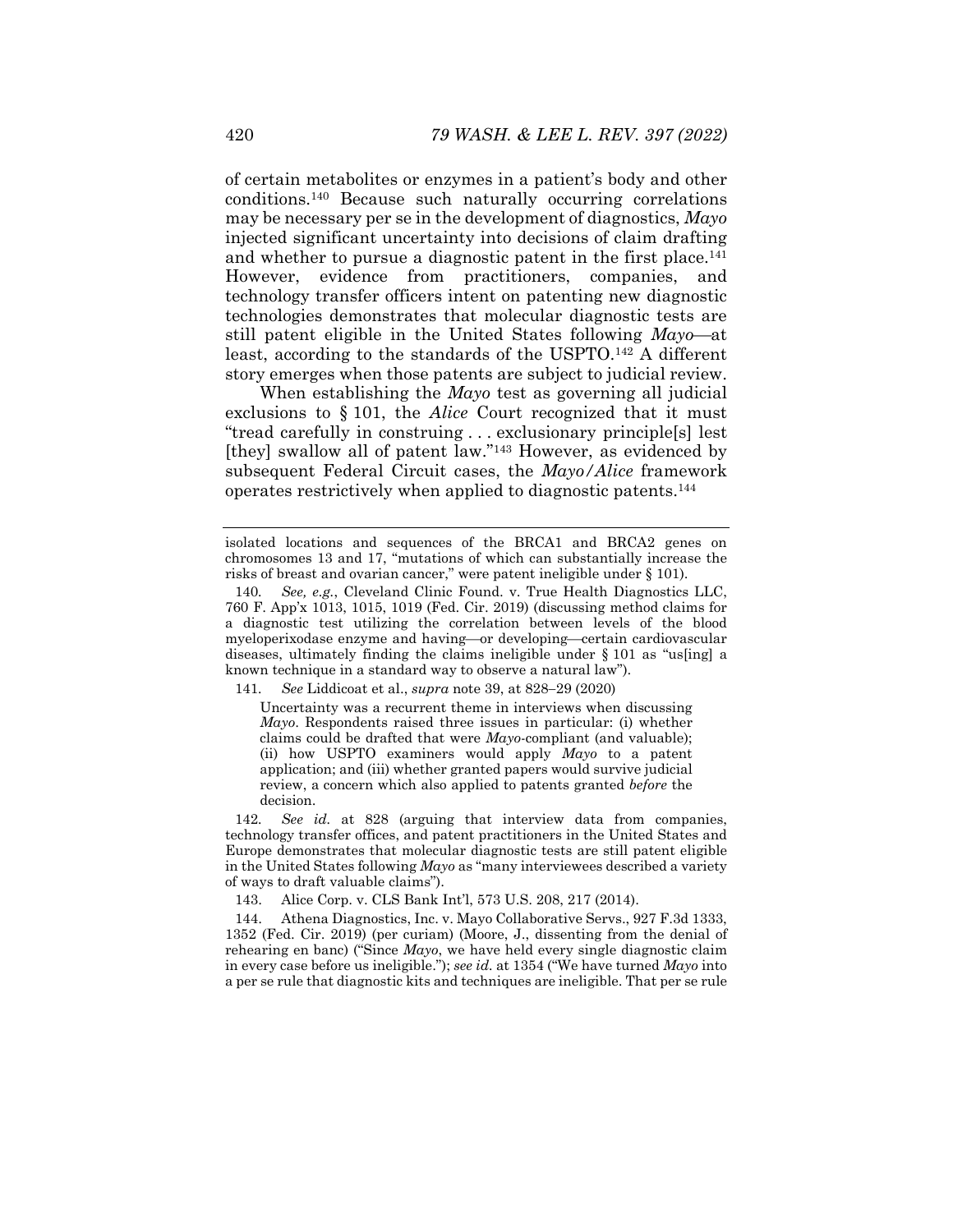of certain metabolites or enzymes in a patient's body and other conditions.[140] Because such naturally occurring correlations may be necessary per se in the development of diagnostics, *Mayo* injected significant uncertainty into decisions of claim drafting and whether to pursue a diagnostic patent in the first place.[141] However, evidence from practitioners, companies, and technology transfer officers intent on patenting new diagnostic technologies demonstrates that molecular diagnostic tests are still patent eligible in the United States following *Mayo*—at least, according to the standards of the USPTO.[142] A different story emerges when those patents are subject to judicial review.

When establishing the *Mayo* test as governing all judicial exclusions to § 101, the *Alice* Court recognized that it must "tread carefully in construing . . . exclusionary principle[s] lest [they] swallow all of patent law."[143] However, as evidenced by subsequent Federal Circuit cases, the *Mayo/Alice* framework operates restrictively when applied to diagnostic patents.[144]

---

isolated locations and sequences of the BRCA1 and BRCA2 genes on chromosomes 13 and 17, "mutations of which can substantially increase the risks of breast and ovarian cancer," were patent ineligible under § 101).

140. *See, e.g.*, Cleveland Clinic Found. v. True Health Diagnostics LLC, 760 F. App'x 1013, 1015, 1019 (Fed. Cir. 2019) (discussing method claims for a diagnostic test utilizing the correlation between levels of the blood myeloperixodase enzyme and having—or developing—certain cardiovascular diseases, ultimately finding the claims ineligible under § 101 as "us[ing] a known technique in a standard way to observe a natural law").

141. *See* Liddicoat et al., *supra* note 39, at 828–29 (2020)

> Uncertainty was a recurrent theme in interviews when discussing *Mayo*. Respondents raised three issues in particular: (i) whether claims could be drafted that were *Mayo*-compliant (and valuable); (ii) how USPTO examiners would apply *Mayo* to a patent application; and (iii) whether granted papers would survive judicial review, a concern which also applied to patents granted *before* the decision.

142. *See id.* at 828 (arguing that interview data from companies, technology transfer offices, and patent practitioners in the United States and Europe demonstrates that molecular diagnostic tests are still patent eligible in the United States following *Mayo* as "many interviewees described a variety of ways to draft valuable claims").

143. Alice Corp. v. CLS Bank Int'l, 573 U.S. 208, 217 (2014).

144. Athena Diagnostics, Inc. v. Mayo Collaborative Servs., 927 F.3d 1333, 1352 (Fed. Cir. 2019) (per curiam) (Moore, J., dissenting from the denial of rehearing en banc) ("Since *Mayo*, we have held every single diagnostic claim in every case before us ineligible."); *see id.* at 1354 ("We have turned *Mayo* into a per se rule that diagnostic kits and techniques are ineligible. That per se rule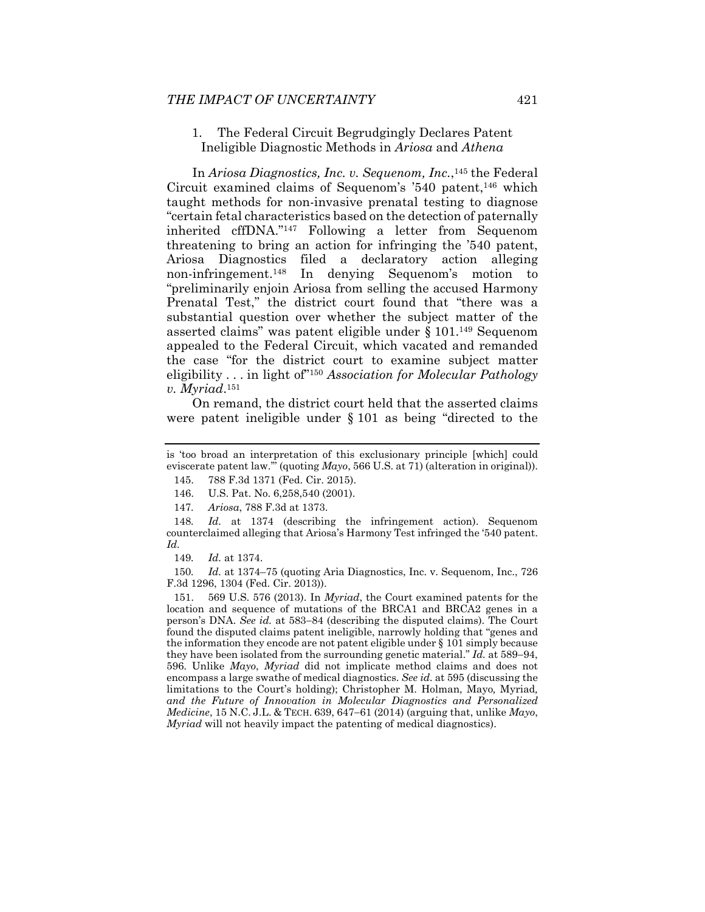### 1. The Federal Circuit Begrudgingly Declares Patent Ineligible Diagnostic Methods in *Ariosa* and *Athena*

In *Ariosa Diagnostics, Inc. v. Sequenom, Inc.*,[145] the Federal Circuit examined claims of Sequenom's '540 patent,[146] which taught methods for non-invasive prenatal testing to diagnose "certain fetal characteristics based on the detection of paternally inherited cffDNA."[147] Following a letter from Sequenom threatening to bring an action for infringing the '540 patent, Ariosa Diagnostics filed a declaratory action alleging non-infringement.[148] In denying Sequenom's motion to "preliminarily enjoin Ariosa from selling the accused Harmony Prenatal Test," the district court found that "there was a substantial question over whether the subject matter of the asserted claims" was patent eligible under § 101.[149] Sequenom appealed to the Federal Circuit, which vacated and remanded the case "for the district court to examine subject matter eligibility . . . in light of"[150] *Association for Molecular Pathology v. Myriad*.[151]

On remand, the district court held that the asserted claims were patent ineligible under § 101 as being "directed to the

---

is 'too broad an interpretation of this exclusionary principle [which] could eviscerate patent law.'" (quoting *Mayo*, 566 U.S. at 71) (alteration in original)).

145. 788 F.3d 1371 (Fed. Cir. 2015).

146. U.S. Pat. No. 6,258,540 (2001).

147. *Ariosa*, 788 F.3d at 1373.

148. *Id.* at 1374 (describing the infringement action). Sequenom counterclaimed alleging that Ariosa's Harmony Test infringed the '540 patent. *Id.*

149. *Id.* at 1374.

150. *Id.* at 1374–75 (quoting Aria Diagnostics, Inc. v. Sequenom, Inc., 726 F.3d 1296, 1304 (Fed. Cir. 2013)).

151. 569 U.S. 576 (2013). In *Myriad*, the Court examined patents for the location and sequence of mutations of the BRCA1 and BRCA2 genes in a person's DNA. *See id.* at 583–84 (describing the disputed claims). The Court found the disputed claims patent ineligible, narrowly holding that "genes and the information they encode are not patent eligible under § 101 simply because they have been isolated from the surrounding genetic material." *Id.* at 589–94, 596. Unlike *Mayo*, *Myriad* did not implicate method claims and does not encompass a large swathe of medical diagnostics. *See id.* at 595 (discussing the limitations to the Court's holding); Christopher M. Holman, *Mayo, Myriad, and the Future of Innovation in Molecular Diagnostics and Personalized Medicine*, 15 N.C. J.L. & TECH. 639, 647–61 (2014) (arguing that, unlike *Mayo*, *Myriad* will not heavily impact the patenting of medical diagnostics).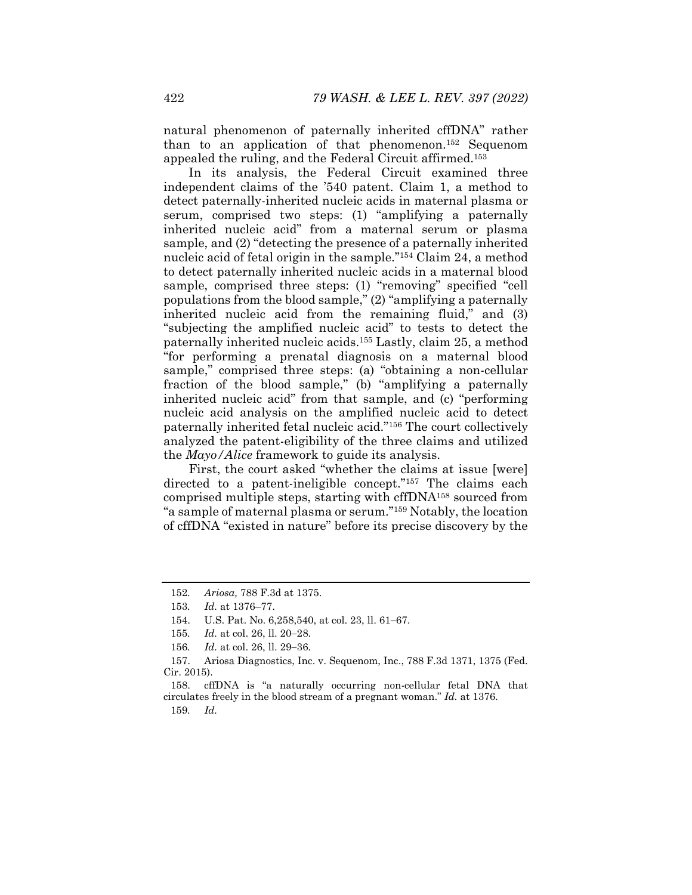natural phenomenon of paternally inherited cffDNA" rather than to an application of that phenomenon.[152] Sequenom appealed the ruling, and the Federal Circuit affirmed.[153]

In its analysis, the Federal Circuit examined three independent claims of the '540 patent. Claim 1, a method to detect paternally-inherited nucleic acids in maternal plasma or serum, comprised two steps: (1) "amplifying a paternally inherited nucleic acid" from a maternal serum or plasma sample, and (2) "detecting the presence of a paternally inherited nucleic acid of fetal origin in the sample."[154] Claim 24, a method to detect paternally inherited nucleic acids in a maternal blood sample, comprised three steps: (1) "removing" specified "cell populations from the blood sample," (2) "amplifying a paternally inherited nucleic acid from the remaining fluid," and (3) "subjecting the amplified nucleic acid" to tests to detect the paternally inherited nucleic acids.[155] Lastly, claim 25, a method "for performing a prenatal diagnosis on a maternal blood sample," comprised three steps: (a) "obtaining a non-cellular fraction of the blood sample," (b) "amplifying a paternally inherited nucleic acid" from that sample, and (c) "performing nucleic acid analysis on the amplified nucleic acid to detect paternally inherited fetal nucleic acid."[156] The court collectively analyzed the patent-eligibility of the three claims and utilized the *Mayo/Alice* framework to guide its analysis.

First, the court asked "whether the claims at issue [were] directed to a patent-ineligible concept."[157] The claims each comprised multiple steps, starting with cffDNA[158] sourced from "a sample of maternal plasma or serum."[159] Notably, the location of cffDNA "existed in nature" before its precise discovery by the

---

152. *Ariosa,* 788 F.3d at 1375.

153. *Id.* at 1376–77.

154. U.S. Pat. No. 6,258,540, at col. 23, ll. 61–67.

155. *Id.* at col. 26, ll. 20–28.

156. *Id.* at col. 26, ll. 29–36.

157. Ariosa Diagnostics, Inc. v. Sequenom, Inc., 788 F.3d 1371, 1375 (Fed. Cir. 2015).

158. cffDNA is "a naturally occurring non-cellular fetal DNA that circulates freely in the blood stream of a pregnant woman." *Id.* at 1376.

159. *Id.*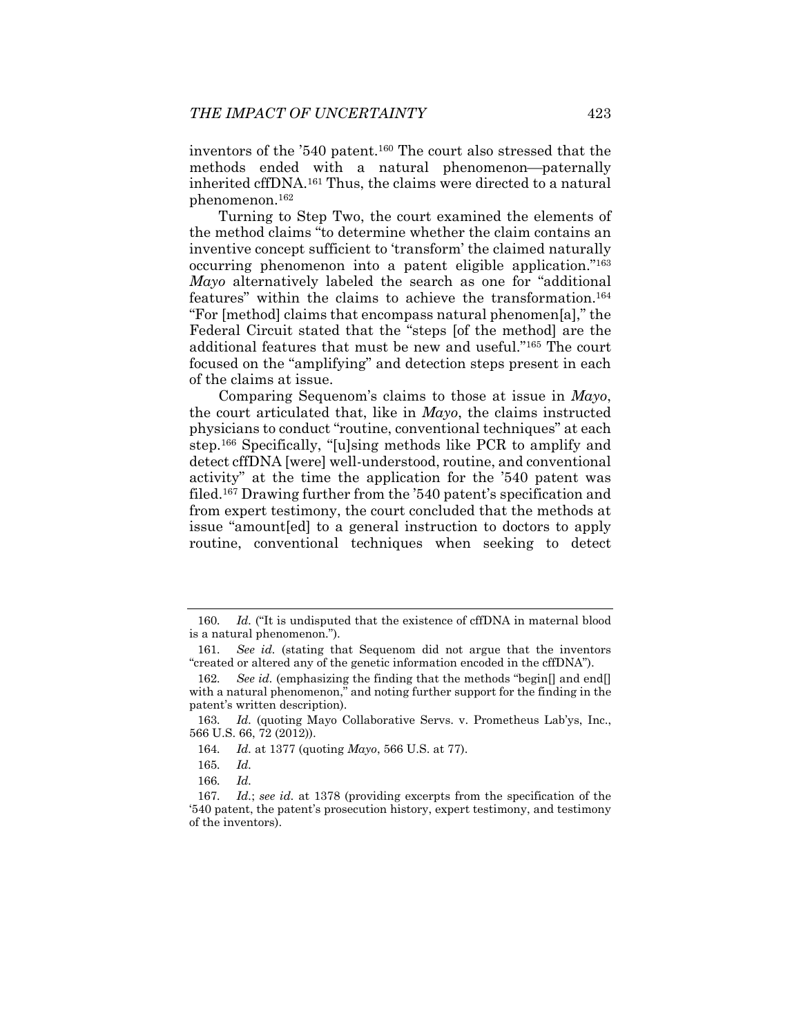inventors of the '540 patent.[160] The court also stressed that the methods ended with a natural phenomenon—paternally inherited cffDNA.[161] Thus, the claims were directed to a natural phenomenon.[162]

Turning to Step Two, the court examined the elements of the method claims "to determine whether the claim contains an inventive concept sufficient to 'transform' the claimed naturally occurring phenomenon into a patent eligible application."[163] *Mayo* alternatively labeled the search as one for "additional features" within the claims to achieve the transformation.[164] "For [method] claims that encompass natural phenomen[a]," the Federal Circuit stated that the "steps [of the method] are the additional features that must be new and useful."[165] The court focused on the "amplifying" and detection steps present in each of the claims at issue.

Comparing Sequenom's claims to those at issue in *Mayo*, the court articulated that, like in *Mayo*, the claims instructed physicians to conduct "routine, conventional techniques" at each step.[166] Specifically, "[u]sing methods like PCR to amplify and detect cffDNA [were] well-understood, routine, and conventional activity" at the time the application for the '540 patent was filed.[167] Drawing further from the '540 patent's specification and from expert testimony, the court concluded that the methods at issue "amount[ed] to a general instruction to doctors to apply routine, conventional techniques when seeking to detect

---

160. *Id.* ("It is undisputed that the existence of cffDNA in maternal blood is a natural phenomenon.").

161. *See id.* (stating that Sequenom did not argue that the inventors "created or altered any of the genetic information encoded in the cffDNA").

162. *See id.* (emphasizing the finding that the methods "begin[] and end[] with a natural phenomenon," and noting further support for the finding in the patent's written description).

163. *Id.* (quoting Mayo Collaborative Servs. v. Prometheus Lab'ys, Inc., 566 U.S. 66, 72 (2012)).

164. *Id.* at 1377 (quoting *Mayo*, 566 U.S. at 77).

165. *Id.*

166. *Id.*

167. *Id.*; *see id.* at 1378 (providing excerpts from the specification of the '540 patent, the patent's prosecution history, expert testimony, and testimony of the inventors).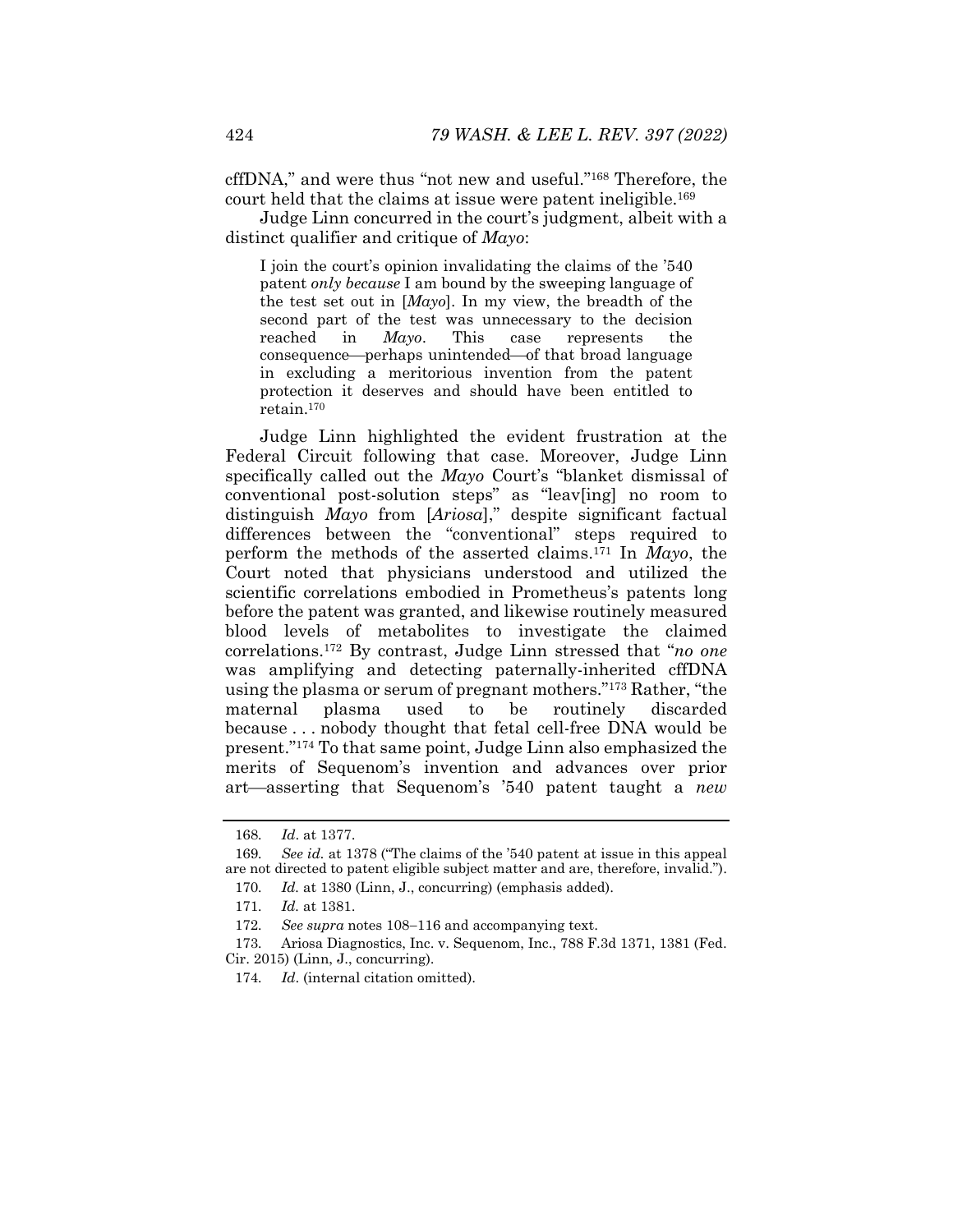cffDNA," and were thus "not new and useful."[168] Therefore, the court held that the claims at issue were patent ineligible.[169]

Judge Linn concurred in the court's judgment, albeit with a distinct qualifier and critique of *Mayo*:

> I join the court's opinion invalidating the claims of the '540 patent *only because* I am bound by the sweeping language of the test set out in [*Mayo*]. In my view, the breadth of the second part of the test was unnecessary to the decision reached in *Mayo*. This case represents the consequence—perhaps unintended—of that broad language in excluding a meritorious invention from the patent protection it deserves and should have been entitled to retain.[170]

Judge Linn highlighted the evident frustration at the Federal Circuit following that case. Moreover, Judge Linn specifically called out the *Mayo* Court's "blanket dismissal of conventional post-solution steps" as "leav[ing] no room to distinguish *Mayo* from [*Ariosa*]," despite significant factual differences between the "conventional" steps required to perform the methods of the asserted claims.[171] In *Mayo*, the Court noted that physicians understood and utilized the scientific correlations embodied in Prometheus's patents long before the patent was granted, and likewise routinely measured blood levels of metabolites to investigate the claimed correlations.[172] By contrast, Judge Linn stressed that "*no one* was amplifying and detecting paternally-inherited cffDNA using the plasma or serum of pregnant mothers."[173] Rather, "the maternal plasma used to be routinely discarded because . . . nobody thought that fetal cell-free DNA would be present."[174] To that same point, Judge Linn also emphasized the merits of Sequenom's invention and advances over prior art—asserting that Sequenom's '540 patent taught a *new*

---

168. *Id*. at 1377.

169. *See id.* at 1378 ("The claims of the '540 patent at issue in this appeal are not directed to patent eligible subject matter and are, therefore, invalid.").

170. *Id.* at 1380 (Linn, J., concurring) (emphasis added).

171. *Id.* at 1381.

172. *See supra* notes 108–116 and accompanying text.

173. Ariosa Diagnostics, Inc. v. Sequenom, Inc., 788 F.3d 1371, 1381 (Fed. Cir. 2015) (Linn, J., concurring).

174. *Id*. (internal citation omitted).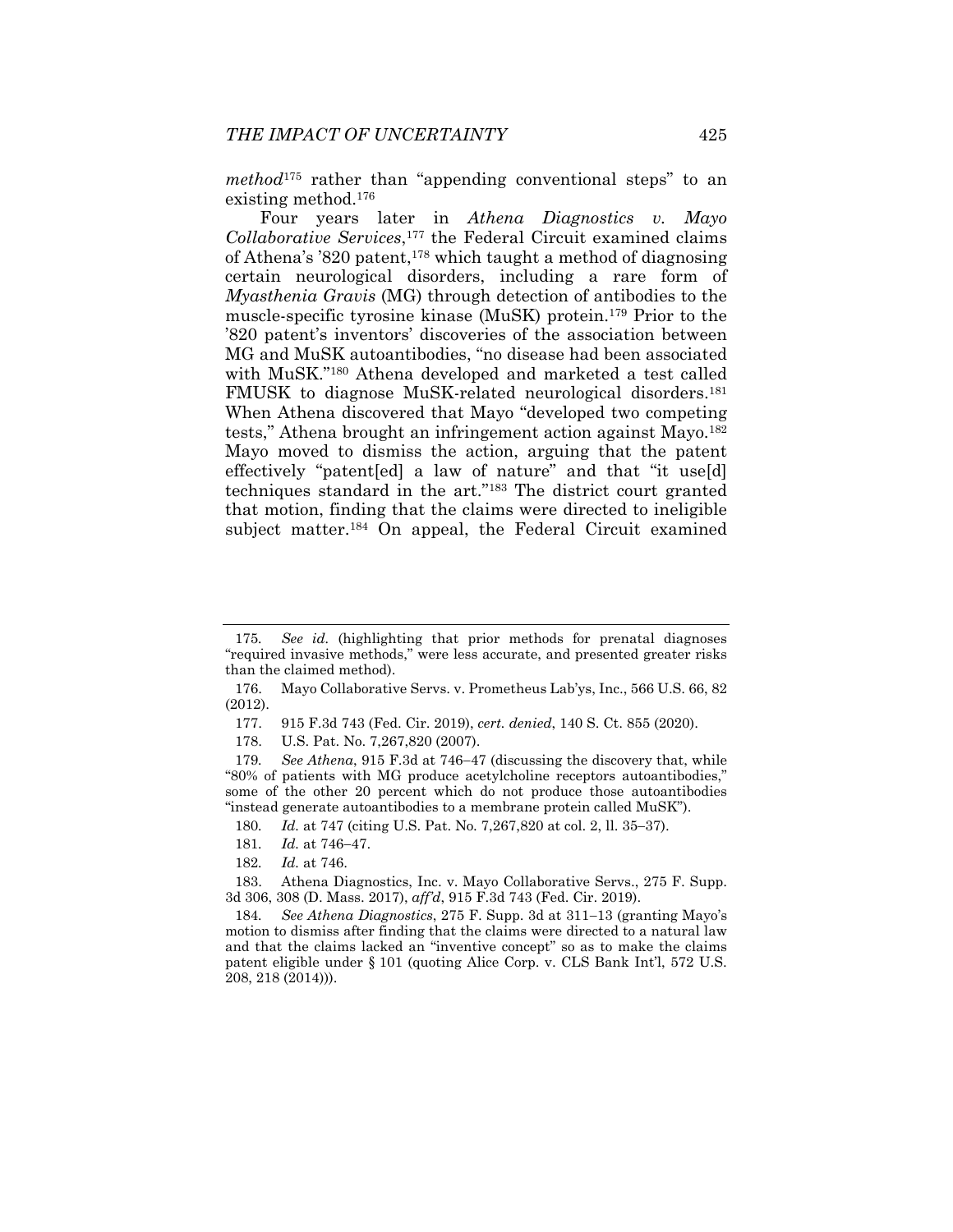*method*[175] rather than "appending conventional steps" to an existing method.[176]

Four years later in *Athena Diagnostics v. Mayo Collaborative Services*,[177] the Federal Circuit examined claims of Athena's '820 patent,[178] which taught a method of diagnosing certain neurological disorders, including a rare form of *Myasthenia Gravis* (MG) through detection of antibodies to the muscle-specific tyrosine kinase (MuSK) protein.[179] Prior to the '820 patent's inventors' discoveries of the association between MG and MuSK autoantibodies, "no disease had been associated with MuSK."[180] Athena developed and marketed a test called FMUSK to diagnose MuSK-related neurological disorders.[181] When Athena discovered that Mayo "developed two competing tests," Athena brought an infringement action against Mayo.[182] Mayo moved to dismiss the action, arguing that the patent effectively "patent[ed] a law of nature" and that "it use[d] techniques standard in the art."[183] The district court granted that motion, finding that the claims were directed to ineligible subject matter.[184] On appeal, the Federal Circuit examined

---

175. *See id.* (highlighting that prior methods for prenatal diagnoses "required invasive methods," were less accurate, and presented greater risks than the claimed method).

176. Mayo Collaborative Servs. v. Prometheus Lab'ys, Inc., 566 U.S. 66, 82 (2012).

177. 915 F.3d 743 (Fed. Cir. 2019), *cert. denied*, 140 S. Ct. 855 (2020).

178. U.S. Pat. No. 7,267,820 (2007).

179. *See Athena*, 915 F.3d at 746–47 (discussing the discovery that, while "80% of patients with MG produce acetylcholine receptors autoantibodies," some of the other 20 percent which do not produce those autoantibodies "instead generate autoantibodies to a membrane protein called MuSK").

180. *Id.* at 747 (citing U.S. Pat. No. 7,267,820 at col. 2, ll. 35–37).

181. *Id.* at 746–47.

182. *Id.* at 746.

183. Athena Diagnostics, Inc. v. Mayo Collaborative Servs., 275 F. Supp. 3d 306, 308 (D. Mass. 2017), *aff'd*, 915 F.3d 743 (Fed. Cir. 2019).

184. *See Athena Diagnostics*, 275 F. Supp. 3d at 311–13 (granting Mayo's motion to dismiss after finding that the claims were directed to a natural law and that the claims lacked an "inventive concept" so as to make the claims patent eligible under § 101 (quoting Alice Corp. v. CLS Bank Int'l, 572 U.S. 208, 218 (2014))).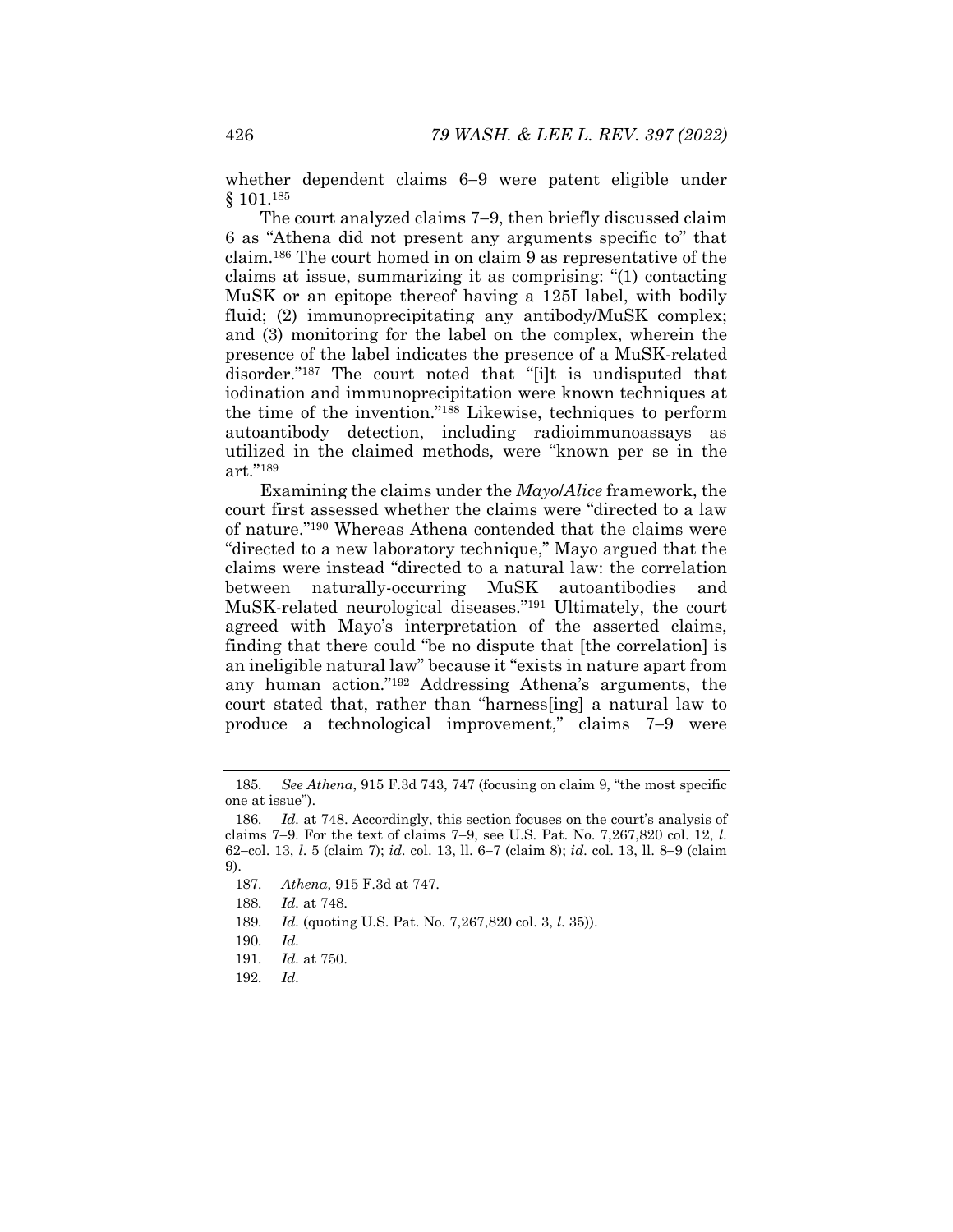whether dependent claims 6–9 were patent eligible under § 101.[185]

The court analyzed claims 7–9, then briefly discussed claim 6 as "Athena did not present any arguments specific to" that claim.[186] The court homed in on claim 9 as representative of the claims at issue, summarizing it as comprising: "(1) contacting MuSK or an epitope thereof having a 125I label, with bodily fluid; (2) immunoprecipitating any antibody/MuSK complex; and (3) monitoring for the label on the complex, wherein the presence of the label indicates the presence of a MuSK-related disorder."[187] The court noted that "[i]t is undisputed that iodination and immunoprecipitation were known techniques at the time of the invention."[188] Likewise, techniques to perform autoantibody detection, including radioimmunoassays as utilized in the claimed methods, were "known per se in the art."[189]

Examining the claims under the *Mayo*/*Alice* framework, the court first assessed whether the claims were "directed to a law of nature."[190] Whereas Athena contended that the claims were "directed to a new laboratory technique," Mayo argued that the claims were instead "directed to a natural law: the correlation between naturally-occurring MuSK autoantibodies and MuSK-related neurological diseases."[191] Ultimately, the court agreed with Mayo's interpretation of the asserted claims, finding that there could "be no dispute that [the correlation] is an ineligible natural law" because it "exists in nature apart from any human action."[192] Addressing Athena's arguments, the court stated that, rather than "harness[ing] a natural law to produce a technological improvement," claims 7–9 were

---

185. *See Athena*, 915 F.3d 743, 747 (focusing on claim 9, "the most specific one at issue").

186. *Id.* at 748. Accordingly, this section focuses on the court's analysis of claims 7–9. For the text of claims 7–9, see U.S. Pat. No. 7,267,820 col. 12, *l.* 62–col. 13, *l.* 5 (claim 7); *id.* col. 13, ll. 6–7 (claim 8); *id.* col. 13, ll. 8–9 (claim 9).

187. *Athena*, 915 F.3d at 747.

188. *Id.* at 748.

189. *Id.* (quoting U.S. Pat. No. 7,267,820 col. 3, *l.* 35)).

190. *Id.*

191. *Id.* at 750.

192. *Id.*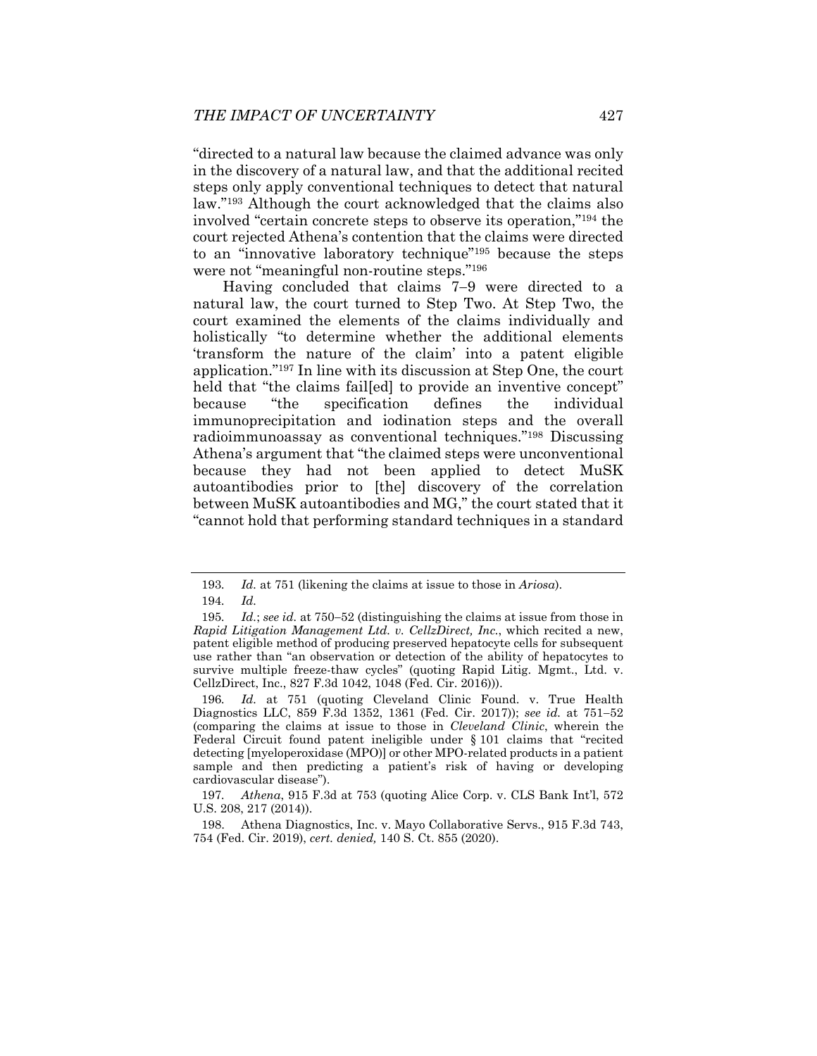"directed to a natural law because the claimed advance was only in the discovery of a natural law, and that the additional recited steps only apply conventional techniques to detect that natural law."[193] Although the court acknowledged that the claims also involved "certain concrete steps to observe its operation,"[194] the court rejected Athena's contention that the claims were directed to an "innovative laboratory technique"[195] because the steps were not "meaningful non-routine steps."[196]

Having concluded that claims 7–9 were directed to a natural law, the court turned to Step Two. At Step Two, the court examined the elements of the claims individually and holistically "to determine whether the additional elements 'transform the nature of the claim' into a patent eligible application."[197] In line with its discussion at Step One, the court held that "the claims fail[ed] to provide an inventive concept" because "the specification defines the individual immunoprecipitation and iodination steps and the overall radioimmunoassay as conventional techniques."[198] Discussing Athena's argument that "the claimed steps were unconventional because they had not been applied to detect MuSK autoantibodies prior to [the] discovery of the correlation between MuSK autoantibodies and MG," the court stated that it "cannot hold that performing standard techniques in a standard

---

193. *Id.* at 751 (likening the claims at issue to those in *Ariosa*).

194. *Id.*

195. *Id.*; *see id.* at 750–52 (distinguishing the claims at issue from those in *Rapid Litigation Management Ltd. v. CellzDirect, Inc.*, which recited a new, patent eligible method of producing preserved hepatocyte cells for subsequent use rather than "an observation or detection of the ability of hepatocytes to survive multiple freeze-thaw cycles" (quoting Rapid Litig. Mgmt., Ltd. v. CellzDirect, Inc., 827 F.3d 1042, 1048 (Fed. Cir. 2016))).

196. *Id.* at 751 (quoting Cleveland Clinic Found. v. True Health Diagnostics LLC, 859 F.3d 1352, 1361 (Fed. Cir. 2017)); *see id.* at 751–52 (comparing the claims at issue to those in *Cleveland Clinic*, wherein the Federal Circuit found patent ineligible under § 101 claims that "recited detecting [myeloperoxidase (MPO)] or other MPO-related products in a patient sample and then predicting a patient's risk of having or developing cardiovascular disease").

197. *Athena*, 915 F.3d at 753 (quoting Alice Corp. v. CLS Bank Int'l, 572 U.S. 208, 217 (2014)).

198. Athena Diagnostics, Inc. v. Mayo Collaborative Servs., 915 F.3d 743, 754 (Fed. Cir. 2019), *cert. denied,* 140 S. Ct. 855 (2020).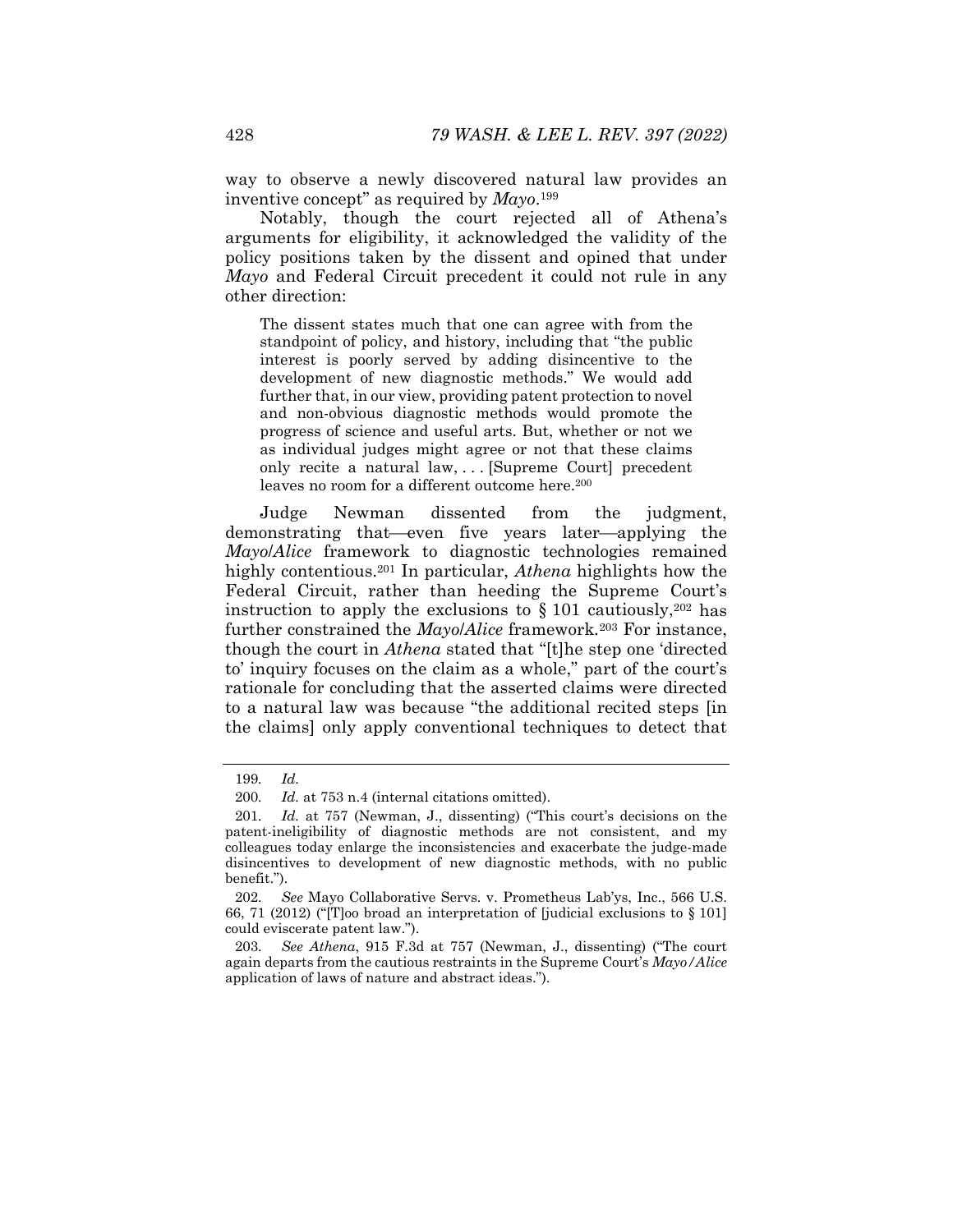way to observe a newly discovered natural law provides an inventive concept" as required by *Mayo*.[199]

Notably, though the court rejected all of Athena's arguments for eligibility, it acknowledged the validity of the policy positions taken by the dissent and opined that under *Mayo* and Federal Circuit precedent it could not rule in any other direction:

> The dissent states much that one can agree with from the standpoint of policy, and history, including that "the public interest is poorly served by adding disincentive to the development of new diagnostic methods." We would add further that, in our view, providing patent protection to novel and non-obvious diagnostic methods would promote the progress of science and useful arts. But, whether or not we as individual judges might agree or not that these claims only recite a natural law, . . . [Supreme Court] precedent leaves no room for a different outcome here.[200]

Judge Newman dissented from the judgment, demonstrating that—even five years later—applying the *Mayo*/*Alice* framework to diagnostic technologies remained highly contentious.[201] In particular, *Athena* highlights how the Federal Circuit, rather than heeding the Supreme Court's instruction to apply the exclusions to § 101 cautiously,[202] has further constrained the *Mayo*/*Alice* framework.[203] For instance, though the court in *Athena* stated that "[t]he step one 'directed to' inquiry focuses on the claim as a whole," part of the court's rationale for concluding that the asserted claims were directed to a natural law was because "the additional recited steps [in the claims] only apply conventional techniques to detect that

---

199. *Id.*

200. *Id.* at 753 n.4 (internal citations omitted).

201. *Id.* at 757 (Newman, J., dissenting) ("This court's decisions on the patent-ineligibility of diagnostic methods are not consistent, and my colleagues today enlarge the inconsistencies and exacerbate the judge-made disincentives to development of new diagnostic methods, with no public benefit.").

202. *See* Mayo Collaborative Servs. v. Prometheus Lab'ys, Inc., 566 U.S. 66, 71 (2012) ("[T]oo broad an interpretation of [judicial exclusions to § 101] could eviscerate patent law.").

203. *See Athena*, 915 F.3d at 757 (Newman, J., dissenting) ("The court again departs from the cautious restraints in the Supreme Court's *Mayo/Alice* application of laws of nature and abstract ideas.").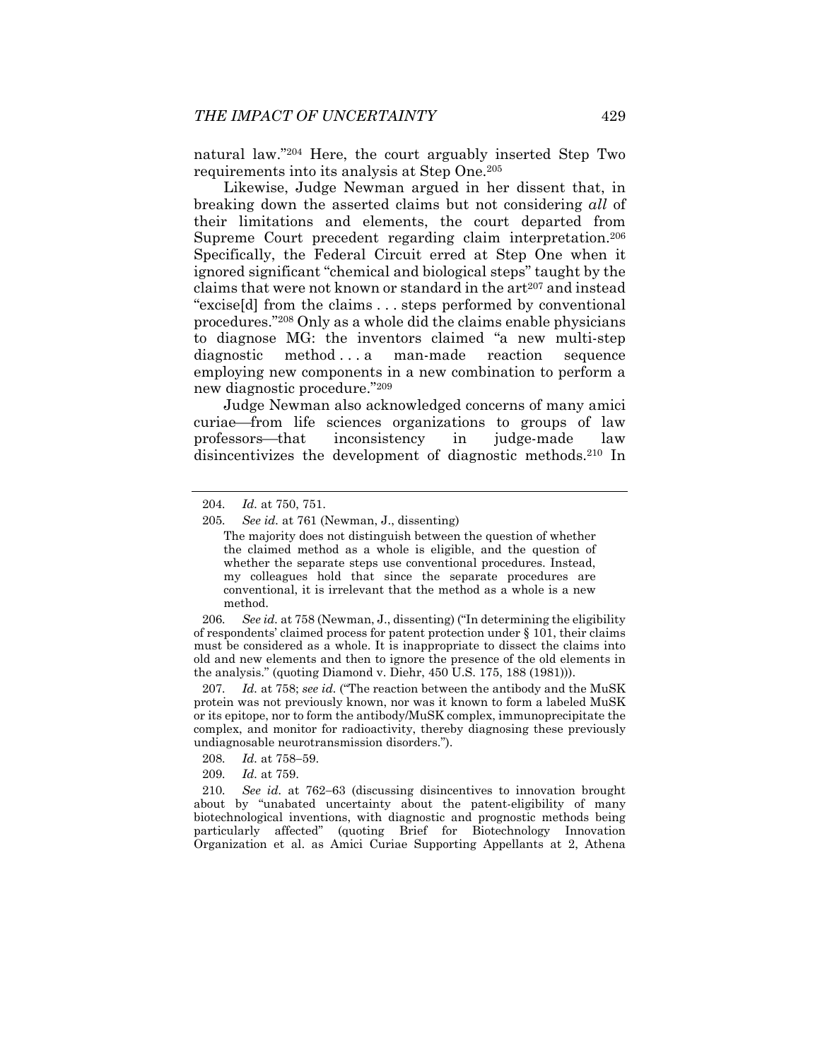natural law."[204] Here, the court arguably inserted Step Two requirements into its analysis at Step One.[205]

Likewise, Judge Newman argued in her dissent that, in breaking down the asserted claims but not considering *all* of their limitations and elements, the court departed from Supreme Court precedent regarding claim interpretation.[206] Specifically, the Federal Circuit erred at Step One when it ignored significant "chemical and biological steps" taught by the claims that were not known or standard in the art[207] and instead "excise[d] from the claims . . . steps performed by conventional procedures."[208] Only as a whole did the claims enable physicians to diagnose MG: the inventors claimed "a new multi-step diagnostic method . . . a man-made reaction sequence employing new components in a new combination to perform a new diagnostic procedure."[209]

Judge Newman also acknowledged concerns of many amici curiae—from life sciences organizations to groups of law professors—that inconsistency in judge-made law disincentivizes the development of diagnostic methods.[210] In

---

204. *Id.* at 750, 751.

205. *See id.* at 761 (Newman, J., dissenting)

> The majority does not distinguish between the question of whether the claimed method as a whole is eligible, and the question of whether the separate steps use conventional procedures. Instead, my colleagues hold that since the separate procedures are conventional, it is irrelevant that the method as a whole is a new method.

206. *See id.* at 758 (Newman, J., dissenting) ("In determining the eligibility of respondents' claimed process for patent protection under § 101, their claims must be considered as a whole. It is inappropriate to dissect the claims into old and new elements and then to ignore the presence of the old elements in the analysis." (quoting Diamond v. Diehr, 450 U.S. 175, 188 (1981))).

207. *Id.* at 758; *see id.* ("The reaction between the antibody and the MuSK protein was not previously known, nor was it known to form a labeled MuSK or its epitope, nor to form the antibody/MuSK complex, immunoprecipitate the complex, and monitor for radioactivity, thereby diagnosing these previously undiagnosable neurotransmission disorders.").

208. *Id.* at 758–59.

209. *Id.* at 759.

210. *See id.* at 762–63 (discussing disincentives to innovation brought about by "unabated uncertainty about the patent-eligibility of many biotechnological inventions, with diagnostic and prognostic methods being particularly affected" (quoting Brief for Biotechnology Innovation Organization et al. as Amici Curiae Supporting Appellants at 2, Athena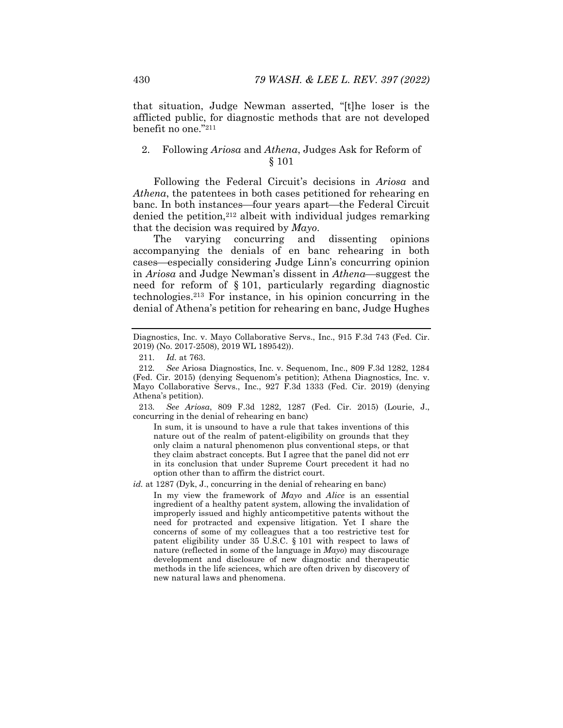that situation, Judge Newman asserted, "[t]he loser is the afflicted public, for diagnostic methods that are not developed benefit no one."[211]

### 2. Following *Ariosa* and *Athena*, Judges Ask for Reform of § 101

Following the Federal Circuit's decisions in *Ariosa* and *Athena*, the patentees in both cases petitioned for rehearing en banc. In both instances—four years apart—the Federal Circuit denied the petition,[212] albeit with individual judges remarking that the decision was required by *Mayo*.

The varying concurring and dissenting opinions accompanying the denials of en banc rehearing in both cases—especially considering Judge Linn's concurring opinion in *Ariosa* and Judge Newman's dissent in *Athena*—suggest the need for reform of § 101, particularly regarding diagnostic technologies.[213] For instance, in his opinion concurring in the denial of Athena's petition for rehearing en banc, Judge Hughes

---

Diagnostics, Inc. v. Mayo Collaborative Servs., Inc., 915 F.3d 743 (Fed. Cir. 2019) (No. 2017-2508), 2019 WL 189542)).

211. *Id.* at 763.

212. *See* Ariosa Diagnostics, Inc. v. Sequenom, Inc., 809 F.3d 1282, 1284 (Fed. Cir. 2015) (denying Sequenom's petition); Athena Diagnostics, Inc. v. Mayo Collaborative Servs., Inc., 927 F.3d 1333 (Fed. Cir. 2019) (denying Athena's petition).

213. *See Ariosa*, 809 F.3d 1282, 1287 (Fed. Cir. 2015) (Lourie, J., concurring in the denial of rehearing en banc)

> In sum, it is unsound to have a rule that takes inventions of this nature out of the realm of patent-eligibility on grounds that they only claim a natural phenomenon plus conventional steps, or that they claim abstract concepts. But I agree that the panel did not err in its conclusion that under Supreme Court precedent it had no option other than to affirm the district court.

*id.* at 1287 (Dyk, J., concurring in the denial of rehearing en banc)

> In my view the framework of *Mayo* and *Alice* is an essential ingredient of a healthy patent system, allowing the invalidation of improperly issued and highly anticompetitive patents without the need for protracted and expensive litigation. Yet I share the concerns of some of my colleagues that a too restrictive test for patent eligibility under 35 U.S.C. § 101 with respect to laws of nature (reflected in some of the language in *Mayo*) may discourage development and disclosure of new diagnostic and therapeutic methods in the life sciences, which are often driven by discovery of new natural laws and phenomena.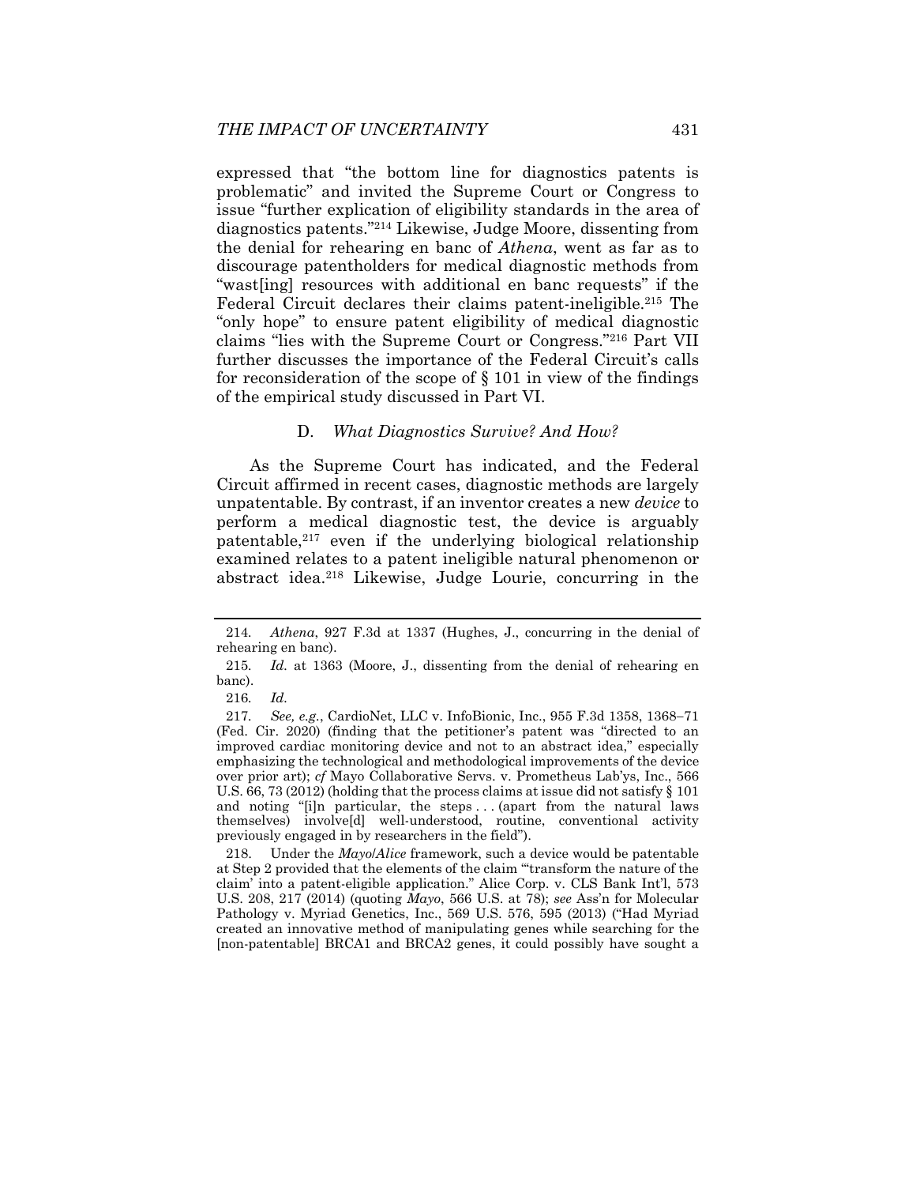expressed that "the bottom line for diagnostics patents is problematic" and invited the Supreme Court or Congress to issue "further explication of eligibility standards in the area of diagnostics patents."[214] Likewise, Judge Moore, dissenting from the denial for rehearing en banc of *Athena*, went as far as to discourage patentholders for medical diagnostic methods from "wast[ing] resources with additional en banc requests" if the Federal Circuit declares their claims patent-ineligible.[215] The "only hope" to ensure patent eligibility of medical diagnostic claims "lies with the Supreme Court or Congress."[216] Part VII further discusses the importance of the Federal Circuit's calls for reconsideration of the scope of § 101 in view of the findings of the empirical study discussed in Part VI.

### D. *What Diagnostics Survive? And How?*

As the Supreme Court has indicated, and the Federal Circuit affirmed in recent cases, diagnostic methods are largely unpatentable. By contrast, if an inventor creates a new *device* to perform a medical diagnostic test, the device is arguably patentable,[217] even if the underlying biological relationship examined relates to a patent ineligible natural phenomenon or abstract idea.[218] Likewise, Judge Lourie, concurring in the

---

214. *Athena*, 927 F.3d at 1337 (Hughes, J., concurring in the denial of rehearing en banc).

215. *Id.* at 1363 (Moore, J., dissenting from the denial of rehearing en banc).

216. *Id.*

217. *See, e.g.*, CardioNet, LLC v. InfoBionic, Inc., 955 F.3d 1358, 1368–71 (Fed. Cir. 2020) (finding that the petitioner's patent was "directed to an improved cardiac monitoring device and not to an abstract idea," especially emphasizing the technological and methodological improvements of the device over prior art); *cf* Mayo Collaborative Servs. v. Prometheus Lab'ys, Inc., 566 U.S. 66, 73 (2012) (holding that the process claims at issue did not satisfy § 101 and noting "[i]n particular, the steps . . . (apart from the natural laws themselves) involve[d] well-understood, routine, conventional activity previously engaged in by researchers in the field").

218. Under the *Mayo*/*Alice* framework, such a device would be patentable at Step 2 provided that the elements of the claim "'transform the nature of the claim' into a patent-eligible application." Alice Corp. v. CLS Bank Int'l, 573 U.S. 208, 217 (2014) (quoting *Mayo*, 566 U.S. at 78); *see* Ass'n for Molecular Pathology v. Myriad Genetics, Inc., 569 U.S. 576, 595 (2013) ("Had Myriad created an innovative method of manipulating genes while searching for the [non-patentable] BRCA1 and BRCA2 genes, it could possibly have sought a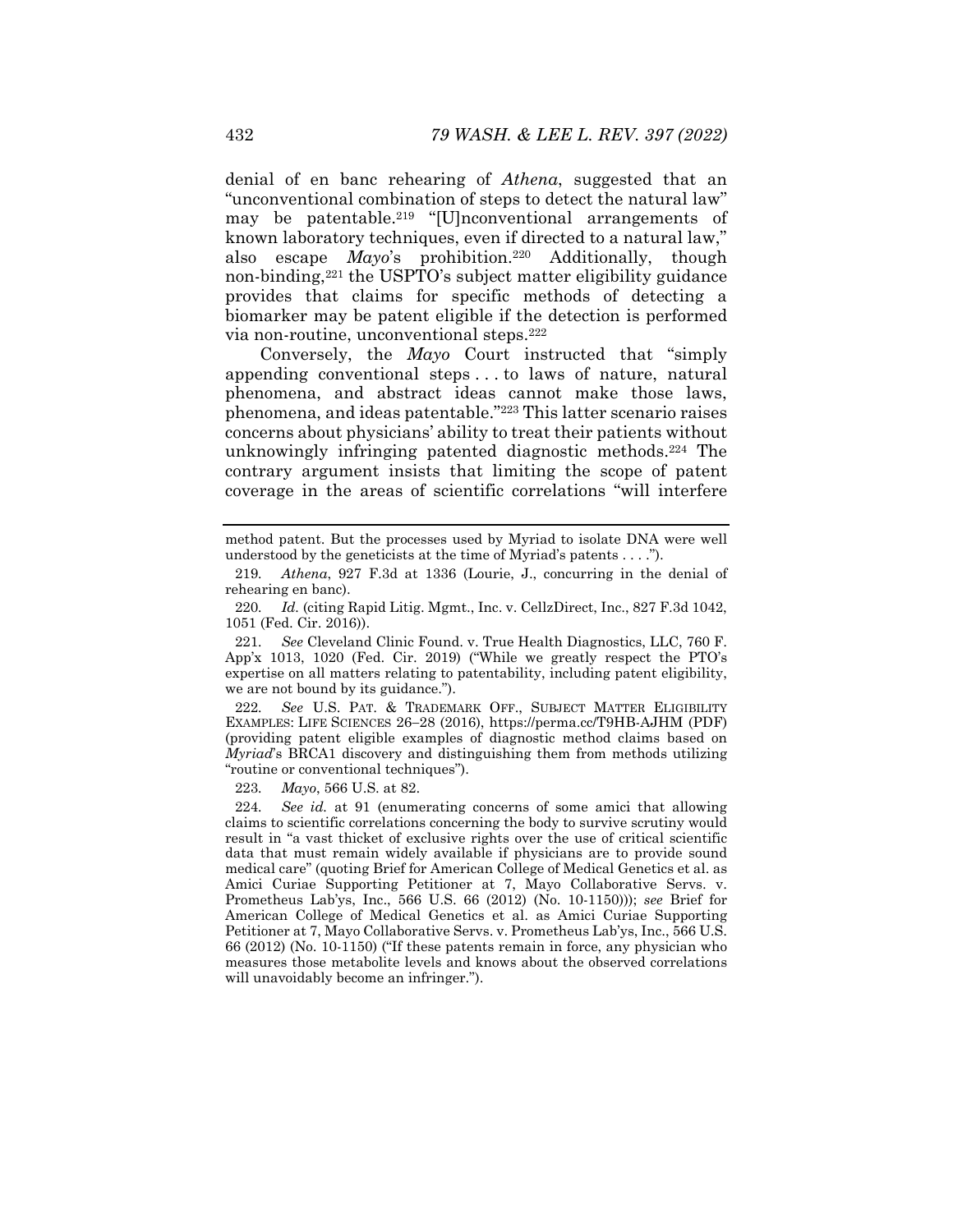denial of en banc rehearing of *Athena*, suggested that an "unconventional combination of steps to detect the natural law" may be patentable.[219] "[U]nconventional arrangements of known laboratory techniques, even if directed to a natural law," also escape *Mayo*'s prohibition.[220] Additionally, though non-binding,[221] the USPTO's subject matter eligibility guidance provides that claims for specific methods of detecting a biomarker may be patent eligible if the detection is performed via non-routine, unconventional steps.[222]

Conversely, the *Mayo* Court instructed that "simply appending conventional steps . . . to laws of nature, natural phenomena, and abstract ideas cannot make those laws, phenomena, and ideas patentable."[223] This latter scenario raises concerns about physicians' ability to treat their patients without unknowingly infringing patented diagnostic methods.[224] The contrary argument insists that limiting the scope of patent coverage in the areas of scientific correlations "will interfere

---

method patent. But the processes used by Myriad to isolate DNA were well understood by the geneticists at the time of Myriad's patents . . . .").

219. *Athena*, 927 F.3d at 1336 (Lourie, J., concurring in the denial of rehearing en banc).

220. *Id.* (citing Rapid Litig. Mgmt., Inc. v. CellzDirect, Inc., 827 F.3d 1042, 1051 (Fed. Cir. 2016)).

221. *See* Cleveland Clinic Found. v. True Health Diagnostics, LLC, 760 F. App'x 1013, 1020 (Fed. Cir. 2019) ("While we greatly respect the PTO's expertise on all matters relating to patentability, including patent eligibility, we are not bound by its guidance.").

222. *See* U.S. PAT. & TRADEMARK OFF., SUBJECT MATTER ELIGIBILITY EXAMPLES: LIFE SCIENCES 26–28 (2016), https://perma.cc/T9HB-AJHM (PDF) (providing patent eligible examples of diagnostic method claims based on *Myriad*'s BRCA1 discovery and distinguishing them from methods utilizing "routine or conventional techniques").

223. *Mayo*, 566 U.S. at 82.

224. *See id.* at 91 (enumerating concerns of some amici that allowing claims to scientific correlations concerning the body to survive scrutiny would result in "a vast thicket of exclusive rights over the use of critical scientific data that must remain widely available if physicians are to provide sound medical care" (quoting Brief for American College of Medical Genetics et al. as Amici Curiae Supporting Petitioner at 7, Mayo Collaborative Servs. v. Prometheus Lab'ys, Inc., 566 U.S. 66 (2012) (No. 10-1150))); *see* Brief for American College of Medical Genetics et al. as Amici Curiae Supporting Petitioner at 7, Mayo Collaborative Servs. v. Prometheus Lab'ys, Inc., 566 U.S. 66 (2012) (No. 10-1150) ("If these patents remain in force, any physician who measures those metabolite levels and knows about the observed correlations will unavoidably become an infringer.").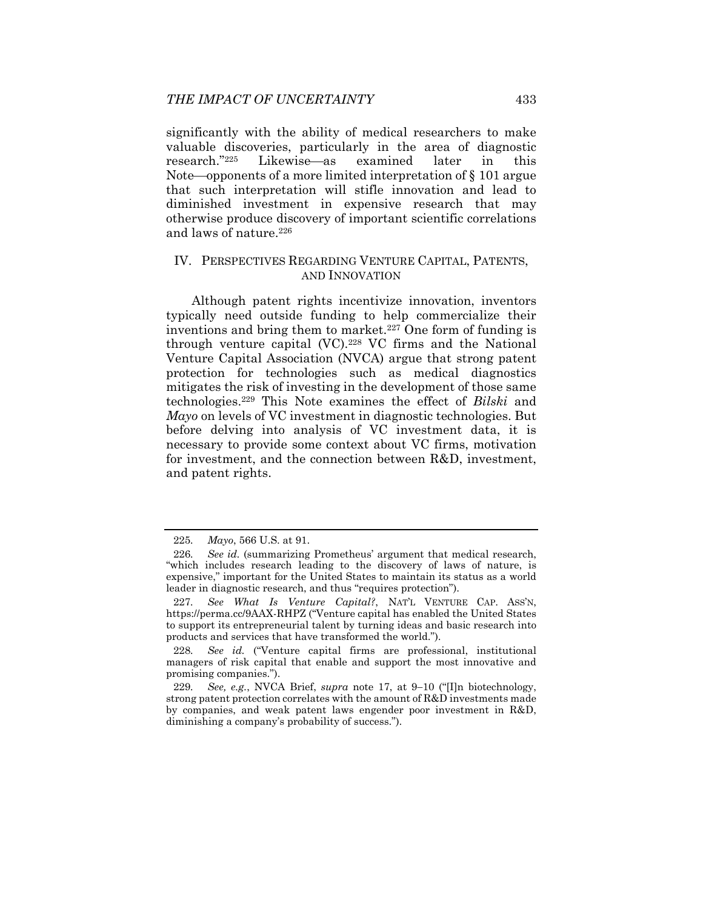significantly with the ability of medical researchers to make valuable discoveries, particularly in the area of diagnostic research."[225] Likewise—as examined later in this Note—opponents of a more limited interpretation of § 101 argue that such interpretation will stifle innovation and lead to diminished investment in expensive research that may otherwise produce discovery of important scientific correlations and laws of nature.[226]

## IV. PERSPECTIVES REGARDING VENTURE CAPITAL, PATENTS, AND INNOVATION

Although patent rights incentivize innovation, inventors typically need outside funding to help commercialize their inventions and bring them to market.[227] One form of funding is through venture capital (VC).[228] VC firms and the National Venture Capital Association (NVCA) argue that strong patent protection for technologies such as medical diagnostics mitigates the risk of investing in the development of those same technologies.[229] This Note examines the effect of *Bilski* and *Mayo* on levels of VC investment in diagnostic technologies. But before delving into analysis of VC investment data, it is necessary to provide some context about VC firms, motivation for investment, and the connection between R&D, investment, and patent rights.

---

225. *Mayo*, 566 U.S. at 91.

226. *See id.* (summarizing Prometheus' argument that medical research, "which includes research leading to the discovery of laws of nature, is expensive," important for the United States to maintain its status as a world leader in diagnostic research, and thus "requires protection").

227. *See What Is Venture Capital?*, NAT'L VENTURE CAP. ASS'N, https://perma.cc/9AAX-RHPZ ("Venture capital has enabled the United States to support its entrepreneurial talent by turning ideas and basic research into products and services that have transformed the world.").

228. *See id.* ("Venture capital firms are professional, institutional managers of risk capital that enable and support the most innovative and promising companies.").

229. *See, e.g.*, NVCA Brief, *supra* note 17, at 9–10 ("[I]n biotechnology, strong patent protection correlates with the amount of R&D investments made by companies, and weak patent laws engender poor investment in R&D, diminishing a company's probability of success.").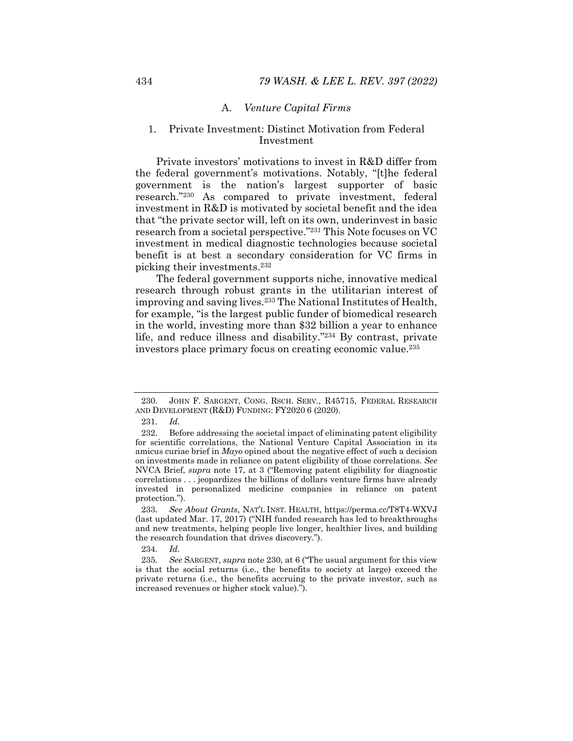## A. *Venture Capital Firms*

### 1. Private Investment: Distinct Motivation from Federal Investment

Private investors' motivations to invest in R&D differ from the federal government's motivations. Notably, "[t]he federal government is the nation's largest supporter of basic research."[230] As compared to private investment, federal investment in R&D is motivated by societal benefit and the idea that "the private sector will, left on its own, underinvest in basic research from a societal perspective."[231] This Note focuses on VC investment in medical diagnostic technologies because societal benefit is at best a secondary consideration for VC firms in picking their investments.[232]

The federal government supports niche, innovative medical research through robust grants in the utilitarian interest of improving and saving lives.[233] The National Institutes of Health, for example, "is the largest public funder of biomedical research in the world, investing more than $32 billion a year to enhance life, and reduce illness and disability."[234] By contrast, private investors place primary focus on creating economic value.[235]

---

230. JOHN F. SARGENT, CONG. RSCH. SERV., R45715, FEDERAL RESEARCH AND DEVELOPMENT (R&D) FUNDING: FY2020 6 (2020).

231. *Id.*

232. Before addressing the societal impact of eliminating patent eligibility for scientific correlations, the National Venture Capital Association in its amicus curiae brief in *Mayo* opined about the negative effect of such a decision on investments made in reliance on patent eligibility of those correlations. *See* NVCA Brief, *supra* note 17, at 3 ("Removing patent eligibility for diagnostic correlations . . . jeopardizes the billions of dollars venture firms have already invested in personalized medicine companies in reliance on patent protection.").

233. *See About Grants*, NAT'L INST. HEALTH, https://perma.cc/T8T4-WXVJ (last updated Mar. 17, 2017) ("NIH funded research has led to breakthroughs and new treatments, helping people live longer, healthier lives, and building the research foundation that drives discovery.").

234. *Id.*

235. *See* SARGENT, *supra* note 230, at 6 ("The usual argument for this view is that the social returns (i.e., the benefits to society at large) exceed the private returns (i.e., the benefits accruing to the private investor, such as increased revenues or higher stock value).").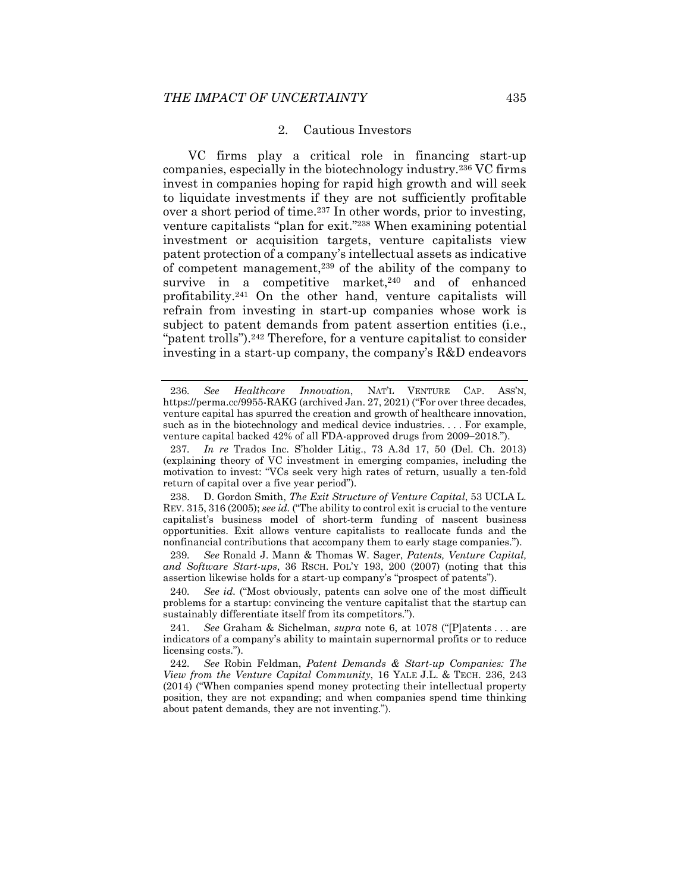### 2. Cautious Investors

VC firms play a critical role in financing start-up companies, especially in the biotechnology industry.[236] VC firms invest in companies hoping for rapid high growth and will seek to liquidate investments if they are not sufficiently profitable over a short period of time.[237] In other words, prior to investing, venture capitalists "plan for exit."[238] When examining potential investment or acquisition targets, venture capitalists view patent protection of a company's intellectual assets as indicative of competent management,[239] of the ability of the company to survive in a competitive market,[240] and of enhanced profitability.[241] On the other hand, venture capitalists will refrain from investing in start-up companies whose work is subject to patent demands from patent assertion entities (i.e., "patent trolls").[242] Therefore, for a venture capitalist to consider investing in a start-up company, the company's R&D endeavors

---

236. *See* *Healthcare Innovation*, NAT'L VENTURE CAP. ASS'N, https://perma.cc/9955-RAKG (archived Jan. 27, 2021) ("For over three decades, venture capital has spurred the creation and growth of healthcare innovation, such as in the biotechnology and medical device industries. . . . For example, venture capital backed 42% of all FDA-approved drugs from 2009–2018.").

237. *In re* Trados Inc. S'holder Litig., 73 A.3d 17, 50 (Del. Ch. 2013) (explaining theory of VC investment in emerging companies, including the motivation to invest: "VCs seek very high rates of return, usually a ten-fold return of capital over a five year period").

238. D. Gordon Smith, *The Exit Structure of Venture Capital*, 53 UCLA L. REV. 315, 316 (2005); *see id.* ("The ability to control exit is crucial to the venture capitalist's business model of short-term funding of nascent business opportunities. Exit allows venture capitalists to reallocate funds and the nonfinancial contributions that accompany them to early stage companies.").

239. *See* Ronald J. Mann & Thomas W. Sager, *Patents, Venture Capital, and Software Start-ups*, 36 RSCH. POL'Y 193, 200 (2007) (noting that this assertion likewise holds for a start-up company's "prospect of patents").

240. *See id.* ("Most obviously, patents can solve one of the most difficult problems for a startup: convincing the venture capitalist that the startup can sustainably differentiate itself from its competitors.").

241. *See* Graham & Sichelman, *supra* note 6, at 1078 ("[P]atents . . . are indicators of a company's ability to maintain supernormal profits or to reduce licensing costs.").

242. *See* Robin Feldman, *Patent Demands & Start-up Companies: The View from the Venture Capital Community*, 16 YALE J.L. & TECH. 236, 243 (2014) ("When companies spend money protecting their intellectual property position, they are not expanding; and when companies spend time thinking about patent demands, they are not inventing.").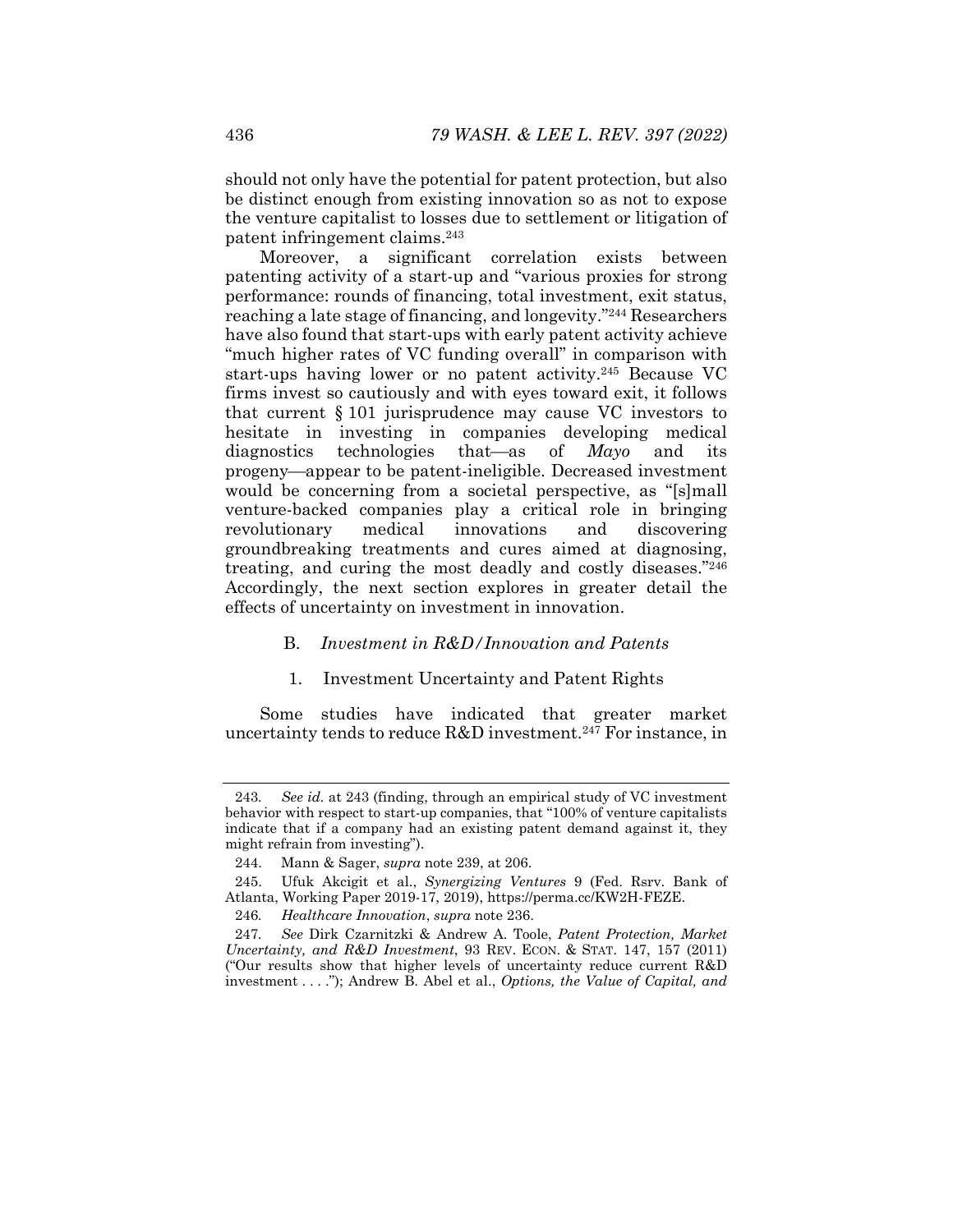should not only have the potential for patent protection, but also be distinct enough from existing innovation so as not to expose the venture capitalist to losses due to settlement or litigation of patent infringement claims.[243]

Moreover, a significant correlation exists between patenting activity of a start-up and "various proxies for strong performance: rounds of financing, total investment, exit status, reaching a late stage of financing, and longevity."[244] Researchers have also found that start-ups with early patent activity achieve "much higher rates of VC funding overall" in comparison with start-ups having lower or no patent activity.[245] Because VC firms invest so cautiously and with eyes toward exit, it follows that current § 101 jurisprudence may cause VC investors to hesitate in investing in companies developing medical diagnostics technologies that—as of *Mayo* and its progeny—appear to be patent-ineligible. Decreased investment would be concerning from a societal perspective, as "[s]mall venture-backed companies play a critical role in bringing revolutionary medical innovations and discovering groundbreaking treatments and cures aimed at diagnosing, treating, and curing the most deadly and costly diseases."[246] Accordingly, the next section explores in greater detail the effects of uncertainty on investment in innovation.

### B. *Investment in R&D/Innovation and Patents*

#### 1. Investment Uncertainty and Patent Rights

Some studies have indicated that greater market uncertainty tends to reduce R&D investment.[247] For instance, in

---

243. *See id.* at 243 (finding, through an empirical study of VC investment behavior with respect to start-up companies, that "100% of venture capitalists indicate that if a company had an existing patent demand against it, they might refrain from investing").

244. Mann & Sager, *supra* note 239, at 206.

245. Ufuk Akcigit et al., *Synergizing Ventures* 9 (Fed. Rsrv. Bank of Atlanta, Working Paper 2019-17, 2019), https://perma.cc/KW2H-FEZE.

246. *Healthcare Innovation*, *supra* note 236.

247. *See* Dirk Czarnitzki & Andrew A. Toole, *Patent Protection, Market Uncertainty, and R&D Investment*, 93 REV. ECON. & STAT. 147, 157 (2011) ("Our results show that higher levels of uncertainty reduce current R&D investment . . . ."); Andrew B. Abel et al., *Options, the Value of Capital, and*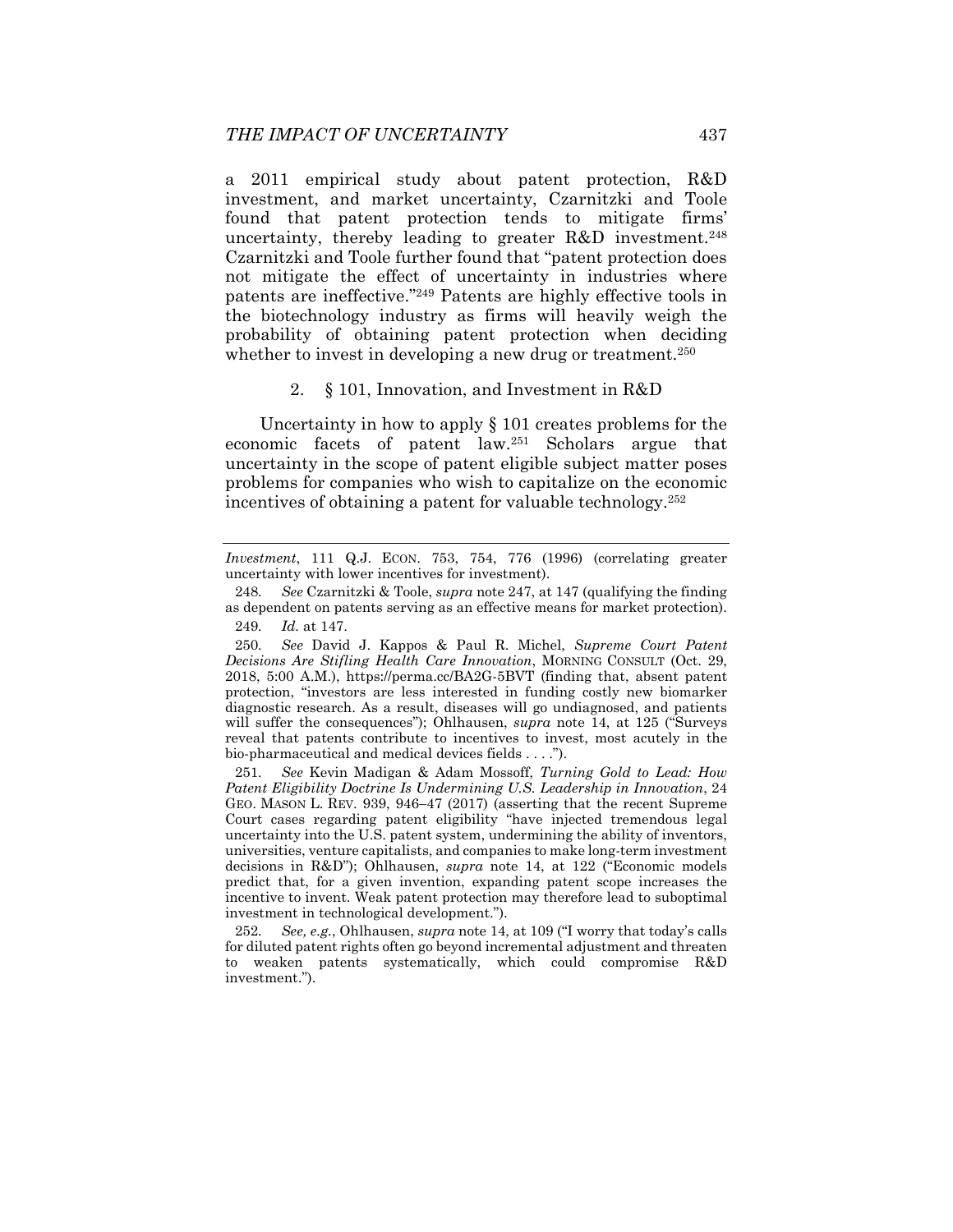a 2011 empirical study about patent protection, R&D investment, and market uncertainty, Czarnitzki and Toole found that patent protection tends to mitigate firms' uncertainty, thereby leading to greater R&D investment.[248] Czarnitzki and Toole further found that "patent protection does not mitigate the effect of uncertainty in industries where patents are ineffective."[249] Patents are highly effective tools in the biotechnology industry as firms will heavily weigh the probability of obtaining patent protection when deciding whether to invest in developing a new drug or treatment.[250]

### 2. § 101, Innovation, and Investment in R&D

Uncertainty in how to apply § 101 creates problems for the economic facets of patent law.[251] Scholars argue that uncertainty in the scope of patent eligible subject matter poses problems for companies who wish to capitalize on the economic incentives of obtaining a patent for valuable technology.[252]

---

*Investment*, 111 Q.J. ECON. 753, 754, 776 (1996) (correlating greater uncertainty with lower incentives for investment).

248. *See* Czarnitzki & Toole, *supra* note 247, at 147 (qualifying the finding as dependent on patents serving as an effective means for market protection).

249. *Id.* at 147.

250. *See* David J. Kappos & Paul R. Michel, *Supreme Court Patent Decisions Are Stifling Health Care Innovation*, MORNING CONSULT (Oct. 29, 2018, 5:00 A.M.), https://perma.cc/BA2G-5BVT (finding that, absent patent protection, "investors are less interested in funding costly new biomarker diagnostic research. As a result, diseases will go undiagnosed, and patients will suffer the consequences"); Ohlhausen, *supra* note 14, at 125 ("Surveys reveal that patents contribute to incentives to invest, most acutely in the bio-pharmaceutical and medical devices fields . . . .").

251. *See* Kevin Madigan & Adam Mossoff, *Turning Gold to Lead: How Patent Eligibility Doctrine Is Undermining U.S. Leadership in Innovation*, 24 GEO. MASON L. REV. 939, 946–47 (2017) (asserting that the recent Supreme Court cases regarding patent eligibility "have injected tremendous legal uncertainty into the U.S. patent system, undermining the ability of inventors, universities, venture capitalists, and companies to make long-term investment decisions in R&D"); Ohlhausen, *supra* note 14, at 122 ("Economic models predict that, for a given invention, expanding patent scope increases the incentive to invent. Weak patent protection may therefore lead to suboptimal investment in technological development.").

252. *See, e.g.*, Ohlhausen, *supra* note 14, at 109 ("I worry that today's calls for diluted patent rights often go beyond incremental adjustment and threaten to weaken patents systematically, which could compromise R&D investment.").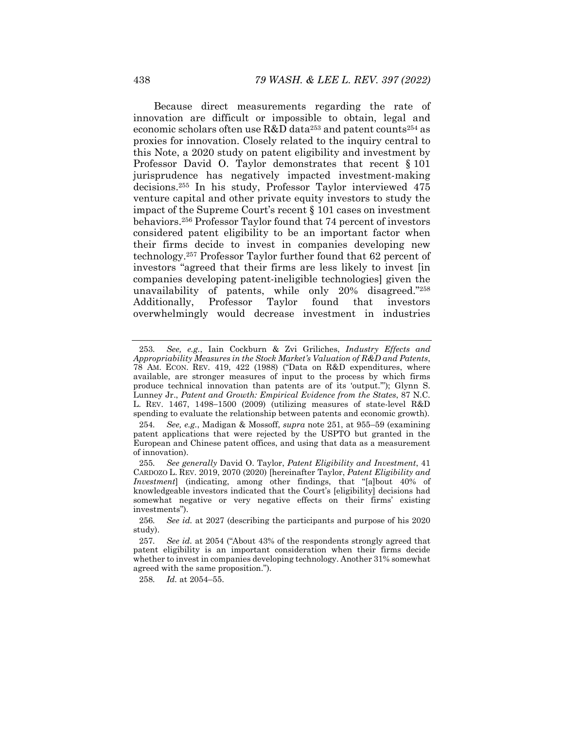Because direct measurements regarding the rate of innovation are difficult or impossible to obtain, legal and economic scholars often use R&D data[253] and patent counts[254] as proxies for innovation. Closely related to the inquiry central to this Note, a 2020 study on patent eligibility and investment by Professor David O. Taylor demonstrates that recent § 101 jurisprudence has negatively impacted investment-making decisions.[255] In his study, Professor Taylor interviewed 475 venture capital and other private equity investors to study the impact of the Supreme Court's recent § 101 cases on investment behaviors.[256] Professor Taylor found that 74 percent of investors considered patent eligibility to be an important factor when their firms decide to invest in companies developing new technology.[257] Professor Taylor further found that 62 percent of investors "agreed that their firms are less likely to invest [in companies developing patent-ineligible technologies] given the unavailability of patents, while only 20% disagreed."[258] Additionally, Professor Taylor found that investors overwhelmingly would decrease investment in industries

---

253. *See, e.g.*, Iain Cockburn & Zvi Griliches, *Industry Effects and Appropriability Measures in the Stock Market's Valuation of R&D and Patents*, 78 AM. ECON. REV. 419, 422 (1988) ("Data on R&D expenditures, where available, are stronger measures of input to the process by which firms produce technical innovation than patents are of its 'output.'"); Glynn S. Lunney Jr., *Patent and Growth: Empirical Evidence from the States*, 87 N.C. L. REV. 1467, 1498–1500 (2009) (utilizing measures of state-level R&D spending to evaluate the relationship between patents and economic growth).

254. *See, e.g.*, Madigan & Mossoff, *supra* note 251, at 955–59 (examining patent applications that were rejected by the USPTO but granted in the European and Chinese patent offices, and using that data as a measurement of innovation).

255. *See generally* David O. Taylor, *Patent Eligibility and Investment*, 41 CARDOZO L. REV. 2019, 2070 (2020) [hereinafter Taylor, *Patent Eligibility and Investment*] (indicating, among other findings, that "[a]bout 40% of knowledgeable investors indicated that the Court's [eligibility] decisions had somewhat negative or very negative effects on their firms' existing investments").

256. *See id.* at 2027 (describing the participants and purpose of his 2020 study).

257. *See id.* at 2054 ("About 43% of the respondents strongly agreed that patent eligibility is an important consideration when their firms decide whether to invest in companies developing technology. Another 31% somewhat agreed with the same proposition.").

258. *Id.* at 2054–55.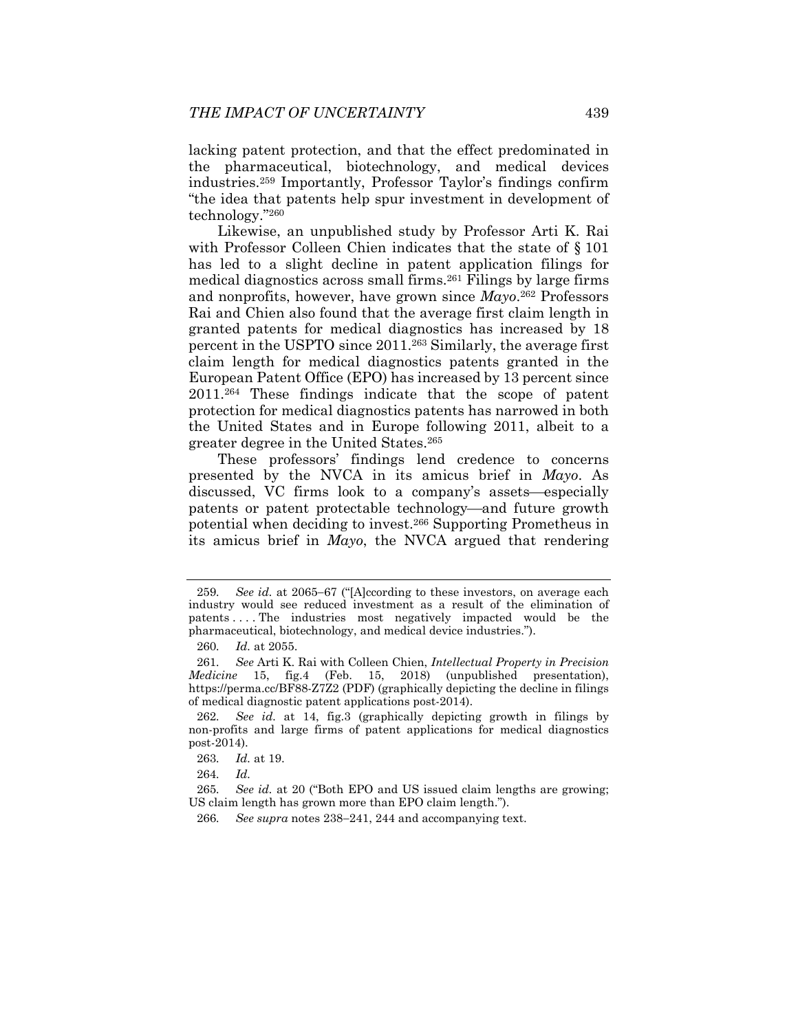lacking patent protection, and that the effect predominated in the pharmaceutical, biotechnology, and medical devices industries.[259] Importantly, Professor Taylor's findings confirm "the idea that patents help spur investment in development of technology."[260]

Likewise, an unpublished study by Professor Arti K. Rai with Professor Colleen Chien indicates that the state of § 101 has led to a slight decline in patent application filings for medical diagnostics across small firms.[261] Filings by large firms and nonprofits, however, have grown since *Mayo*.[262] Professors Rai and Chien also found that the average first claim length in granted patents for medical diagnostics has increased by 18 percent in the USPTO since 2011.[263] Similarly, the average first claim length for medical diagnostics patents granted in the European Patent Office (EPO) has increased by 13 percent since 2011.[264] These findings indicate that the scope of patent protection for medical diagnostics patents has narrowed in both the United States and in Europe following 2011, albeit to a greater degree in the United States.[265]

These professors' findings lend credence to concerns presented by the NVCA in its amicus brief in *Mayo*. As discussed, VC firms look to a company's assets—especially patents or patent protectable technology—and future growth potential when deciding to invest.[266] Supporting Prometheus in its amicus brief in *Mayo*, the NVCA argued that rendering

---

259. *See id.* at 2065–67 ("[A]ccording to these investors, on average each industry would see reduced investment as a result of the elimination of patents . . . . The industries most negatively impacted would be the pharmaceutical, biotechnology, and medical device industries.").

260. *Id.* at 2055.

261. *See* Arti K. Rai with Colleen Chien, *Intellectual Property in Precision Medicine* 15, fig.4 (Feb. 15, 2018) (unpublished presentation), https://perma.cc/BF88-Z7Z2 (PDF) (graphically depicting the decline in filings of medical diagnostic patent applications post-2014).

262. *See id.* at 14, fig.3 (graphically depicting growth in filings by non-profits and large firms of patent applications for medical diagnostics post-2014).

263. *Id.* at 19.

264. *Id.*

265. *See id.* at 20 ("Both EPO and US issued claim lengths are growing; US claim length has grown more than EPO claim length.").

266. *See supra* notes 238–241, 244 and accompanying text.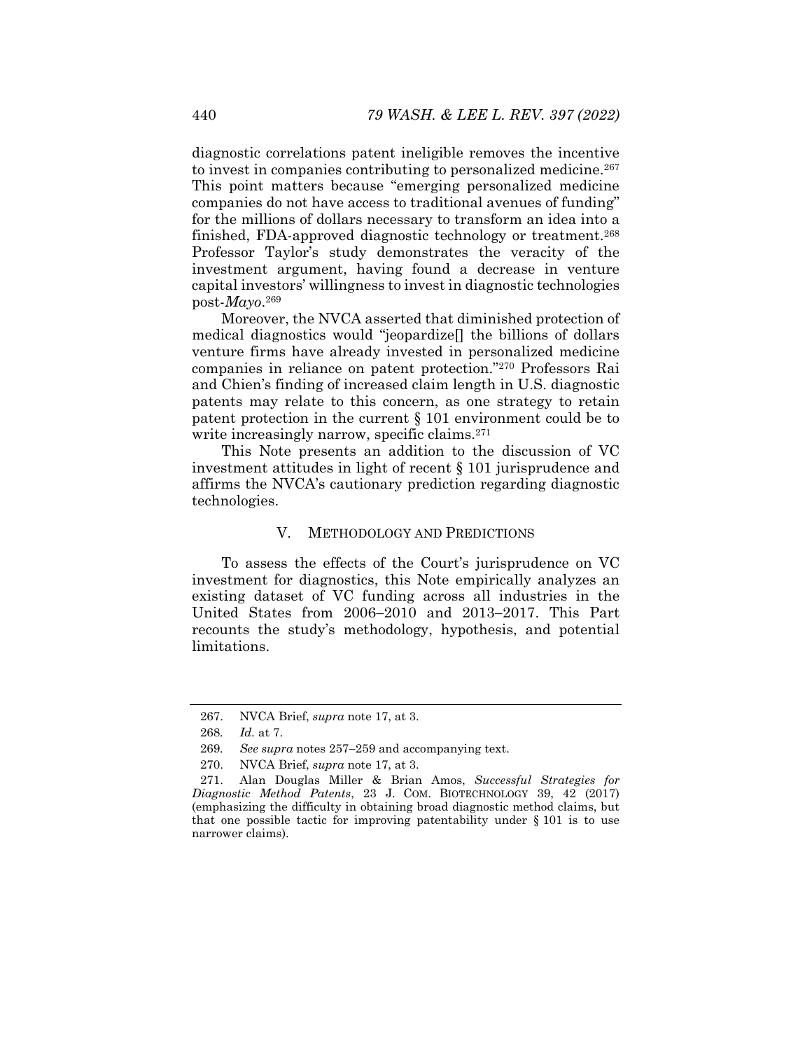diagnostic correlations patent ineligible removes the incentive to invest in companies contributing to personalized medicine.[267] This point matters because "emerging personalized medicine companies do not have access to traditional avenues of funding" for the millions of dollars necessary to transform an idea into a finished, FDA-approved diagnostic technology or treatment.[268] Professor Taylor's study demonstrates the veracity of the investment argument, having found a decrease in venture capital investors' willingness to invest in diagnostic technologies post-*Mayo*.[269]

Moreover, the NVCA asserted that diminished protection of medical diagnostics would "jeopardize[] the billions of dollars venture firms have already invested in personalized medicine companies in reliance on patent protection."[270] Professors Rai and Chien's finding of increased claim length in U.S. diagnostic patents may relate to this concern, as one strategy to retain patent protection in the current § 101 environment could be to write increasingly narrow, specific claims.[271]

This Note presents an addition to the discussion of VC investment attitudes in light of recent § 101 jurisprudence and affirms the NVCA's cautionary prediction regarding diagnostic technologies.

## V. METHODOLOGY AND PREDICTIONS

To assess the effects of the Court's jurisprudence on VC investment for diagnostics, this Note empirically analyzes an existing dataset of VC funding across all industries in the United States from 2006–2010 and 2013–2017. This Part recounts the study's methodology, hypothesis, and potential limitations.

---

267. NVCA Brief, *supra* note 17, at 3.

268. *Id.* at 7.

269. *See supra* notes 257–259 and accompanying text.

270. NVCA Brief, *supra* note 17, at 3.

271. Alan Douglas Miller & Brian Amos, *Successful Strategies for Diagnostic Method Patents*, 23 J. COM. BIOTECHNOLOGY 39, 42 (2017) (emphasizing the difficulty in obtaining broad diagnostic method claims, but that one possible tactic for improving patentability under § 101 is to use narrower claims).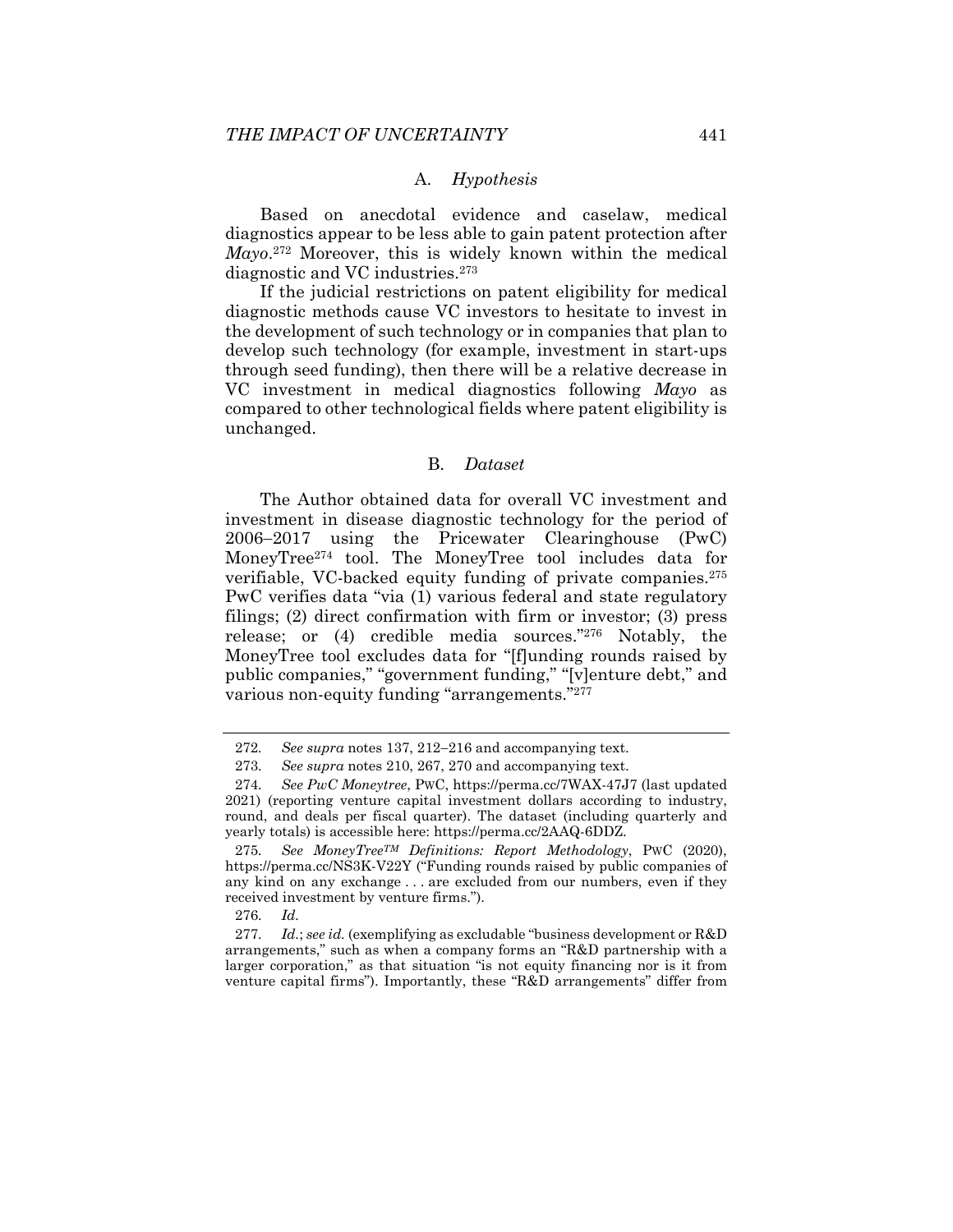### A. *Hypothesis*

Based on anecdotal evidence and caselaw, medical diagnostics appear to be less able to gain patent protection after *Mayo*.[272] Moreover, this is widely known within the medical diagnostic and VC industries.[273]

If the judicial restrictions on patent eligibility for medical diagnostic methods cause VC investors to hesitate to invest in the development of such technology or in companies that plan to develop such technology (for example, investment in start-ups through seed funding), then there will be a relative decrease in VC investment in medical diagnostics following *Mayo* as compared to other technological fields where patent eligibility is unchanged.

### B. *Dataset*

The Author obtained data for overall VC investment and investment in disease diagnostic technology for the period of 2006–2017 using the Pricewater Clearinghouse (PwC) MoneyTree[274] tool. The MoneyTree tool includes data for verifiable, VC-backed equity funding of private companies.[275] PwC verifies data "via (1) various federal and state regulatory filings; (2) direct confirmation with firm or investor; (3) press release; or (4) credible media sources."[276] Notably, the MoneyTree tool excludes data for "[f]unding rounds raised by public companies," "government funding," "[v]enture debt," and various non-equity funding "arrangements."[277]

---

272. *See supra* notes 137, 212–216 and accompanying text.

273. *See supra* notes 210, 267, 270 and accompanying text.

274. *See PwC Moneytree*, PWC, https://perma.cc/7WAX-47J7 (last updated 2021) (reporting venture capital investment dollars according to industry, round, and deals per fiscal quarter). The dataset (including quarterly and yearly totals) is accessible here: https://perma.cc/2AAQ-6DDZ.

275. *See MoneyTree™ Definitions: Report Methodology*, PWC (2020), https://perma.cc/NS3K-V22Y ("Funding rounds raised by public companies of any kind on any exchange . . . are excluded from our numbers, even if they received investment by venture firms.").

276. *Id.*

277. *Id.*; *see id.* (exemplifying as excludable "business development or R&D arrangements," such as when a company forms an "R&D partnership with a larger corporation," as that situation "is not equity financing nor is it from venture capital firms"). Importantly, these "R&D arrangements" differ from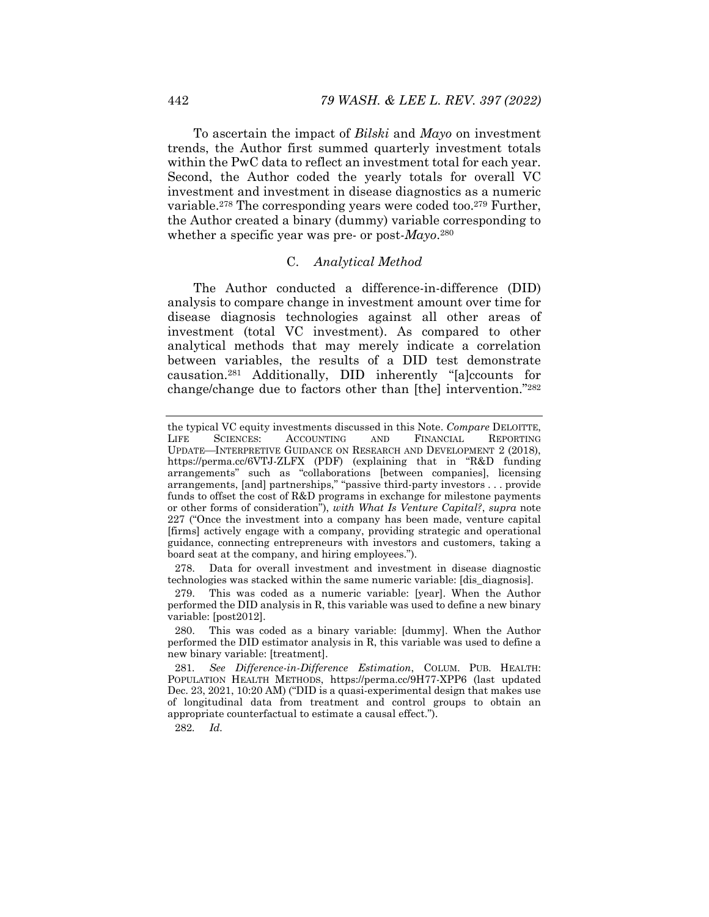To ascertain the impact of *Bilski* and *Mayo* on investment trends, the Author first summed quarterly investment totals within the PwC data to reflect an investment total for each year. Second, the Author coded the yearly totals for overall VC investment and investment in disease diagnostics as a numeric variable.[278] The corresponding years were coded too.[279] Further, the Author created a binary (dummy) variable corresponding to whether a specific year was pre- or post-*Mayo*.[280]

### C. *Analytical Method*

The Author conducted a difference-in-difference (DID) analysis to compare change in investment amount over time for disease diagnosis technologies against all other areas of investment (total VC investment). As compared to other analytical methods that may merely indicate a correlation between variables, the results of a DID test demonstrate causation.[281] Additionally, DID inherently "[a]ccounts for change/change due to factors other than [the] intervention."[282]

---

the typical VC equity investments discussed in this Note. *Compare* DELOITTE, LIFE SCIENCES: ACCOUNTING AND FINANCIAL REPORTING UPDATE—INTERPRETIVE GUIDANCE ON RESEARCH AND DEVELOPMENT 2 (2018), https://perma.cc/6VTJ-ZLFX (PDF) (explaining that in "R&D funding arrangements" such as "collaborations [between companies], licensing arrangements, [and] partnerships," "passive third-party investors . . . provide funds to offset the cost of R&D programs in exchange for milestone payments or other forms of consideration"), *with What Is Venture Capital?*, *supra* note 227 ("Once the investment into a company has been made, venture capital [firms] actively engage with a company, providing strategic and operational guidance, connecting entrepreneurs with investors and customers, taking a board seat at the company, and hiring employees.").

278. Data for overall investment and investment in disease diagnostic technologies was stacked within the same numeric variable: [dis_diagnosis].

279. This was coded as a numeric variable: [year]. When the Author performed the DID analysis in R, this variable was used to define a new binary variable: [post2012].

280. This was coded as a binary variable: [dummy]. When the Author performed the DID estimator analysis in R, this variable was used to define a new binary variable: [treatment].

281. *See Difference-in-Difference Estimation*, COLUM. PUB. HEALTH: POPULATION HEALTH METHODS, https://perma.cc/9H77-XPP6 (last updated Dec. 23, 2021, 10:20 AM) ("DID is a quasi-experimental design that makes use of longitudinal data from treatment and control groups to obtain an appropriate counterfactual to estimate a causal effect.").

282. *Id.*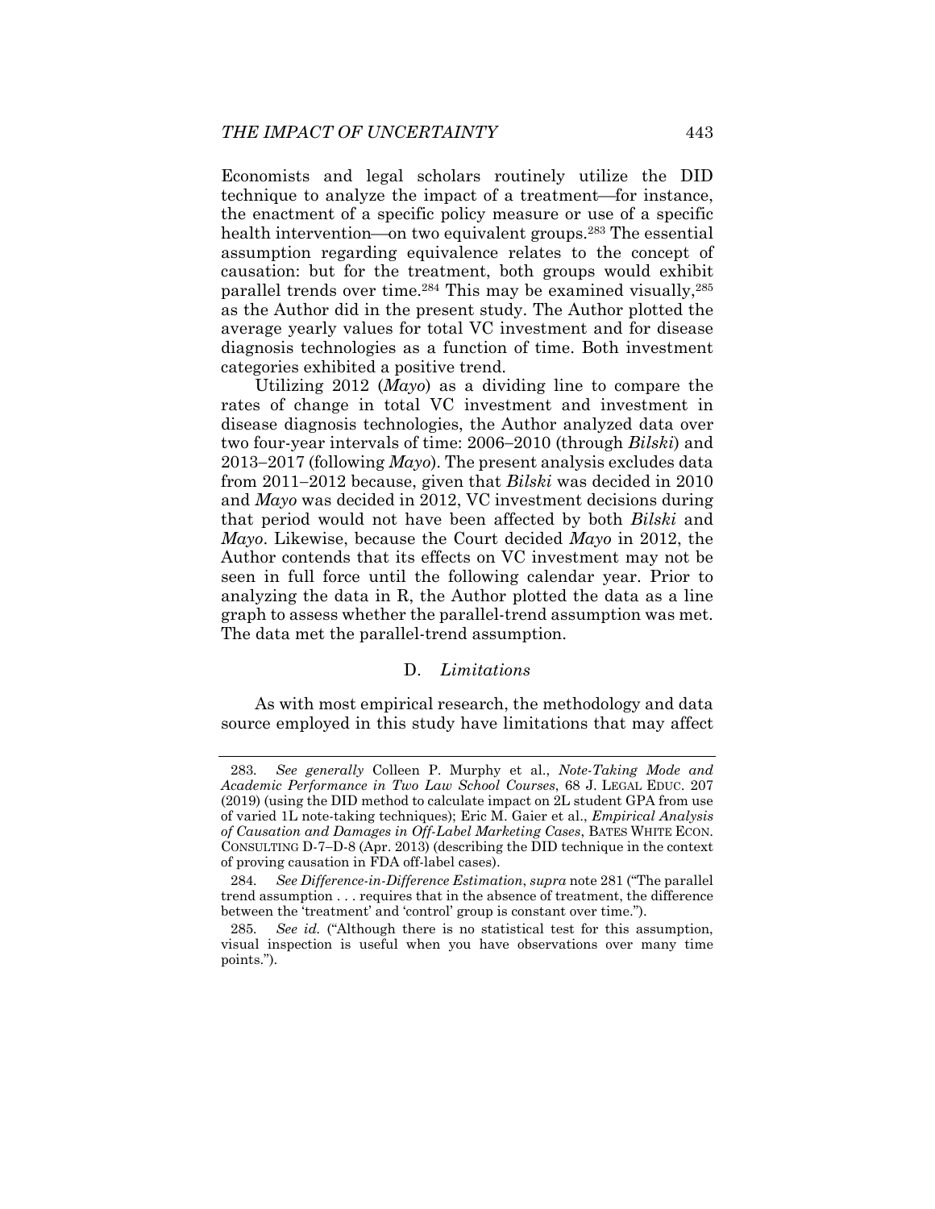Economists and legal scholars routinely utilize the DID technique to analyze the impact of a treatment—for instance, the enactment of a specific policy measure or use of a specific health intervention—on two equivalent groups.[283] The essential assumption regarding equivalence relates to the concept of causation: but for the treatment, both groups would exhibit parallel trends over time.[284] This may be examined visually,[285] as the Author did in the present study. The Author plotted the average yearly values for total VC investment and for disease diagnosis technologies as a function of time. Both investment categories exhibited a positive trend.

Utilizing 2012 (*Mayo*) as a dividing line to compare the rates of change in total VC investment and investment in disease diagnosis technologies, the Author analyzed data over two four-year intervals of time: 2006–2010 (through *Bilski*) and 2013–2017 (following *Mayo*). The present analysis excludes data from 2011–2012 because, given that *Bilski* was decided in 2010 and *Mayo* was decided in 2012, VC investment decisions during that period would not have been affected by both *Bilski* and *Mayo*. Likewise, because the Court decided *Mayo* in 2012, the Author contends that its effects on VC investment may not be seen in full force until the following calendar year. Prior to analyzing the data in R, the Author plotted the data as a line graph to assess whether the parallel-trend assumption was met. The data met the parallel-trend assumption.

### D. *Limitations*

As with most empirical research, the methodology and data source employed in this study have limitations that may affect

---

283. *See generally* Colleen P. Murphy et al., *Note-Taking Mode and Academic Performance in Two Law School Courses*, 68 J. LEGAL EDUC. 207 (2019) (using the DID method to calculate impact on 2L student GPA from use of varied 1L note-taking techniques); Eric M. Gaier et al., *Empirical Analysis of Causation and Damages in Off-Label Marketing Cases*, BATES WHITE ECON. CONSULTING D-7–D-8 (Apr. 2013) (describing the DID technique in the context of proving causation in FDA off-label cases).

284. *See Difference-in-Difference Estimation*, *supra* note 281 ("The parallel trend assumption . . . requires that in the absence of treatment, the difference between the 'treatment' and 'control' group is constant over time.").

285. *See id.* ("Although there is no statistical test for this assumption, visual inspection is useful when you have observations over many time points.").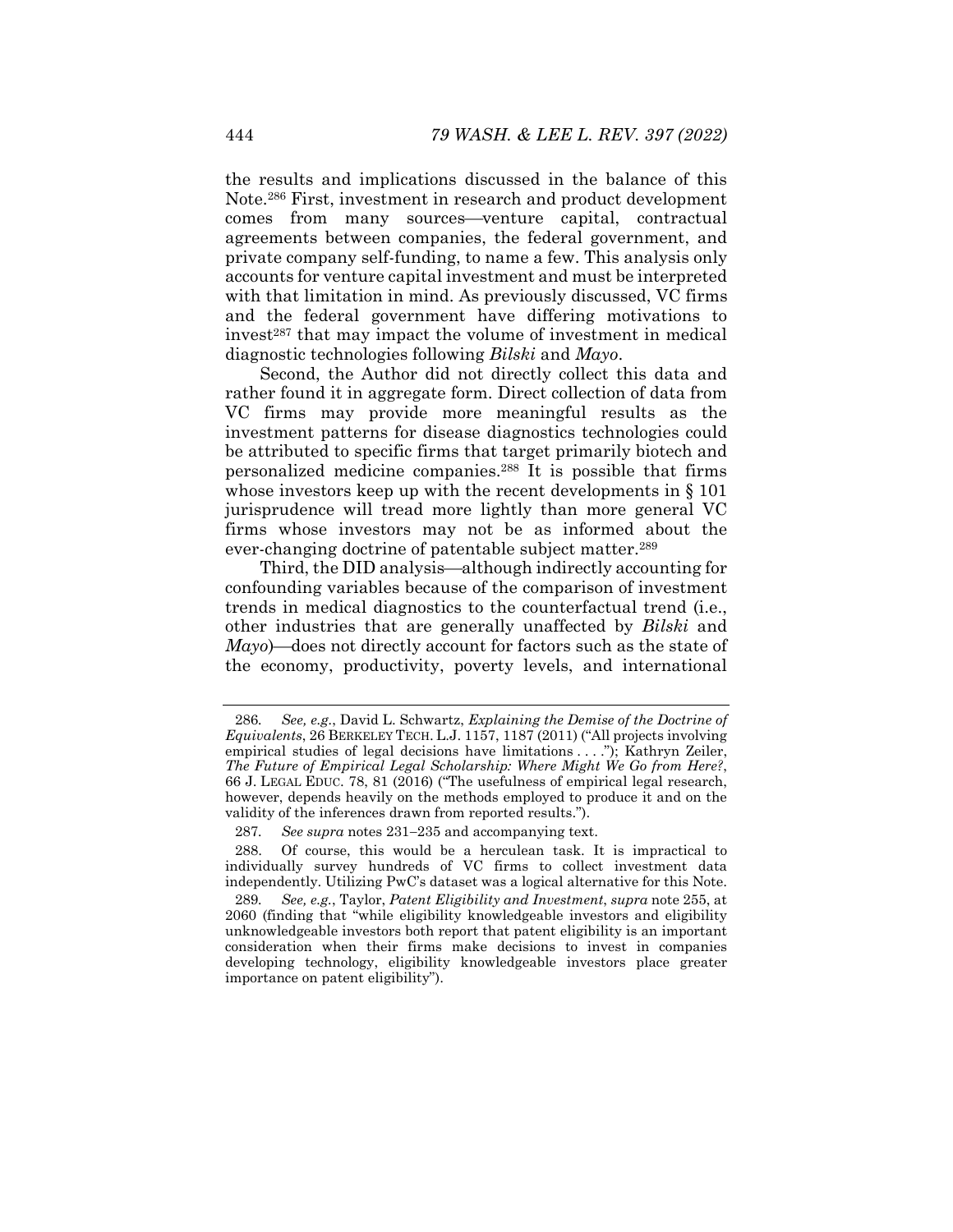the results and implications discussed in the balance of this Note.[286] First, investment in research and product development comes from many sources—venture capital, contractual agreements between companies, the federal government, and private company self-funding, to name a few. This analysis only accounts for venture capital investment and must be interpreted with that limitation in mind. As previously discussed, VC firms and the federal government have differing motivations to invest[287] that may impact the volume of investment in medical diagnostic technologies following *Bilski* and *Mayo*.

Second, the Author did not directly collect this data and rather found it in aggregate form. Direct collection of data from VC firms may provide more meaningful results as the investment patterns for disease diagnostics technologies could be attributed to specific firms that target primarily biotech and personalized medicine companies.[288] It is possible that firms whose investors keep up with the recent developments in § 101 jurisprudence will tread more lightly than more general VC firms whose investors may not be as informed about the ever-changing doctrine of patentable subject matter.[289]

Third, the DID analysis—although indirectly accounting for confounding variables because of the comparison of investment trends in medical diagnostics to the counterfactual trend (i.e., other industries that are generally unaffected by *Bilski* and *Mayo*)—does not directly account for factors such as the state of the economy, productivity, poverty levels, and international

---

286. *See, e.g.*, David L. Schwartz, *Explaining the Demise of the Doctrine of Equivalents*, 26 BERKELEY TECH. L.J. 1157, 1187 (2011) ("All projects involving empirical studies of legal decisions have limitations . . . ."); Kathryn Zeiler, *The Future of Empirical Legal Scholarship: Where Might We Go from Here?*, 66 J. LEGAL EDUC. 78, 81 (2016) ("The usefulness of empirical legal research, however, depends heavily on the methods employed to produce it and on the validity of the inferences drawn from reported results.").

287. *See supra* notes 231–235 and accompanying text.

288. Of course, this would be a herculean task. It is impractical to individually survey hundreds of VC firms to collect investment data independently. Utilizing PwC's dataset was a logical alternative for this Note.

289. *See, e.g.*, Taylor, *Patent Eligibility and Investment*, *supra* note 255, at 2060 (finding that "while eligibility knowledgeable investors and eligibility unknowledgeable investors both report that patent eligibility is an important consideration when their firms make decisions to invest in companies developing technology, eligibility knowledgeable investors place greater importance on patent eligibility").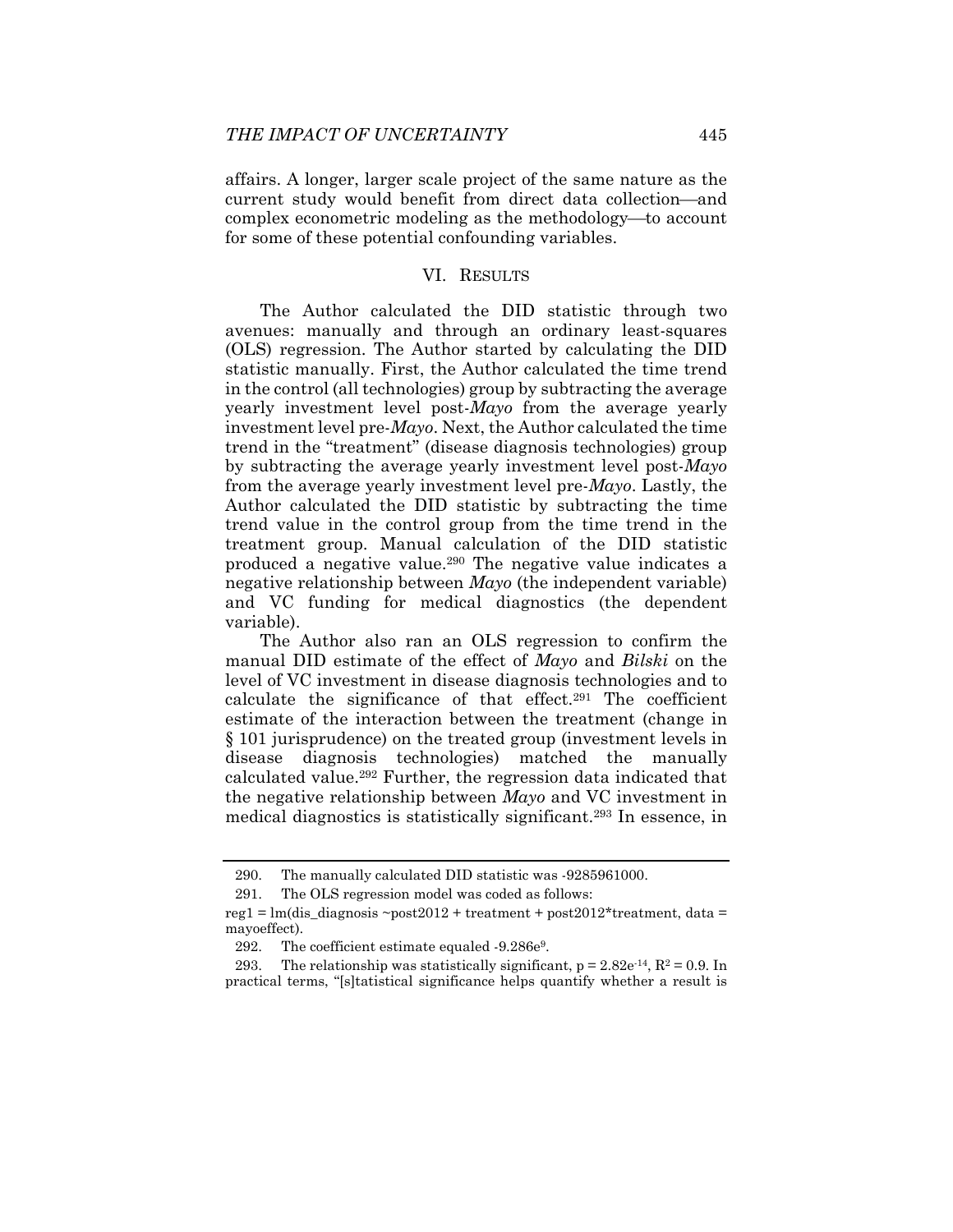affairs. A longer, larger scale project of the same nature as the current study would benefit from direct data collection—and complex econometric modeling as the methodology—to account for some of these potential confounding variables.

## VI. RESULTS

The Author calculated the DID statistic through two avenues: manually and through an ordinary least-squares (OLS) regression. The Author started by calculating the DID statistic manually. First, the Author calculated the time trend in the control (all technologies) group by subtracting the average yearly investment level post-*Mayo* from the average yearly investment level pre-*Mayo*. Next, the Author calculated the time trend in the "treatment" (disease diagnosis technologies) group by subtracting the average yearly investment level post-*Mayo* from the average yearly investment level pre-*Mayo*. Lastly, the Author calculated the DID statistic by subtracting the time trend value in the control group from the time trend in the treatment group. Manual calculation of the DID statistic produced a negative value.[290] The negative value indicates a negative relationship between *Mayo* (the independent variable) and VC funding for medical diagnostics (the dependent variable).

The Author also ran an OLS regression to confirm the manual DID estimate of the effect of *Mayo* and *Bilski* on the level of VC investment in disease diagnosis technologies and to calculate the significance of that effect.[291] The coefficient estimate of the interaction between the treatment (change in § 101 jurisprudence) on the treated group (investment levels in disease diagnosis technologies) matched the manually calculated value.[292] Further, the regression data indicated that the negative relationship between *Mayo* and VC investment in medical diagnostics is statistically significant.[293] In essence, in

---

290. The manually calculated DID statistic was -9285961000.

291. The OLS regression model was coded as follows:

```
reg1 = lm(dis_diagnosis ~post2012 + treatment + post2012*treatment, data = mayoeffect).
```

292. The coefficient estimate equaled $-9.286e^{9}$.

293. The relationship was statistically significant, $p = 2.82e^{-14}$, $R^2 = 0.9$. In practical terms, "[s]tatistical significance helps quantify whether a result is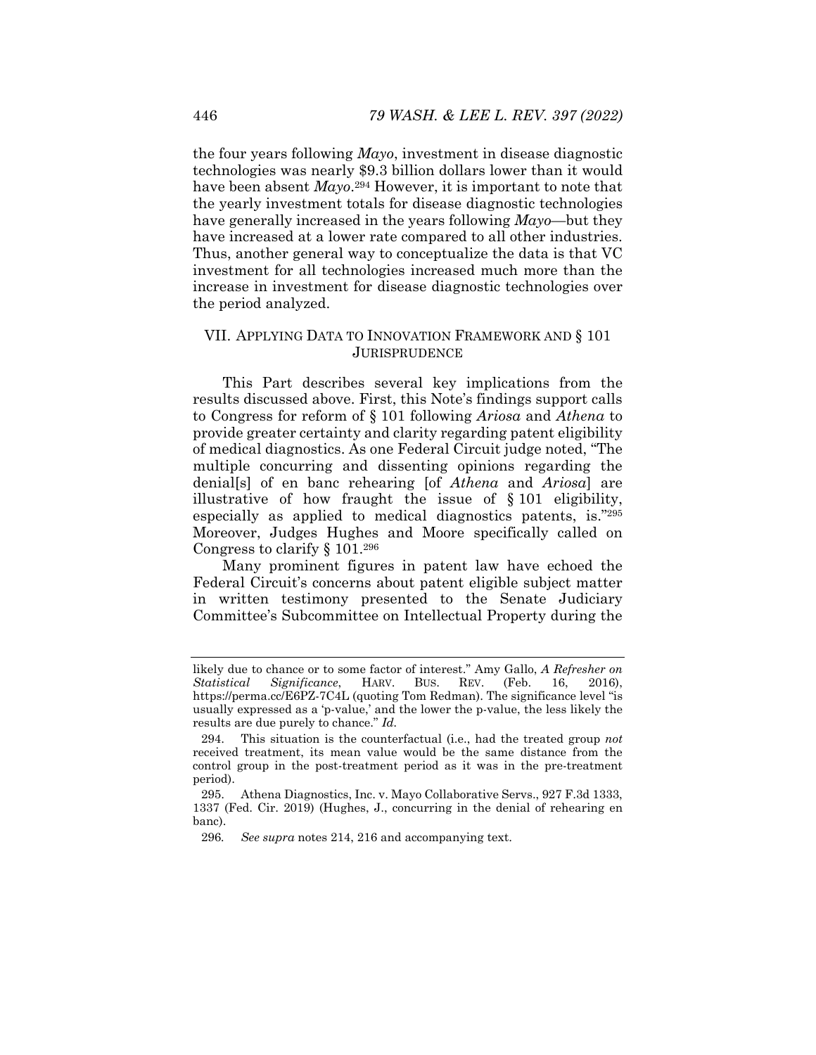the four years following *Mayo*, investment in disease diagnostic technologies was nearly $9.3 billion dollars lower than it would have been absent *Mayo*.[294] However, it is important to note that the yearly investment totals for disease diagnostic technologies have generally increased in the years following *Mayo*—but they have increased at a lower rate compared to all other industries. Thus, another general way to conceptualize the data is that VC investment for all technologies increased much more than the increase in investment for disease diagnostic technologies over the period analyzed.

## VII. APPLYING DATA TO INNOVATION FRAMEWORK AND § 101 JURISPRUDENCE

This Part describes several key implications from the results discussed above. First, this Note's findings support calls to Congress for reform of § 101 following *Ariosa* and *Athena* to provide greater certainty and clarity regarding patent eligibility of medical diagnostics. As one Federal Circuit judge noted, "The multiple concurring and dissenting opinions regarding the denial[s] of en banc rehearing [of *Athena* and *Ariosa*] are illustrative of how fraught the issue of § 101 eligibility, especially as applied to medical diagnostics patents, is."[295] Moreover, Judges Hughes and Moore specifically called on Congress to clarify § 101.[296]

Many prominent figures in patent law have echoed the Federal Circuit's concerns about patent eligible subject matter in written testimony presented to the Senate Judiciary Committee's Subcommittee on Intellectual Property during the

---

likely due to chance or to some factor of interest." Amy Gallo, *A Refresher on Statistical Significance*, HARV. BUS. REV. (Feb. 16, 2016), https://perma.cc/E6PZ-7C4L (quoting Tom Redman). The significance level "is usually expressed as a 'p-value,' and the lower the p-value, the less likely the results are due purely to chance." *Id.*

294. This situation is the counterfactual (i.e., had the treated group *not* received treatment, its mean value would be the same distance from the control group in the post-treatment period as it was in the pre-treatment period).

295. Athena Diagnostics, Inc. v. Mayo Collaborative Servs., 927 F.3d 1333, 1337 (Fed. Cir. 2019) (Hughes, J., concurring in the denial of rehearing en banc).

296. *See supra* notes 214, 216 and accompanying text.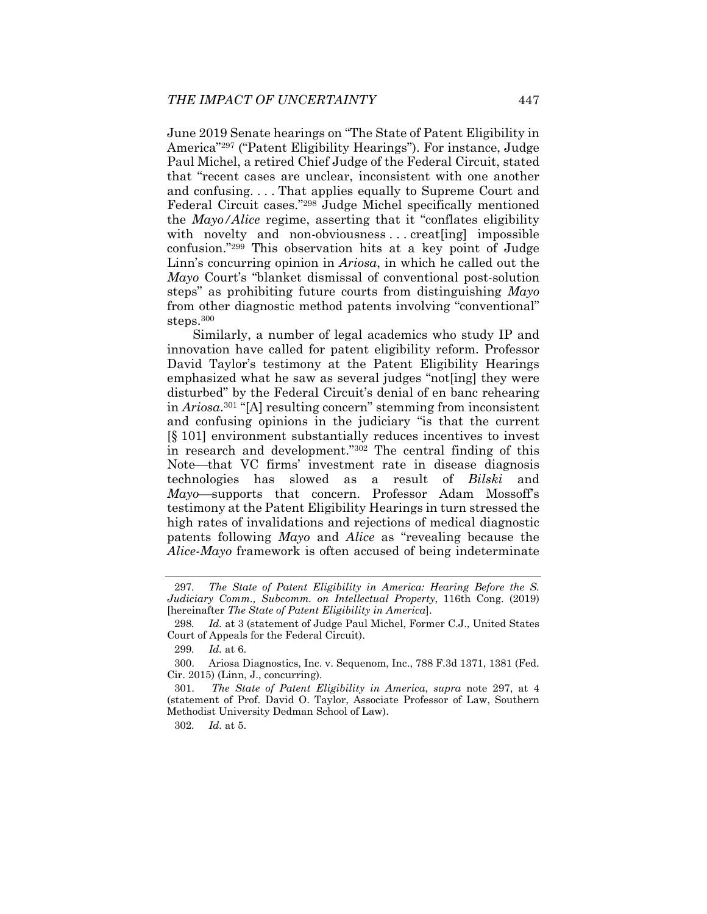June 2019 Senate hearings on "The State of Patent Eligibility in America"[297] ("Patent Eligibility Hearings"). For instance, Judge Paul Michel, a retired Chief Judge of the Federal Circuit, stated that "recent cases are unclear, inconsistent with one another and confusing. . . . That applies equally to Supreme Court and Federal Circuit cases."[298] Judge Michel specifically mentioned the *Mayo/Alice* regime, asserting that it "conflates eligibility with novelty and non-obviousness . . . creat[ing] impossible confusion."[299] This observation hits at a key point of Judge Linn's concurring opinion in *Ariosa*, in which he called out the *Mayo* Court's "blanket dismissal of conventional post-solution steps" as prohibiting future courts from distinguishing *Mayo* from other diagnostic method patents involving "conventional" steps.[300]

Similarly, a number of legal academics who study IP and innovation have called for patent eligibility reform. Professor David Taylor's testimony at the Patent Eligibility Hearings emphasized what he saw as several judges "not[ing] they were disturbed" by the Federal Circuit's denial of en banc rehearing in *Ariosa*.[301] "[A] resulting concern" stemming from inconsistent and confusing opinions in the judiciary "is that the current [§ 101] environment substantially reduces incentives to invest in research and development."[302] The central finding of this Note—that VC firms' investment rate in disease diagnosis technologies has slowed as a result of *Bilski* and *Mayo*—supports that concern. Professor Adam Mossoff's testimony at the Patent Eligibility Hearings in turn stressed the high rates of invalidations and rejections of medical diagnostic patents following *Mayo* and *Alice* as "revealing because the *Alice-Mayo* framework is often accused of being indeterminate

---

297. *The State of Patent Eligibility in America: Hearing Before the S. Judiciary Comm., Subcomm. on Intellectual Property*, 116th Cong. (2019) [hereinafter *The State of Patent Eligibility in America*].

298. *Id.* at 3 (statement of Judge Paul Michel, Former C.J., United States Court of Appeals for the Federal Circuit).

299. *Id.* at 6.

300. Ariosa Diagnostics, Inc. v. Sequenom, Inc., 788 F.3d 1371, 1381 (Fed. Cir. 2015) (Linn, J., concurring).

301. *The State of Patent Eligibility in America*, *supra* note 297, at 4 (statement of Prof. David O. Taylor, Associate Professor of Law, Southern Methodist University Dedman School of Law).

302. *Id.* at 5.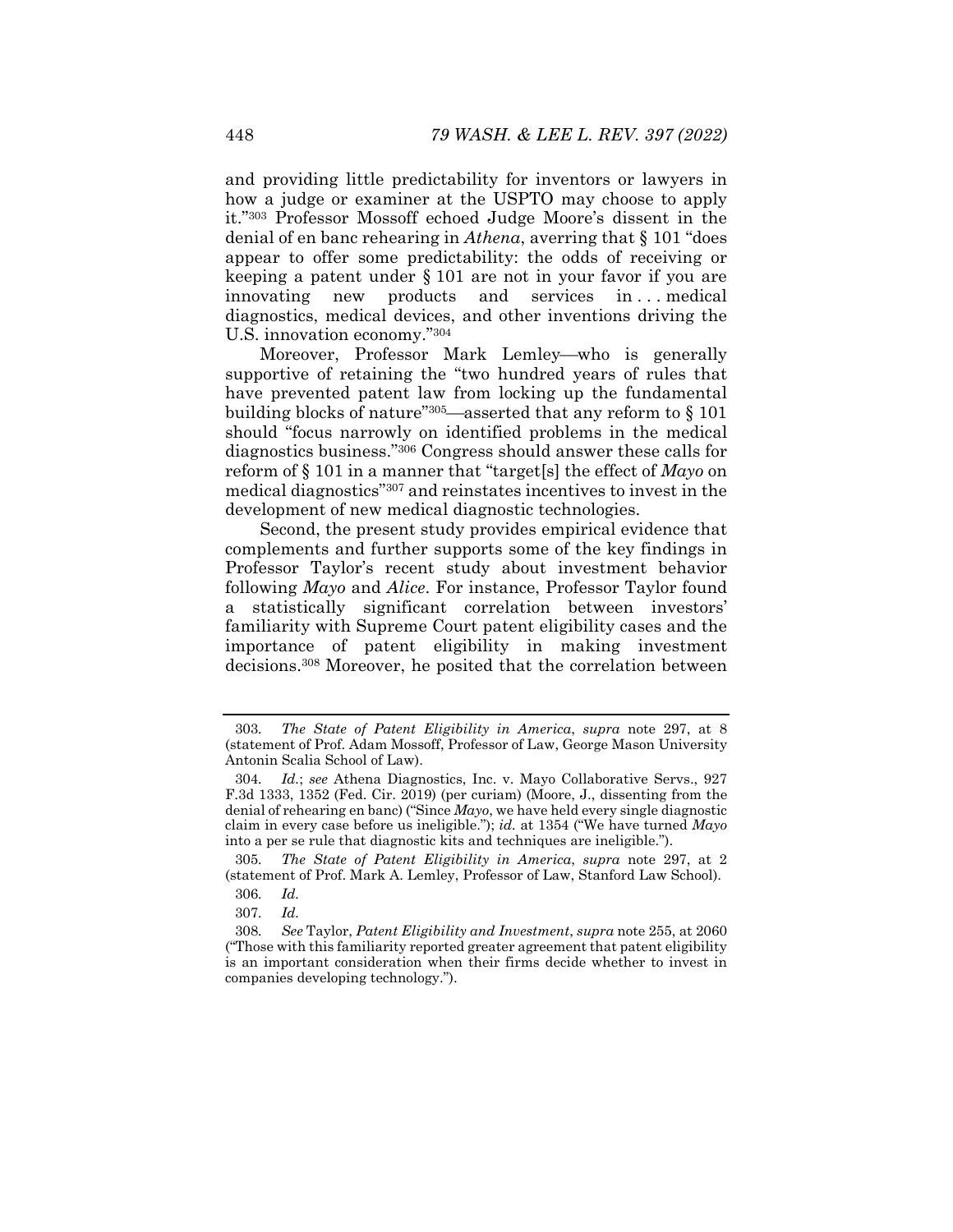and providing little predictability for inventors or lawyers in how a judge or examiner at the USPTO may choose to apply it."[303] Professor Mossoff echoed Judge Moore's dissent in the denial of en banc rehearing in *Athena*, averring that § 101 "does appear to offer some predictability: the odds of receiving or keeping a patent under § 101 are not in your favor if you are innovating new products and services in . . . medical diagnostics, medical devices, and other inventions driving the U.S. innovation economy."[304]

Moreover, Professor Mark Lemley—who is generally supportive of retaining the "two hundred years of rules that have prevented patent law from locking up the fundamental building blocks of nature"[305]—asserted that any reform to § 101 should "focus narrowly on identified problems in the medical diagnostics business."[306] Congress should answer these calls for reform of § 101 in a manner that "target[s] the effect of *Mayo* on medical diagnostics"[307] and reinstates incentives to invest in the development of new medical diagnostic technologies.

Second, the present study provides empirical evidence that complements and further supports some of the key findings in Professor Taylor's recent study about investment behavior following *Mayo* and *Alice*. For instance, Professor Taylor found a statistically significant correlation between investors' familiarity with Supreme Court patent eligibility cases and the importance of patent eligibility in making investment decisions.[308] Moreover, he posited that the correlation between

---

303. *The State of Patent Eligibility in America*, *supra* note 297, at 8 (statement of Prof. Adam Mossoff, Professor of Law, George Mason University Antonin Scalia School of Law).

304. *Id.*; *see* Athena Diagnostics, Inc. v. Mayo Collaborative Servs., 927 F.3d 1333, 1352 (Fed. Cir. 2019) (per curiam) (Moore, J., dissenting from the denial of rehearing en banc) ("Since *Mayo*, we have held every single diagnostic claim in every case before us ineligible."); *id.* at 1354 ("We have turned *Mayo* into a per se rule that diagnostic kits and techniques are ineligible.").

305. *The State of Patent Eligibility in America*, *supra* note 297, at 2 (statement of Prof. Mark A. Lemley, Professor of Law, Stanford Law School).

306. *Id.*

307. *Id.*

308. *See* Taylor, *Patent Eligibility and Investment*, *supra* note 255, at 2060 ("Those with this familiarity reported greater agreement that patent eligibility is an important consideration when their firms decide whether to invest in companies developing technology.").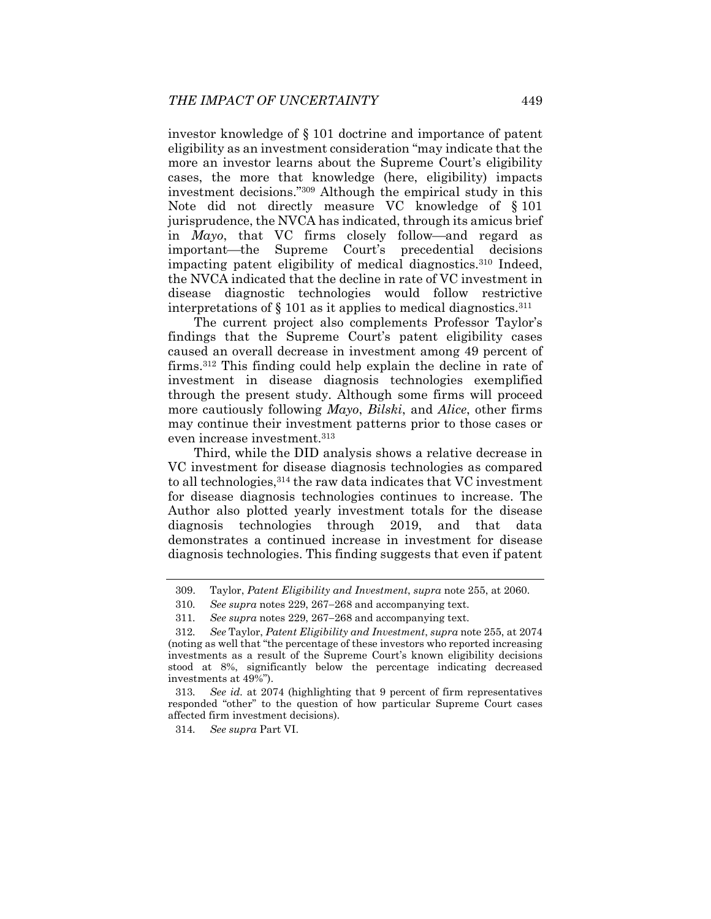investor knowledge of § 101 doctrine and importance of patent eligibility as an investment consideration "may indicate that the more an investor learns about the Supreme Court's eligibility cases, the more that knowledge (here, eligibility) impacts investment decisions."[309] Although the empirical study in this Note did not directly measure VC knowledge of § 101 jurisprudence, the NVCA has indicated, through its amicus brief in *Mayo*, that VC firms closely follow—and regard as important—the Supreme Court's precedential decisions impacting patent eligibility of medical diagnostics.[310] Indeed, the NVCA indicated that the decline in rate of VC investment in disease diagnostic technologies would follow restrictive interpretations of § 101 as it applies to medical diagnostics.[311]

The current project also complements Professor Taylor's findings that the Supreme Court's patent eligibility cases caused an overall decrease in investment among 49 percent of firms.[312] This finding could help explain the decline in rate of investment in disease diagnosis technologies exemplified through the present study. Although some firms will proceed more cautiously following *Mayo*, *Bilski*, and *Alice*, other firms may continue their investment patterns prior to those cases or even increase investment.[313]

Third, while the DID analysis shows a relative decrease in VC investment for disease diagnosis technologies as compared to all technologies,[314] the raw data indicates that VC investment for disease diagnosis technologies continues to increase. The Author also plotted yearly investment totals for the disease diagnosis technologies through 2019, and that data demonstrates a continued increase in investment for disease diagnosis technologies. This finding suggests that even if patent

---

309. Taylor, *Patent Eligibility and Investment*, *supra* note 255, at 2060.

310. *See supra* notes 229, 267–268 and accompanying text.

311. *See supra* notes 229, 267–268 and accompanying text.

312. *See* Taylor, *Patent Eligibility and Investment*, *supra* note 255, at 2074 (noting as well that "the percentage of these investors who reported increasing investments as a result of the Supreme Court's known eligibility decisions stood at 8%, significantly below the percentage indicating decreased investments at 49%").

313. *See id.* at 2074 (highlighting that 9 percent of firm representatives responded "other" to the question of how particular Supreme Court cases affected firm investment decisions).

314. *See supra* Part VI.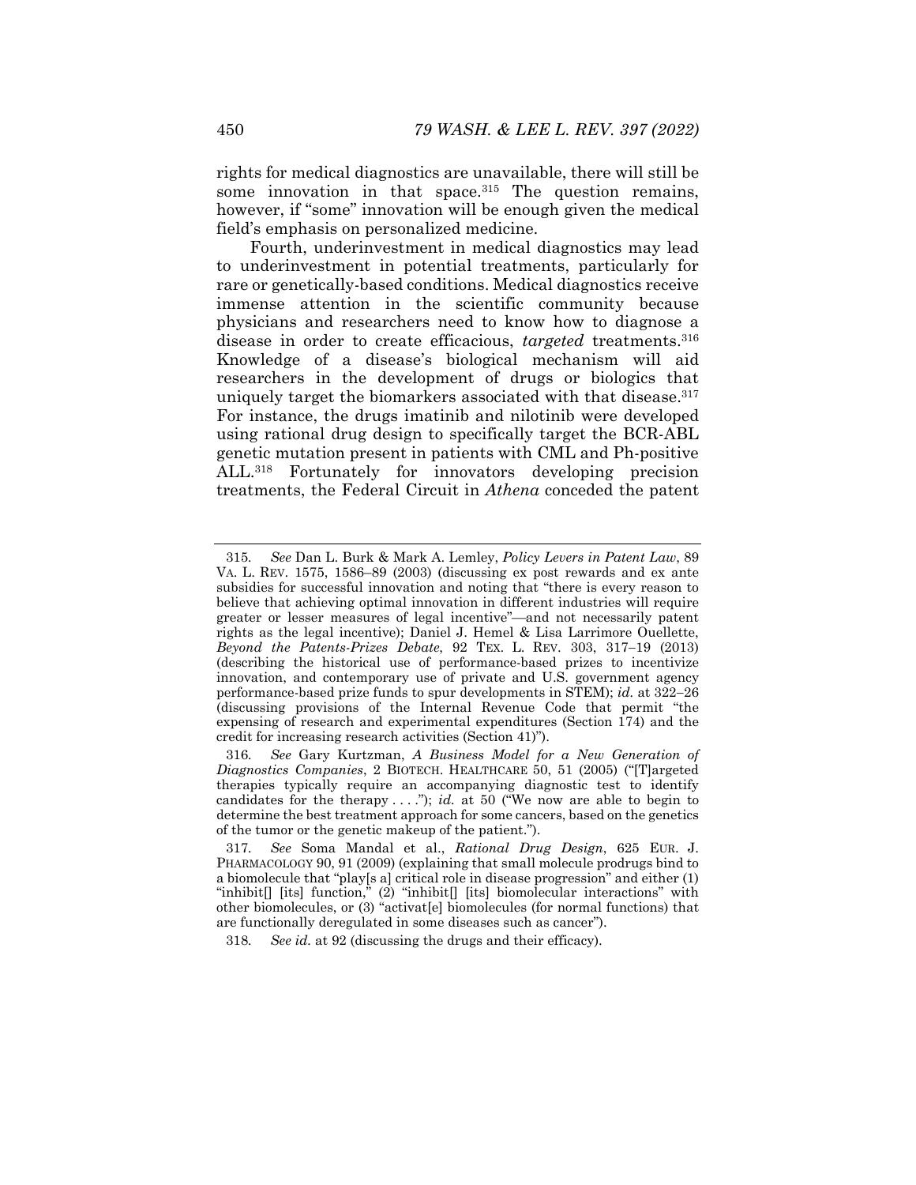rights for medical diagnostics are unavailable, there will still be some innovation in that space.[315] The question remains, however, if "some" innovation will be enough given the medical field's emphasis on personalized medicine.

Fourth, underinvestment in medical diagnostics may lead to underinvestment in potential treatments, particularly for rare or genetically-based conditions. Medical diagnostics receive immense attention in the scientific community because physicians and researchers need to know how to diagnose a disease in order to create efficacious, *targeted* treatments.[316] Knowledge of a disease's biological mechanism will aid researchers in the development of drugs or biologics that uniquely target the biomarkers associated with that disease.[317] For instance, the drugs imatinib and nilotinib were developed using rational drug design to specifically target the BCR-ABL genetic mutation present in patients with CML and Ph-positive ALL.[318] Fortunately for innovators developing precision treatments, the Federal Circuit in *Athena* conceded the patent

---

315. *See* Dan L. Burk & Mark A. Lemley, *Policy Levers in Patent Law*, 89 VA. L. REV. 1575, 1586–89 (2003) (discussing ex post rewards and ex ante subsidies for successful innovation and noting that "there is every reason to believe that achieving optimal innovation in different industries will require greater or lesser measures of legal incentive"—and not necessarily patent rights as the legal incentive); Daniel J. Hemel & Lisa Larrimore Ouellette, *Beyond the Patents-Prizes Debate*, 92 TEX. L. REV. 303, 317–19 (2013) (describing the historical use of performance-based prizes to incentivize innovation, and contemporary use of private and U.S. government agency performance-based prize funds to spur developments in STEM); *id.* at 322–26 (discussing provisions of the Internal Revenue Code that permit "the expensing of research and experimental expenditures (Section 174) and the credit for increasing research activities (Section 41)").

316. *See* Gary Kurtzman, *A Business Model for a New Generation of Diagnostics Companies*, 2 BIOTECH. HEALTHCARE 50, 51 (2005) ("[T]argeted therapies typically require an accompanying diagnostic test to identify candidates for the therapy . . . ."); *id.* at 50 ("We now are able to begin to determine the best treatment approach for some cancers, based on the genetics of the tumor or the genetic makeup of the patient.").

317. *See* Soma Mandal et al., *Rational Drug Design*, 625 EUR. J. PHARMACOLOGY 90, 91 (2009) (explaining that small molecule prodrugs bind to a biomolecule that "play[s a] critical role in disease progression" and either (1) "inhibit[] [its] function," (2) "inhibit[] [its] biomolecular interactions" with other biomolecules, or (3) "activat[e] biomolecules (for normal functions) that are functionally deregulated in some diseases such as cancer").

318. *See id.* at 92 (discussing the drugs and their efficacy).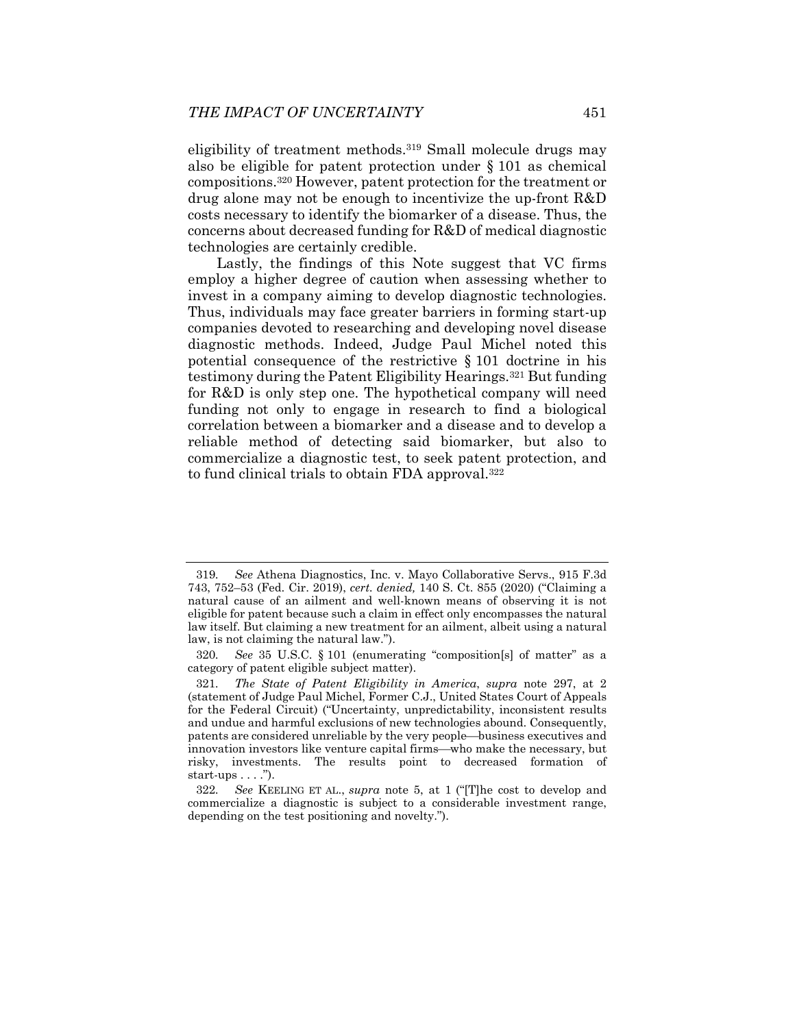eligibility of treatment methods.[319] Small molecule drugs may also be eligible for patent protection under § 101 as chemical compositions.[320] However, patent protection for the treatment or drug alone may not be enough to incentivize the up-front R&D costs necessary to identify the biomarker of a disease. Thus, the concerns about decreased funding for R&D of medical diagnostic technologies are certainly credible.

Lastly, the findings of this Note suggest that VC firms employ a higher degree of caution when assessing whether to invest in a company aiming to develop diagnostic technologies. Thus, individuals may face greater barriers in forming start-up companies devoted to researching and developing novel disease diagnostic methods. Indeed, Judge Paul Michel noted this potential consequence of the restrictive § 101 doctrine in his testimony during the Patent Eligibility Hearings.[321] But funding for R&D is only step one. The hypothetical company will need funding not only to engage in research to find a biological correlation between a biomarker and a disease and to develop a reliable method of detecting said biomarker, but also to commercialize a diagnostic test, to seek patent protection, and to fund clinical trials to obtain FDA approval.[322]

---

319. *See* Athena Diagnostics, Inc. v. Mayo Collaborative Servs., 915 F.3d 743, 752–53 (Fed. Cir. 2019), *cert. denied,* 140 S. Ct. 855 (2020) ("Claiming a natural cause of an ailment and well-known means of observing it is not eligible for patent because such a claim in effect only encompasses the natural law itself. But claiming a new treatment for an ailment, albeit using a natural law, is not claiming the natural law.").

320. *See* 35 U.S.C. § 101 (enumerating "composition[s] of matter" as a category of patent eligible subject matter).

321. *The State of Patent Eligibility in America*, *supra* note 297, at 2 (statement of Judge Paul Michel, Former C.J., United States Court of Appeals for the Federal Circuit) ("Uncertainty, unpredictability, inconsistent results and undue and harmful exclusions of new technologies abound. Consequently, patents are considered unreliable by the very people—business executives and innovation investors like venture capital firms—who make the necessary, but risky, investments. The results point to decreased formation of start-ups . . . .").

322. *See* KEELING ET AL., *supra* note 5, at 1 ("[T]he cost to develop and commercialize a diagnostic is subject to a considerable investment range, depending on the test positioning and novelty.").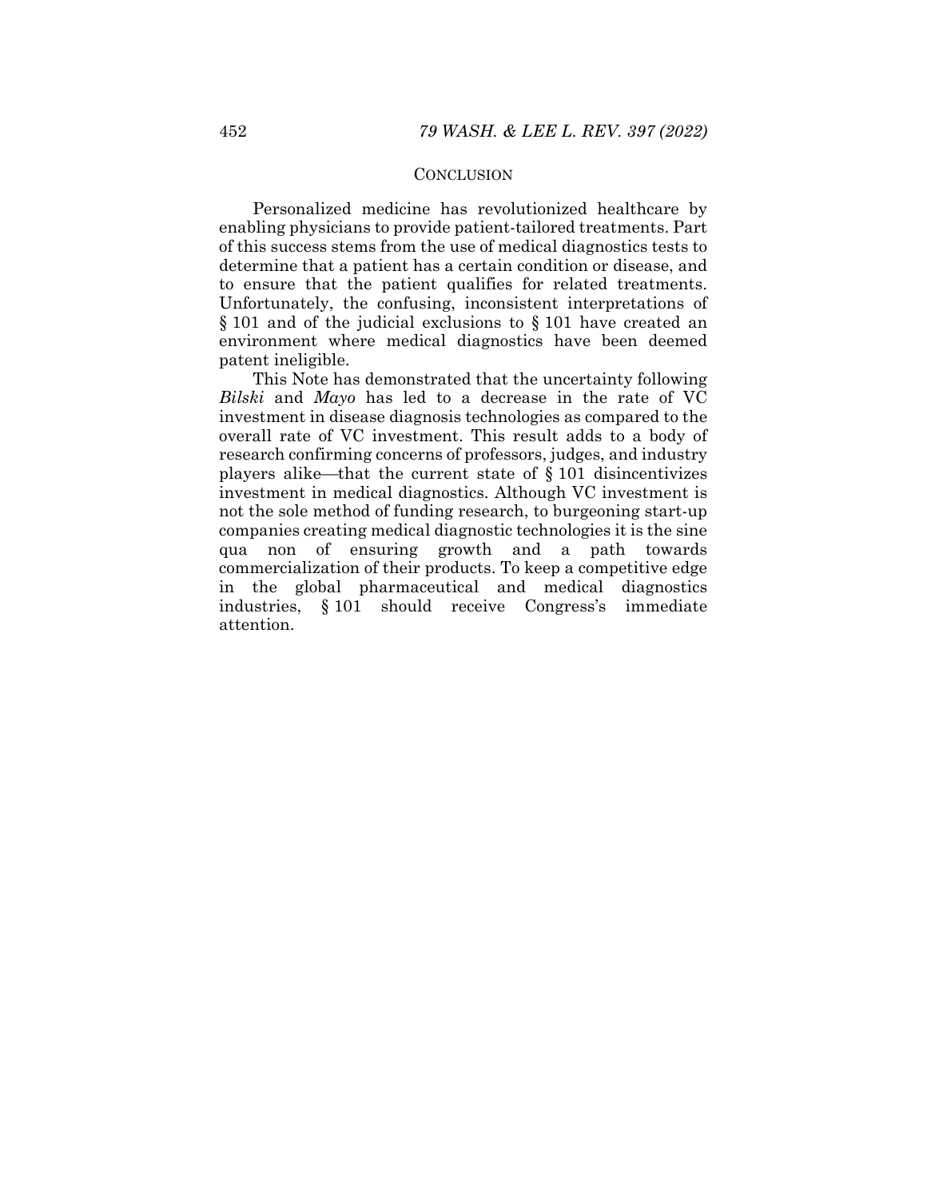## CONCLUSION

Personalized medicine has revolutionized healthcare by enabling physicians to provide patient-tailored treatments. Part of this success stems from the use of medical diagnostics tests to determine that a patient has a certain condition or disease, and to ensure that the patient qualifies for related treatments. Unfortunately, the confusing, inconsistent interpretations of § 101 and of the judicial exclusions to § 101 have created an environment where medical diagnostics have been deemed patent ineligible.

This Note has demonstrated that the uncertainty following *Bilski* and *Mayo* has led to a decrease in the rate of VC investment in disease diagnosis technologies as compared to the overall rate of VC investment. This result adds to a body of research confirming concerns of professors, judges, and industry players alike—that the current state of § 101 disincentivizes investment in medical diagnostics. Although VC investment is not the sole method of funding research, to burgeoning start-up companies creating medical diagnostic technologies it is the sine qua non of ensuring growth and a path towards commercialization of their products. To keep a competitive edge in the global pharmaceutical and medical diagnostics industries, § 101 should receive Congress's immediate attention.